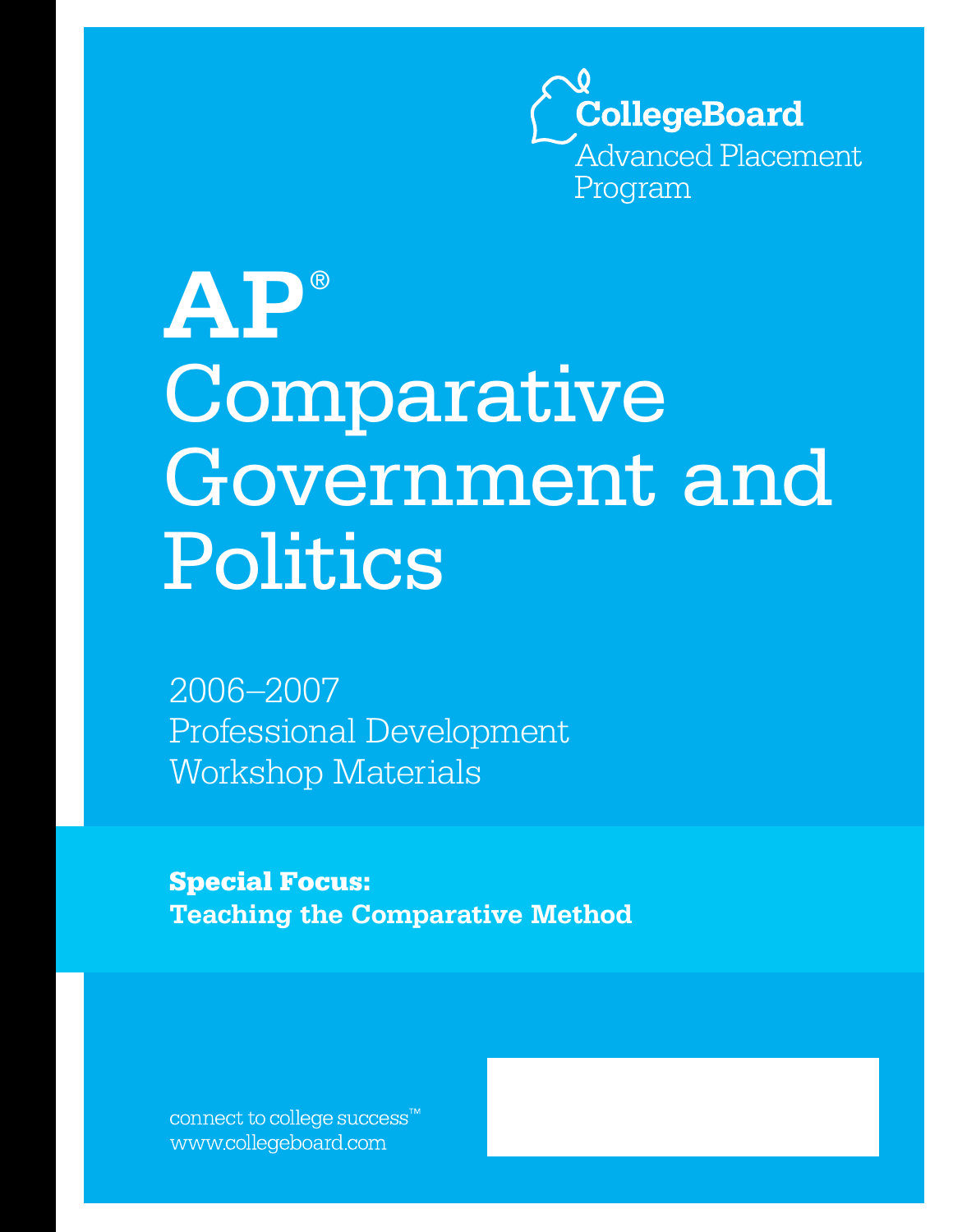CollegeBoard
Advanced Placement Program

# AP® Comparative Government and Politics

2006–2007
Professional Development
Workshop Materials

**Special Focus:**
**Teaching the Comparative Method**

connect to college success™
www.collegeboard.com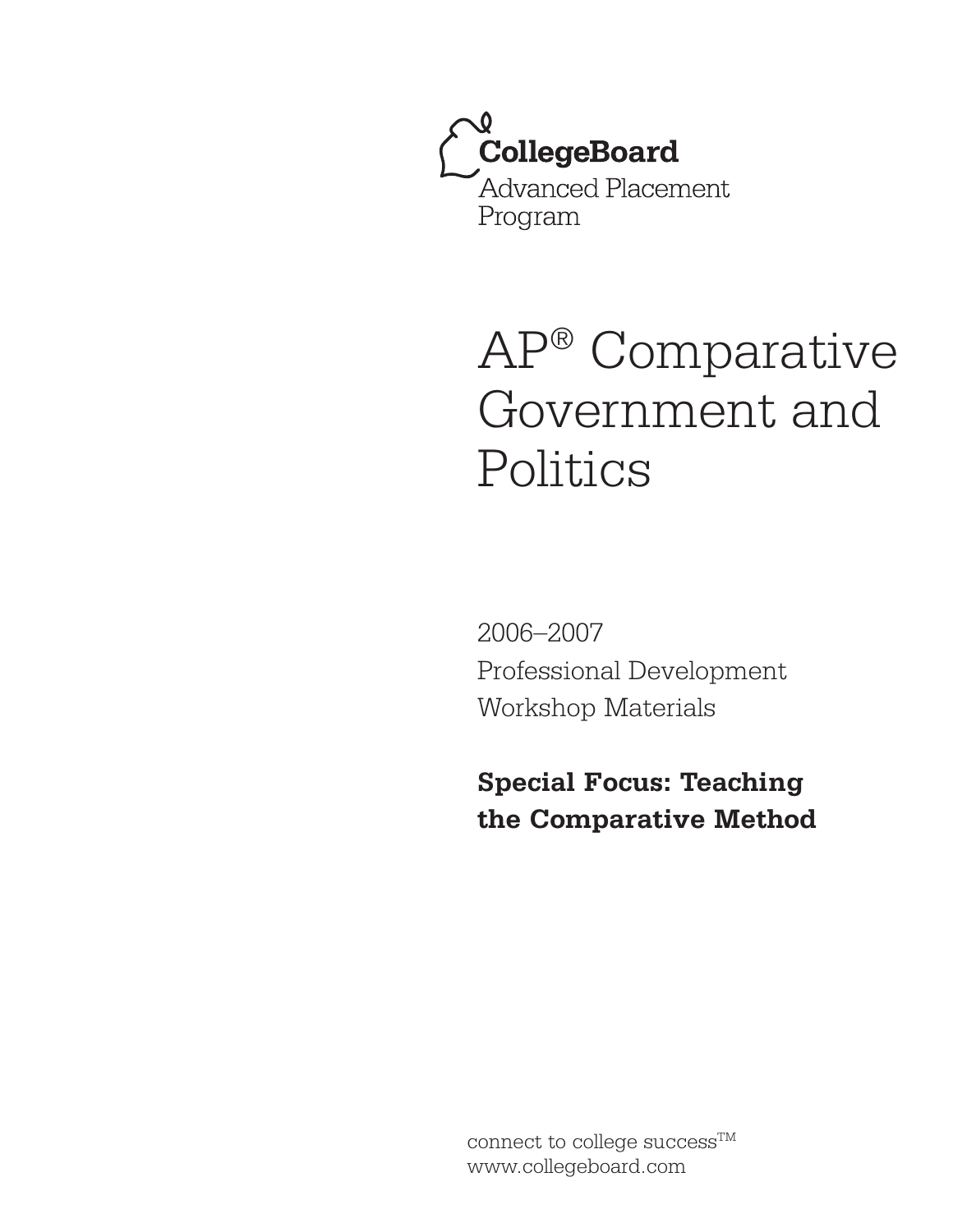CollegeBoard

Advanced Placement Program

# AP® Comparative Government and Politics

2006–2007

Professional Development

Workshop Materials

**Special Focus: Teaching the Comparative Method**

connect to college success™

www.collegeboard.com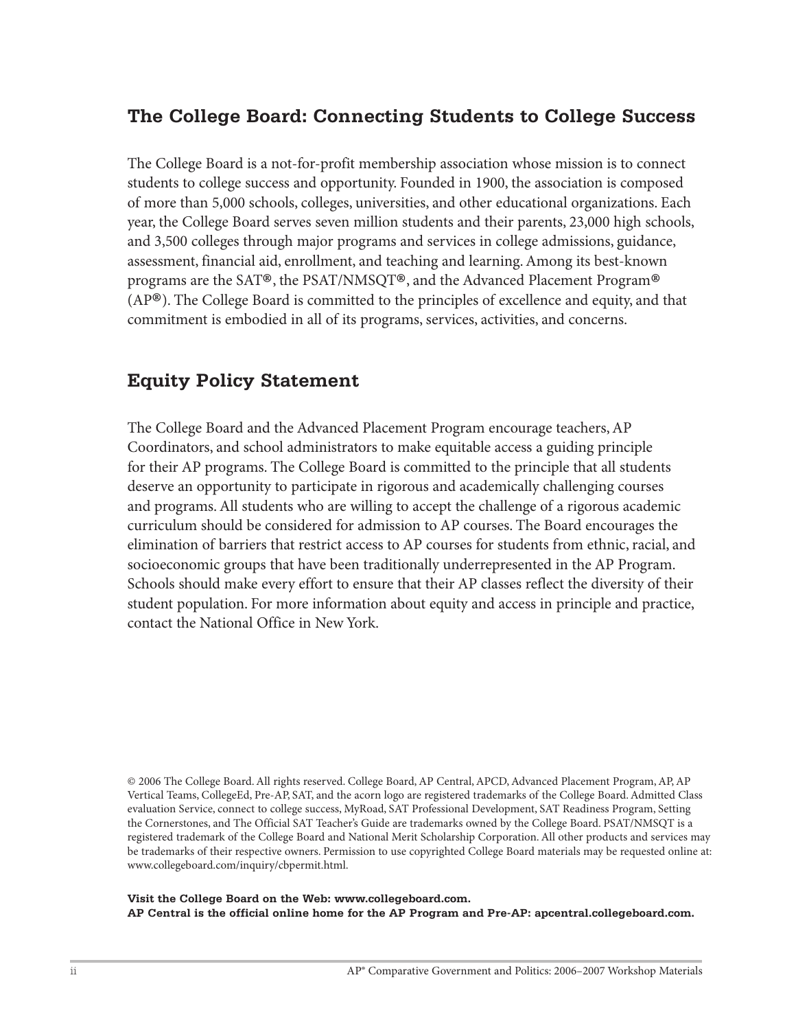## The College Board: Connecting Students to College Success

The College Board is a not-for-profit membership association whose mission is to connect students to college success and opportunity. Founded in 1900, the association is composed of more than 5,000 schools, colleges, universities, and other educational organizations. Each year, the College Board serves seven million students and their parents, 23,000 high schools, and 3,500 colleges through major programs and services in college admissions, guidance, assessment, financial aid, enrollment, and teaching and learning. Among its best-known programs are the SAT®, the PSAT/NMSQT®, and the Advanced Placement Program® (AP®). The College Board is committed to the principles of excellence and equity, and that commitment is embodied in all of its programs, services, activities, and concerns.

## Equity Policy Statement

The College Board and the Advanced Placement Program encourage teachers, AP Coordinators, and school administrators to make equitable access a guiding principle for their AP programs. The College Board is committed to the principle that all students deserve an opportunity to participate in rigorous and academically challenging courses and programs. All students who are willing to accept the challenge of a rigorous academic curriculum should be considered for admission to AP courses. The Board encourages the elimination of barriers that restrict access to AP courses for students from ethnic, racial, and socioeconomic groups that have been traditionally underrepresented in the AP Program. Schools should make every effort to ensure that their AP classes reflect the diversity of their student population. For more information about equity and access in principle and practice, contact the National Office in New York.

© 2006 The College Board. All rights reserved. College Board, AP Central, APCD, Advanced Placement Program, AP, AP Vertical Teams, CollegeEd, Pre-AP, SAT, and the acorn logo are registered trademarks of the College Board. Admitted Class evaluation Service, connect to college success, MyRoad, SAT Professional Development, SAT Readiness Program, Setting the Cornerstones, and The Official SAT Teacher's Guide are trademarks owned by the College Board. PSAT/NMSQT is a registered trademark of the College Board and National Merit Scholarship Corporation. All other products and services may be trademarks of their respective owners. Permission to use copyrighted College Board materials may be requested online at: www.collegeboard.com/inquiry/cbpermit.html.

**Visit the College Board on the Web: www.collegeboard.com.**
**AP Central is the official online home for the AP Program and Pre-AP: apcentral.collegeboard.com.**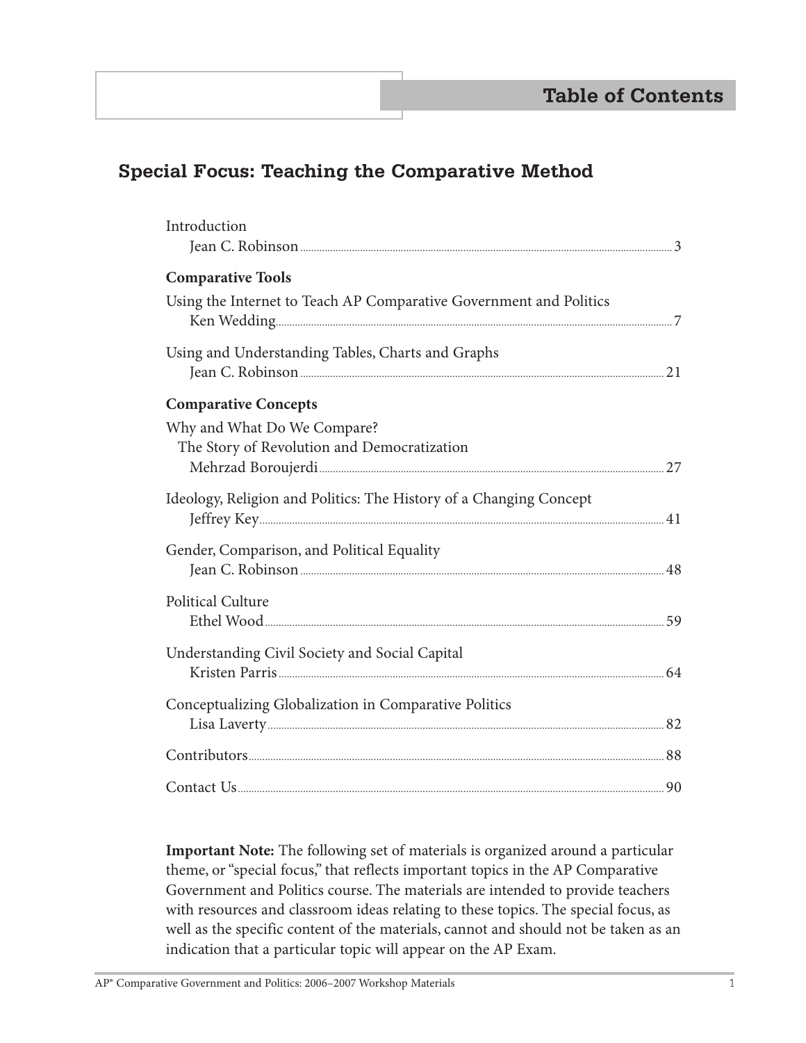# Table of Contents

## Special Focus: Teaching the Comparative Method

Introduction
Jean C. Robinson ... 3

**Comparative Tools**

Using the Internet to Teach AP Comparative Government and Politics
Ken Wedding ... 7

Using and Understanding Tables, Charts and Graphs
Jean C. Robinson ... 21

**Comparative Concepts**

Why and What Do We Compare?
The Story of Revolution and Democratization
Mehrzad Boroujerdi ... 27

Ideology, Religion and Politics: The History of a Changing Concept
Jeffrey Key ... 41

Gender, Comparison, and Political Equality
Jean C. Robinson ... 48

Political Culture
Ethel Wood ... 59

Understanding Civil Society and Social Capital
Kristen Parris ... 64

Conceptualizing Globalization in Comparative Politics
Lisa Laverty ... 82

Contributors ... 88

Contact Us ... 90

**Important Note:** The following set of materials is organized around a particular theme, or "special focus," that reflects important topics in the AP Comparative Government and Politics course. The materials are intended to provide teachers with resources and classroom ideas relating to these topics. The special focus, as well as the specific content of the materials, cannot and should not be taken as an indication that a particular topic will appear on the AP Exam.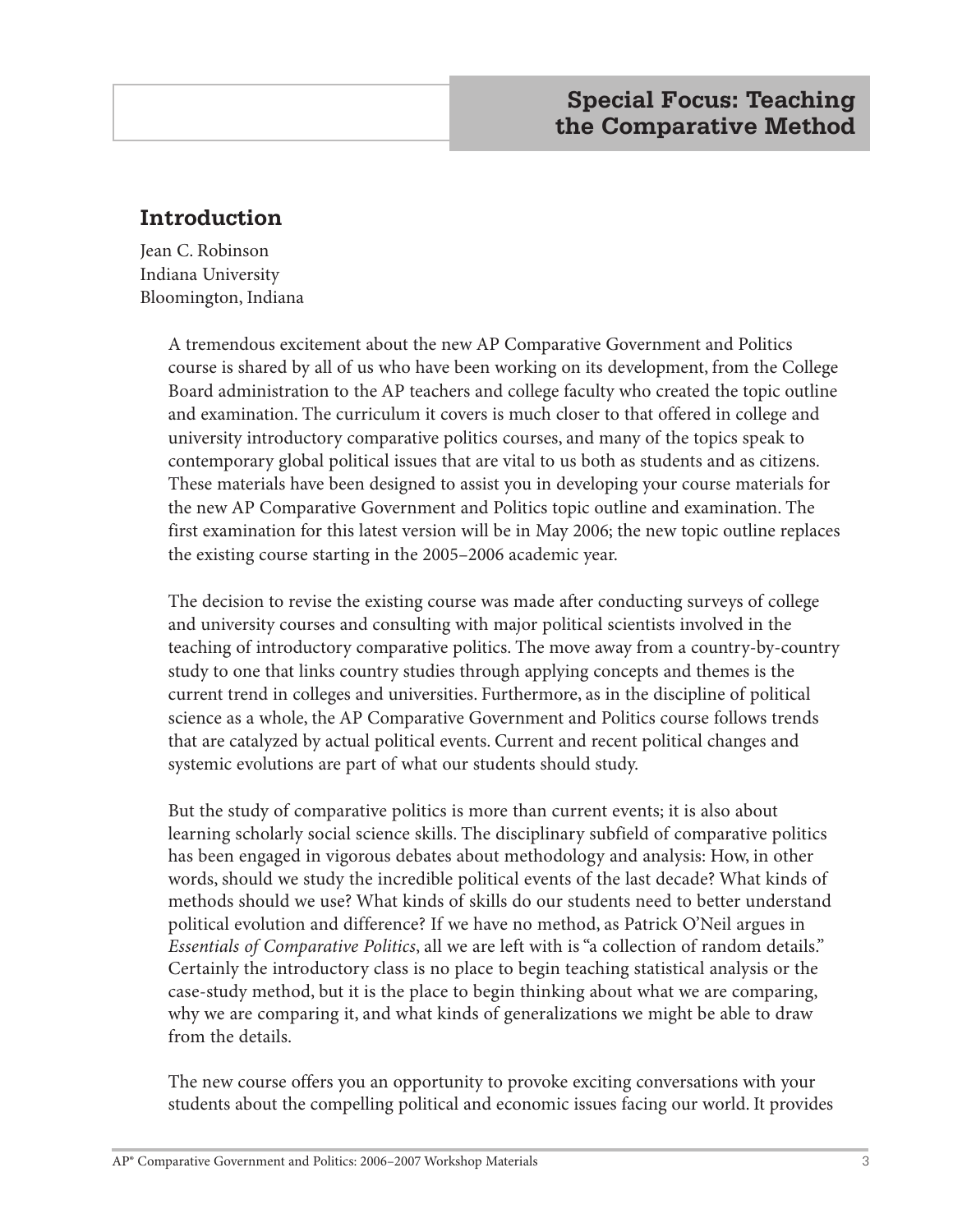# Special Focus: Teaching the Comparative Method

## Introduction

Jean C. Robinson
Indiana University
Bloomington, Indiana

A tremendous excitement about the new AP Comparative Government and Politics course is shared by all of us who have been working on its development, from the College Board administration to the AP teachers and college faculty who created the topic outline and examination. The curriculum it covers is much closer to that offered in college and university introductory comparative politics courses, and many of the topics speak to contemporary global political issues that are vital to us both as students and as citizens. These materials have been designed to assist you in developing your course materials for the new AP Comparative Government and Politics topic outline and examination. The first examination for this latest version will be in May 2006; the new topic outline replaces the existing course starting in the 2005–2006 academic year.

The decision to revise the existing course was made after conducting surveys of college and university courses and consulting with major political scientists involved in the teaching of introductory comparative politics. The move away from a country-by-country study to one that links country studies through applying concepts and themes is the current trend in colleges and universities. Furthermore, as in the discipline of political science as a whole, the AP Comparative Government and Politics course follows trends that are catalyzed by actual political events. Current and recent political changes and systemic evolutions are part of what our students should study.

But the study of comparative politics is more than current events; it is also about learning scholarly social science skills. The disciplinary subfield of comparative politics has been engaged in vigorous debates about methodology and analysis: How, in other words, should we study the incredible political events of the last decade? What kinds of methods should we use? What kinds of skills do our students need to better understand political evolution and difference? If we have no method, as Patrick O'Neil argues in *Essentials of Comparative Politics*, all we are left with is "a collection of random details." Certainly the introductory class is no place to begin teaching statistical analysis or the case-study method, but it is the place to begin thinking about what we are comparing, why we are comparing it, and what kinds of generalizations we might be able to draw from the details.

The new course offers you an opportunity to provoke exciting conversations with your students about the compelling political and economic issues facing our world. It provides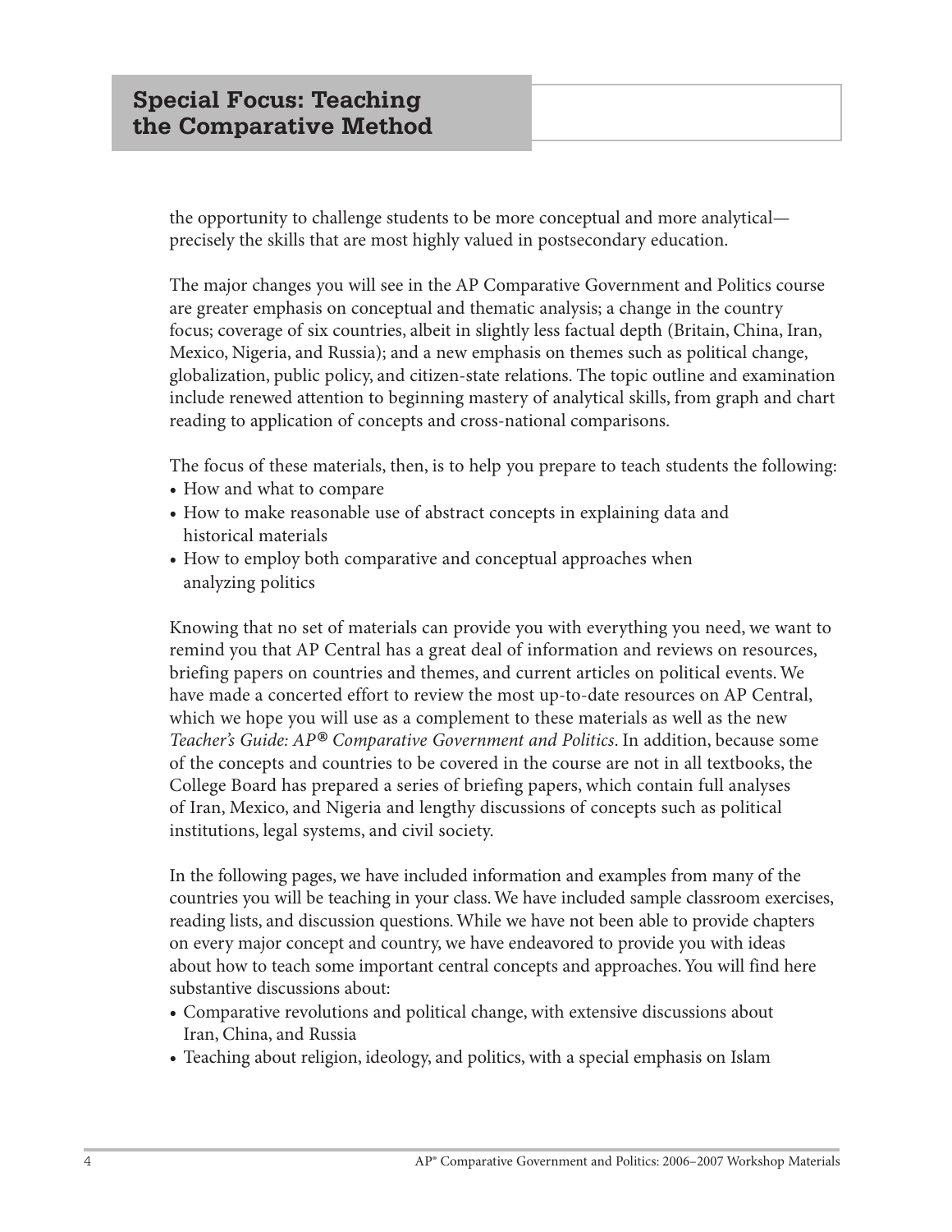the opportunity to challenge students to be more conceptual and more analytical—precisely the skills that are most highly valued in postsecondary education.

The major changes you will see in the AP Comparative Government and Politics course are greater emphasis on conceptual and thematic analysis; a change in the country focus; coverage of six countries, albeit in slightly less factual depth (Britain, China, Iran, Mexico, Nigeria, and Russia); and a new emphasis on themes such as political change, globalization, public policy, and citizen-state relations. The topic outline and examination include renewed attention to beginning mastery of analytical skills, from graph and chart reading to application of concepts and cross-national comparisons.

The focus of these materials, then, is to help you prepare to teach students the following:

- How and what to compare
- How to make reasonable use of abstract concepts in explaining data and historical materials
- How to employ both comparative and conceptual approaches when analyzing politics

Knowing that no set of materials can provide you with everything you need, we want to remind you that AP Central has a great deal of information and reviews on resources, briefing papers on countries and themes, and current articles on political events. We have made a concerted effort to review the most up-to-date resources on AP Central, which we hope you will use as a complement to these materials as well as the new *Teacher's Guide: AP® Comparative Government and Politics*. In addition, because some of the concepts and countries to be covered in the course are not in all textbooks, the College Board has prepared a series of briefing papers, which contain full analyses of Iran, Mexico, and Nigeria and lengthy discussions of concepts such as political institutions, legal systems, and civil society.

In the following pages, we have included information and examples from many of the countries you will be teaching in your class. We have included sample classroom exercises, reading lists, and discussion questions. While we have not been able to provide chapters on every major concept and country, we have endeavored to provide you with ideas about how to teach some important central concepts and approaches. You will find here substantive discussions about:

- Comparative revolutions and political change, with extensive discussions about Iran, China, and Russia
- Teaching about religion, ideology, and politics, with a special emphasis on Islam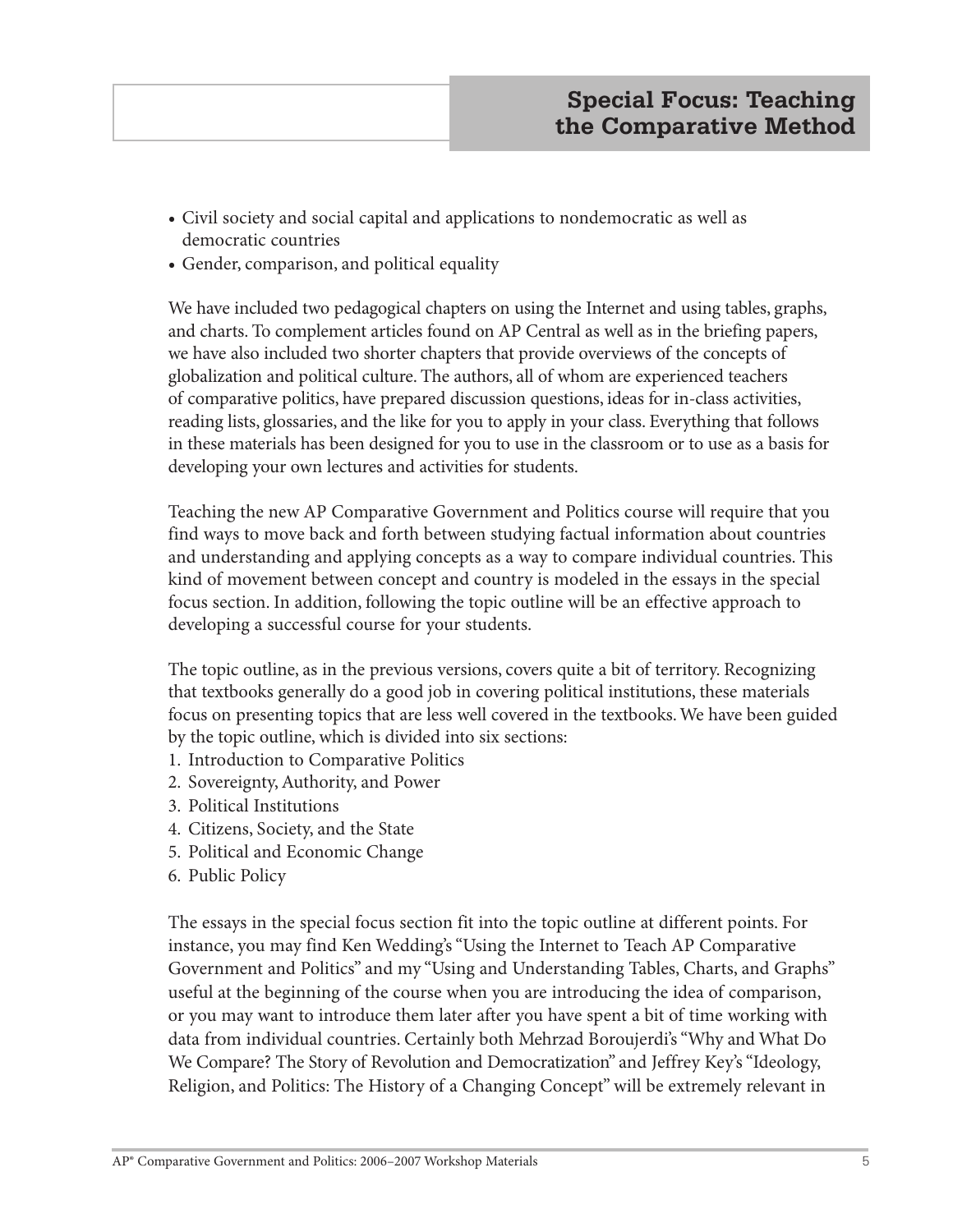- Civil society and social capital and applications to nondemocratic as well as democratic countries
- Gender, comparison, and political equality

We have included two pedagogical chapters on using the Internet and using tables, graphs, and charts. To complement articles found on AP Central as well as in the briefing papers, we have also included two shorter chapters that provide overviews of the concepts of globalization and political culture. The authors, all of whom are experienced teachers of comparative politics, have prepared discussion questions, ideas for in-class activities, reading lists, glossaries, and the like for you to apply in your class. Everything that follows in these materials has been designed for you to use in the classroom or to use as a basis for developing your own lectures and activities for students.

Teaching the new AP Comparative Government and Politics course will require that you find ways to move back and forth between studying factual information about countries and understanding and applying concepts as a way to compare individual countries. This kind of movement between concept and country is modeled in the essays in the special focus section. In addition, following the topic outline will be an effective approach to developing a successful course for your students.

The topic outline, as in the previous versions, covers quite a bit of territory. Recognizing that textbooks generally do a good job in covering political institutions, these materials focus on presenting topics that are less well covered in the textbooks. We have been guided by the topic outline, which is divided into six sections:

1. Introduction to Comparative Politics
2. Sovereignty, Authority, and Power
3. Political Institutions
4. Citizens, Society, and the State
5. Political and Economic Change
6. Public Policy

The essays in the special focus section fit into the topic outline at different points. For instance, you may find Ken Wedding's "Using the Internet to Teach AP Comparative Government and Politics" and my "Using and Understanding Tables, Charts, and Graphs" useful at the beginning of the course when you are introducing the idea of comparison, or you may want to introduce them later after you have spent a bit of time working with data from individual countries. Certainly both Mehrzad Boroujerdi's "Why and What Do We Compare? The Story of Revolution and Democratization" and Jeffrey Key's "Ideology, Religion, and Politics: The History of a Changing Concept" will be extremely relevant in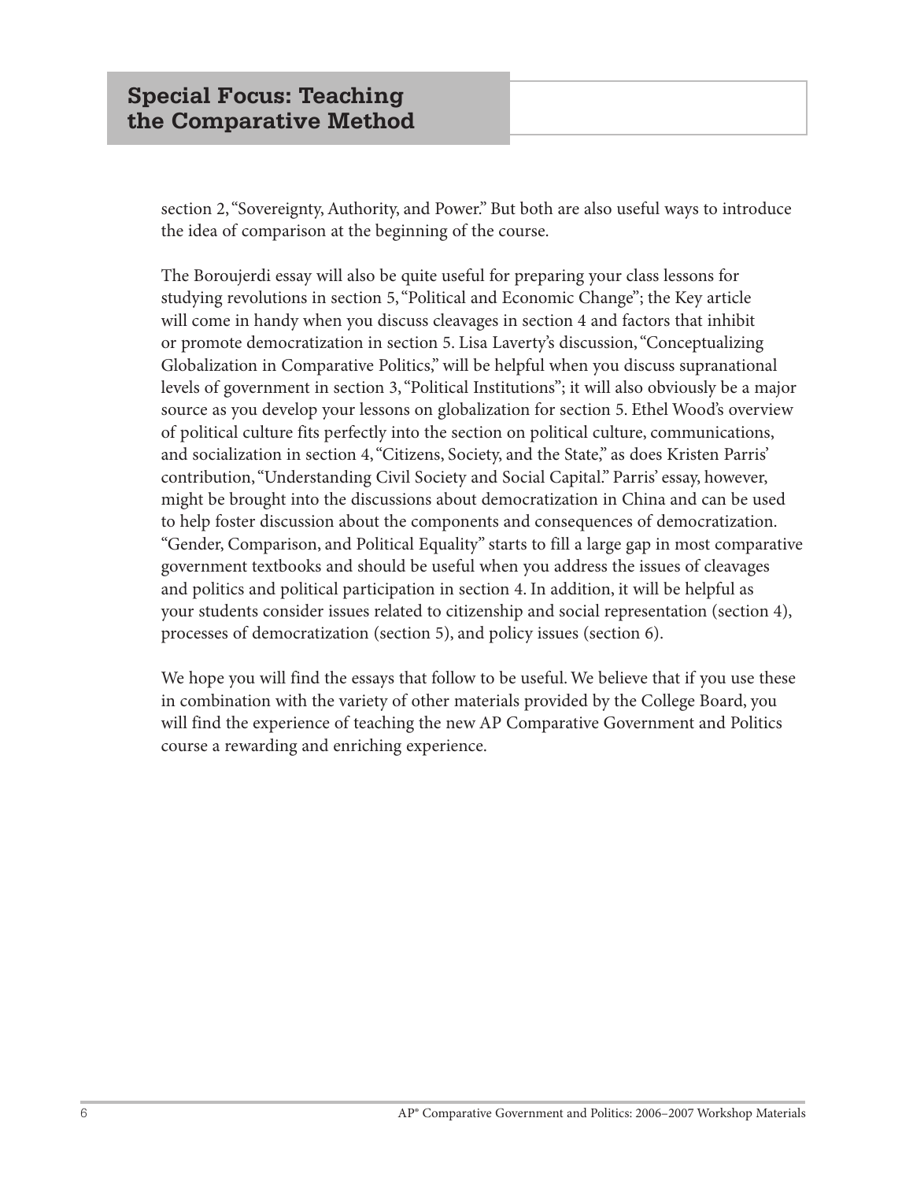section 2, "Sovereignty, Authority, and Power." But both are also useful ways to introduce the idea of comparison at the beginning of the course.

The Boroujerdi essay will also be quite useful for preparing your class lessons for studying revolutions in section 5, "Political and Economic Change"; the Key article will come in handy when you discuss cleavages in section 4 and factors that inhibit or promote democratization in section 5. Lisa Laverty's discussion, "Conceptualizing Globalization in Comparative Politics," will be helpful when you discuss supranational levels of government in section 3, "Political Institutions"; it will also obviously be a major source as you develop your lessons on globalization for section 5. Ethel Wood's overview of political culture fits perfectly into the section on political culture, communications, and socialization in section 4, "Citizens, Society, and the State," as does Kristen Parris' contribution, "Understanding Civil Society and Social Capital." Parris' essay, however, might be brought into the discussions about democratization in China and can be used to help foster discussion about the components and consequences of democratization. "Gender, Comparison, and Political Equality" starts to fill a large gap in most comparative government textbooks and should be useful when you address the issues of cleavages and politics and political participation in section 4. In addition, it will be helpful as your students consider issues related to citizenship and social representation (section 4), processes of democratization (section 5), and policy issues (section 6).

We hope you will find the essays that follow to be useful. We believe that if you use these in combination with the variety of other materials provided by the College Board, you will find the experience of teaching the new AP Comparative Government and Politics course a rewarding and enriching experience.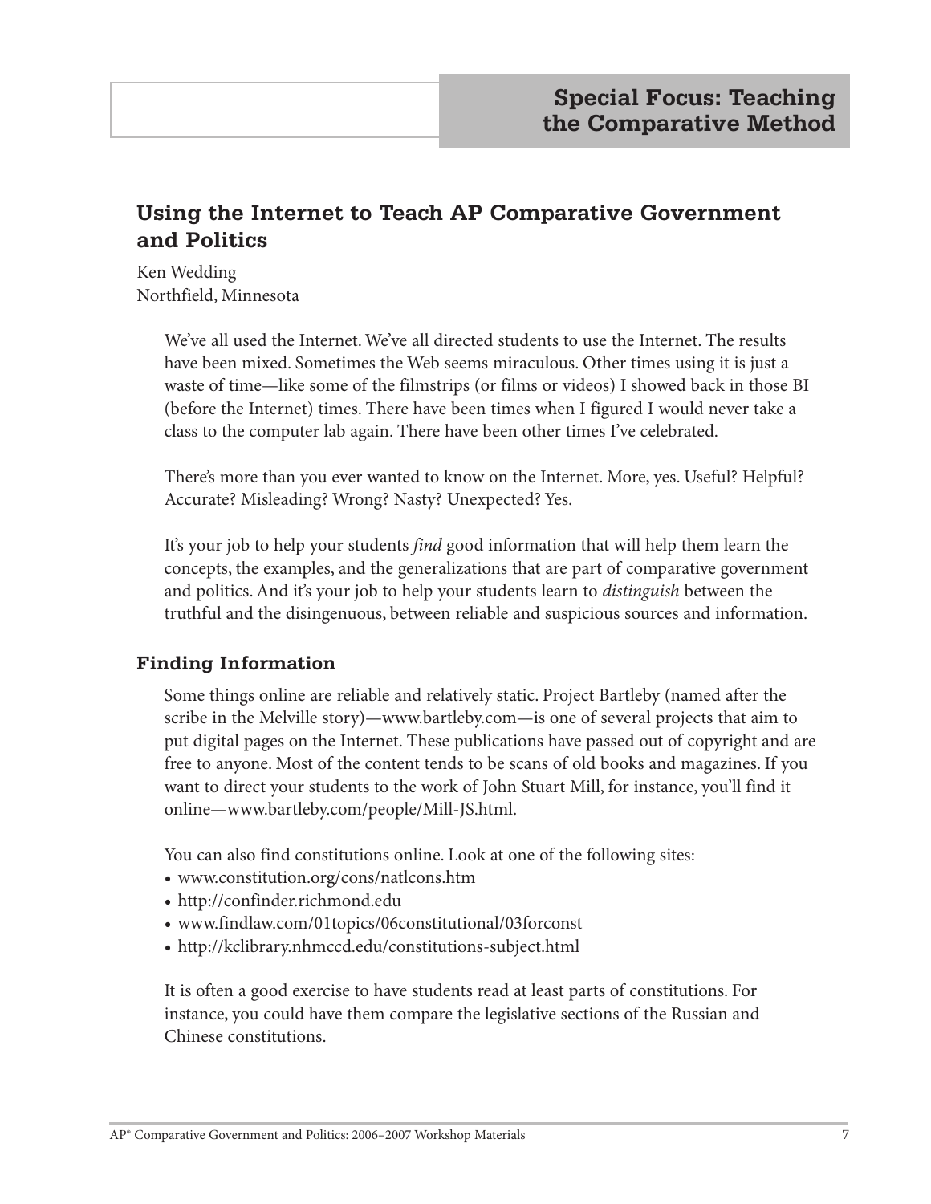# Special Focus: Teaching the Comparative Method

## Using the Internet to Teach AP Comparative Government and Politics

Ken Wedding
Northfield, Minnesota

We've all used the Internet. We've all directed students to use the Internet. The results have been mixed. Sometimes the Web seems miraculous. Other times using it is just a waste of time—like some of the filmstrips (or films or videos) I showed back in those BI (before the Internet) times. There have been times when I figured I would never take a class to the computer lab again. There have been other times I've celebrated.

There's more than you ever wanted to know on the Internet. More, yes. Useful? Helpful? Accurate? Misleading? Wrong? Nasty? Unexpected? Yes.

It's your job to help your students *find* good information that will help them learn the concepts, the examples, and the generalizations that are part of comparative government and politics. And it's your job to help your students learn to *distinguish* between the truthful and the disingenuous, between reliable and suspicious sources and information.

### Finding Information

Some things online are reliable and relatively static. Project Bartleby (named after the scribe in the Melville story)—www.bartleby.com—is one of several projects that aim to put digital pages on the Internet. These publications have passed out of copyright and are free to anyone. Most of the content tends to be scans of old books and magazines. If you want to direct your students to the work of John Stuart Mill, for instance, you'll find it online—www.bartleby.com/people/Mill-JS.html.

You can also find constitutions online. Look at one of the following sites:

- www.constitution.org/cons/natlcons.htm
- http://confinder.richmond.edu
- www.findlaw.com/01topics/06constitutional/03forconst
- http://kclibrary.nhmccd.edu/constitutions-subject.html

It is often a good exercise to have students read at least parts of constitutions. For instance, you could have them compare the legislative sections of the Russian and Chinese constitutions.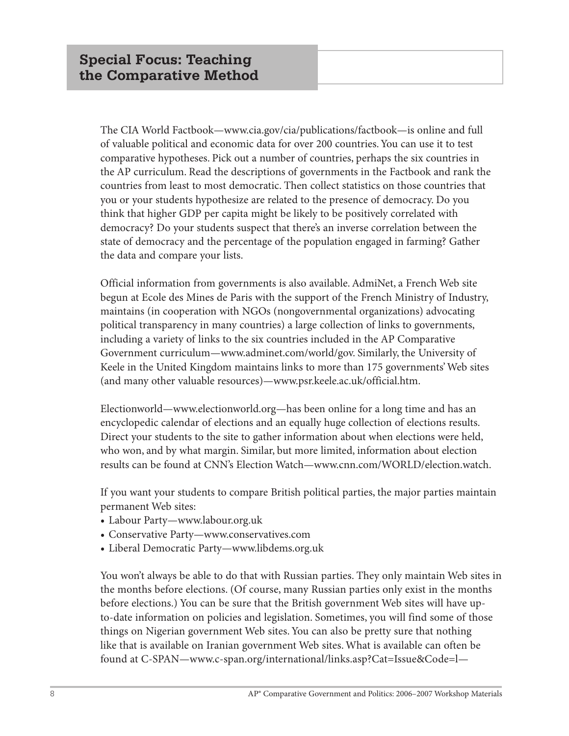## Special Focus: Teaching the Comparative Method

The CIA World Factbook—www.cia.gov/cia/publications/factbook—is online and full of valuable political and economic data for over 200 countries. You can use it to test comparative hypotheses. Pick out a number of countries, perhaps the six countries in the AP curriculum. Read the descriptions of governments in the Factbook and rank the countries from least to most democratic. Then collect statistics on those countries that you or your students hypothesize are related to the presence of democracy. Do you think that higher GDP per capita might be likely to be positively correlated with democracy? Do your students suspect that there's an inverse correlation between the state of democracy and the percentage of the population engaged in farming? Gather the data and compare your lists.

Official information from governments is also available. AdmiNet, a French Web site begun at Ecole des Mines de Paris with the support of the French Ministry of Industry, maintains (in cooperation with NGOs (nongovernmental organizations) advocating political transparency in many countries) a large collection of links to governments, including a variety of links to the six countries included in the AP Comparative Government curriculum—www.adminet.com/world/gov. Similarly, the University of Keele in the United Kingdom maintains links to more than 175 governments' Web sites (and many other valuable resources)—www.psr.keele.ac.uk/official.htm.

Electionworld—www.electionworld.org—has been online for a long time and has an encyclopedic calendar of elections and an equally huge collection of elections results. Direct your students to the site to gather information about when elections were held, who won, and by what margin. Similar, but more limited, information about election results can be found at CNN's Election Watch—www.cnn.com/WORLD/election.watch.

If you want your students to compare British political parties, the major parties maintain permanent Web sites:

- Labour Party—www.labour.org.uk
- Conservative Party—www.conservatives.com
- Liberal Democratic Party—www.libdems.org.uk

You won't always be able to do that with Russian parties. They only maintain Web sites in the months before elections. (Of course, many Russian parties only exist in the months before elections.) You can be sure that the British government Web sites will have up-to-date information on policies and legislation. Sometimes, you will find some of those things on Nigerian government Web sites. You can also be pretty sure that nothing like that is available on Iranian government Web sites. What is available can often be found at C-SPAN—www.c-span.org/international/links.asp?Cat=Issue&Code=l—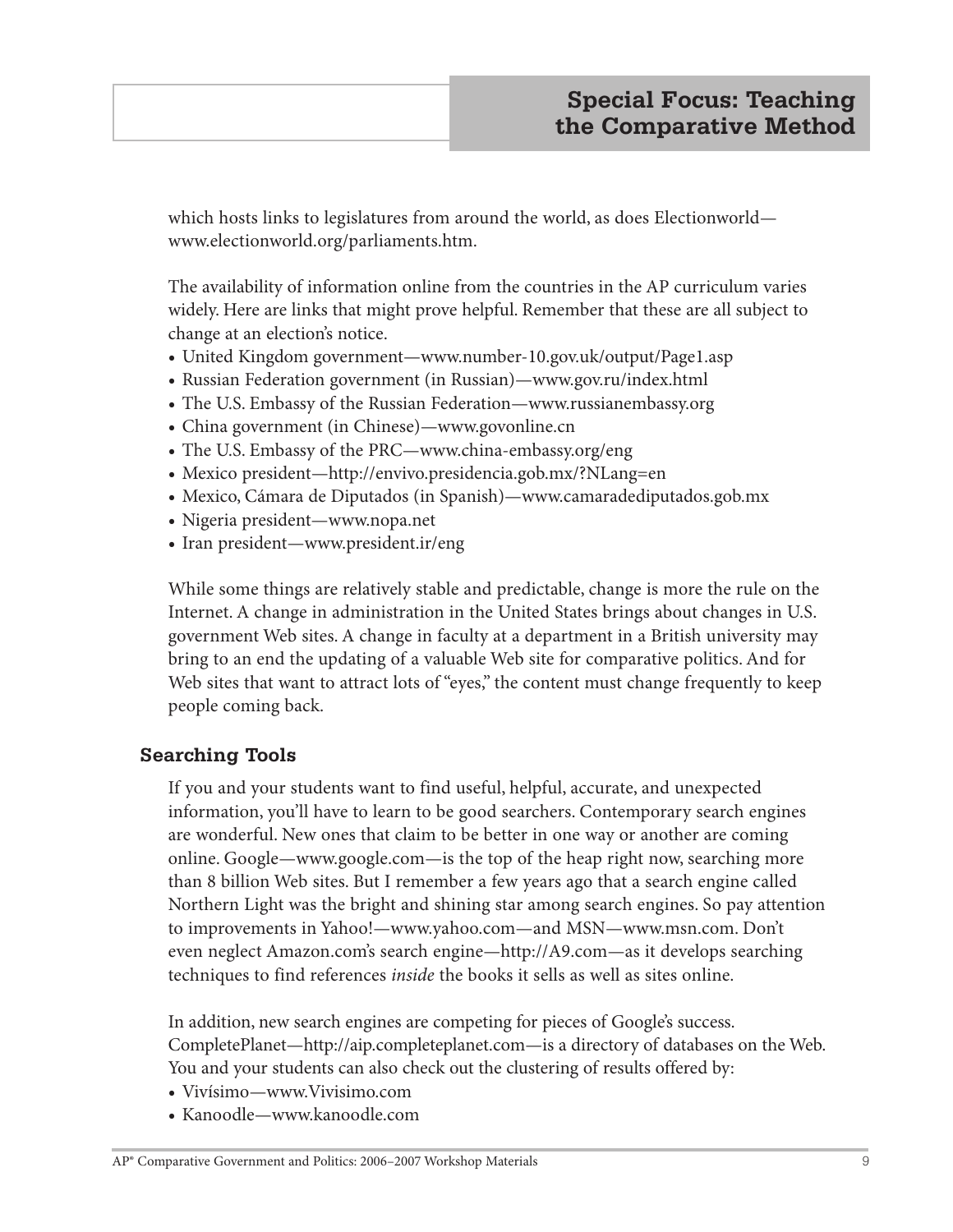which hosts links to legislatures from around the world, as does Electionworld—www.electionworld.org/parliaments.htm.

The availability of information online from the countries in the AP curriculum varies widely. Here are links that might prove helpful. Remember that these are all subject to change at an election's notice.

- United Kingdom government—www.number-10.gov.uk/output/Page1.asp
- Russian Federation government (in Russian)—www.gov.ru/index.html
- The U.S. Embassy of the Russian Federation—www.russianembassy.org
- China government (in Chinese)—www.govonline.cn
- The U.S. Embassy of the PRC—www.china-embassy.org/eng
- Mexico president—http://envivo.presidencia.gob.mx/?NLang=en
- Mexico, Cámara de Diputados (in Spanish)—www.camaradediputados.gob.mx
- Nigeria president—www.nopa.net
- Iran president—www.president.ir/eng

While some things are relatively stable and predictable, change is more the rule on the Internet. A change in administration in the United States brings about changes in U.S. government Web sites. A change in faculty at a department in a British university may bring to an end the updating of a valuable Web site for comparative politics. And for Web sites that want to attract lots of "eyes," the content must change frequently to keep people coming back.

### Searching Tools

If you and your students want to find useful, helpful, accurate, and unexpected information, you'll have to learn to be good searchers. Contemporary search engines are wonderful. New ones that claim to be better in one way or another are coming online. Google—www.google.com—is the top of the heap right now, searching more than 8 billion Web sites. But I remember a few years ago that a search engine called Northern Light was the bright and shining star among search engines. So pay attention to improvements in Yahoo!—www.yahoo.com—and MSN—www.msn.com. Don't even neglect Amazon.com's search engine—http://A9.com—as it develops searching techniques to find references *inside* the books it sells as well as sites online.

In addition, new search engines are competing for pieces of Google's success. CompletePlanet—http://aip.completeplanet.com—is a directory of databases on the Web. You and your students can also check out the clustering of results offered by:

- Vivísimo—www.Vivisimo.com
- Kanoodle—www.kanoodle.com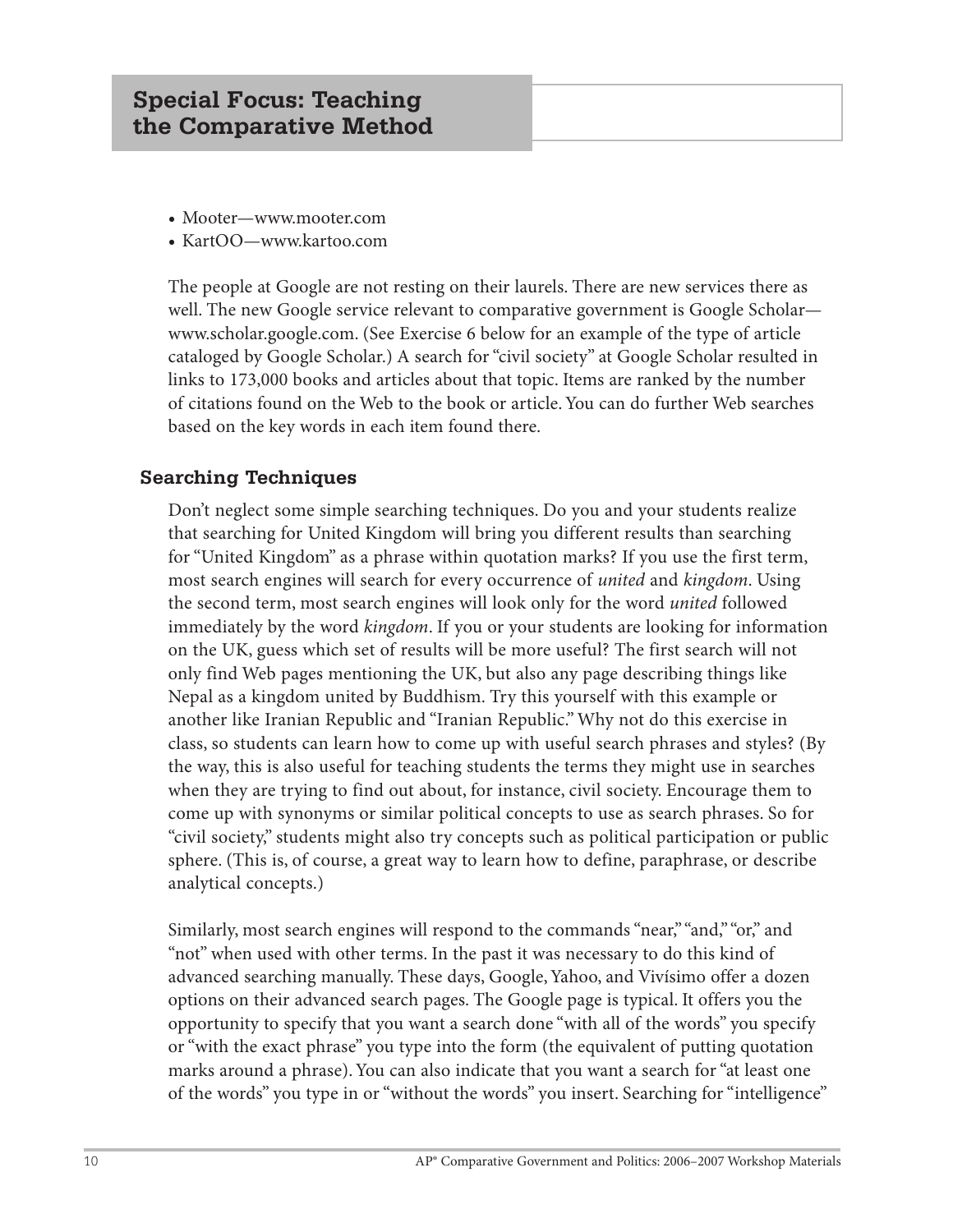- Mooter—www.mooter.com
- KartOO—www.kartoo.com

The people at Google are not resting on their laurels. There are new services there as well. The new Google service relevant to comparative government is Google Scholar—www.scholar.google.com. (See Exercise 6 below for an example of the type of article cataloged by Google Scholar.) A search for "civil society" at Google Scholar resulted in links to 173,000 books and articles about that topic. Items are ranked by the number of citations found on the Web to the book or article. You can do further Web searches based on the key words in each item found there.

### Searching Techniques

Don't neglect some simple searching techniques. Do you and your students realize that searching for United Kingdom will bring you different results than searching for "United Kingdom" as a phrase within quotation marks? If you use the first term, most search engines will search for every occurrence of *united* and *kingdom*. Using the second term, most search engines will look only for the word *united* followed immediately by the word *kingdom*. If you or your students are looking for information on the UK, guess which set of results will be more useful? The first search will not only find Web pages mentioning the UK, but also any page describing things like Nepal as a kingdom united by Buddhism. Try this yourself with this example or another like Iranian Republic and "Iranian Republic." Why not do this exercise in class, so students can learn how to come up with useful search phrases and styles? (By the way, this is also useful for teaching students the terms they might use in searches when they are trying to find out about, for instance, civil society. Encourage them to come up with synonyms or similar political concepts to use as search phrases. So for "civil society," students might also try concepts such as political participation or public sphere. (This is, of course, a great way to learn how to define, paraphrase, or describe analytical concepts.)

Similarly, most search engines will respond to the commands "near," "and," "or," and "not" when used with other terms. In the past it was necessary to do this kind of advanced searching manually. These days, Google, Yahoo, and Vivísimo offer a dozen options on their advanced search pages. The Google page is typical. It offers you the opportunity to specify that you want a search done "with all of the words" you specify or "with the exact phrase" you type into the form (the equivalent of putting quotation marks around a phrase). You can also indicate that you want a search for "at least one of the words" you type in or "without the words" you insert. Searching for "intelligence"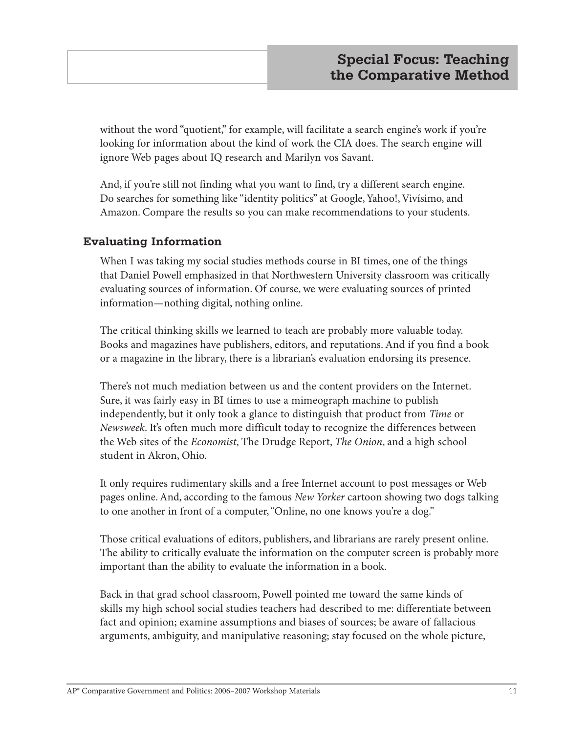without the word "quotient," for example, will facilitate a search engine's work if you're looking for information about the kind of work the CIA does. The search engine will ignore Web pages about IQ research and Marilyn vos Savant.

And, if you're still not finding what you want to find, try a different search engine. Do searches for something like "identity politics" at Google, Yahoo!, Vivísimo, and Amazon. Compare the results so you can make recommendations to your students.

### Evaluating Information

When I was taking my social studies methods course in BI times, one of the things that Daniel Powell emphasized in that Northwestern University classroom was critically evaluating sources of information. Of course, we were evaluating sources of printed information—nothing digital, nothing online.

The critical thinking skills we learned to teach are probably more valuable today. Books and magazines have publishers, editors, and reputations. And if you find a book or a magazine in the library, there is a librarian's evaluation endorsing its presence.

There's not much mediation between us and the content providers on the Internet. Sure, it was fairly easy in BI times to use a mimeograph machine to publish independently, but it only took a glance to distinguish that product from *Time* or *Newsweek*. It's often much more difficult today to recognize the differences between the Web sites of the *Economist*, The Drudge Report, *The Onion*, and a high school student in Akron, Ohio.

It only requires rudimentary skills and a free Internet account to post messages or Web pages online. And, according to the famous *New Yorker* cartoon showing two dogs talking to one another in front of a computer, "Online, no one knows you're a dog."

Those critical evaluations of editors, publishers, and librarians are rarely present online. The ability to critically evaluate the information on the computer screen is probably more important than the ability to evaluate the information in a book.

Back in that grad school classroom, Powell pointed me toward the same kinds of skills my high school social studies teachers had described to me: differentiate between fact and opinion; examine assumptions and biases of sources; be aware of fallacious arguments, ambiguity, and manipulative reasoning; stay focused on the whole picture,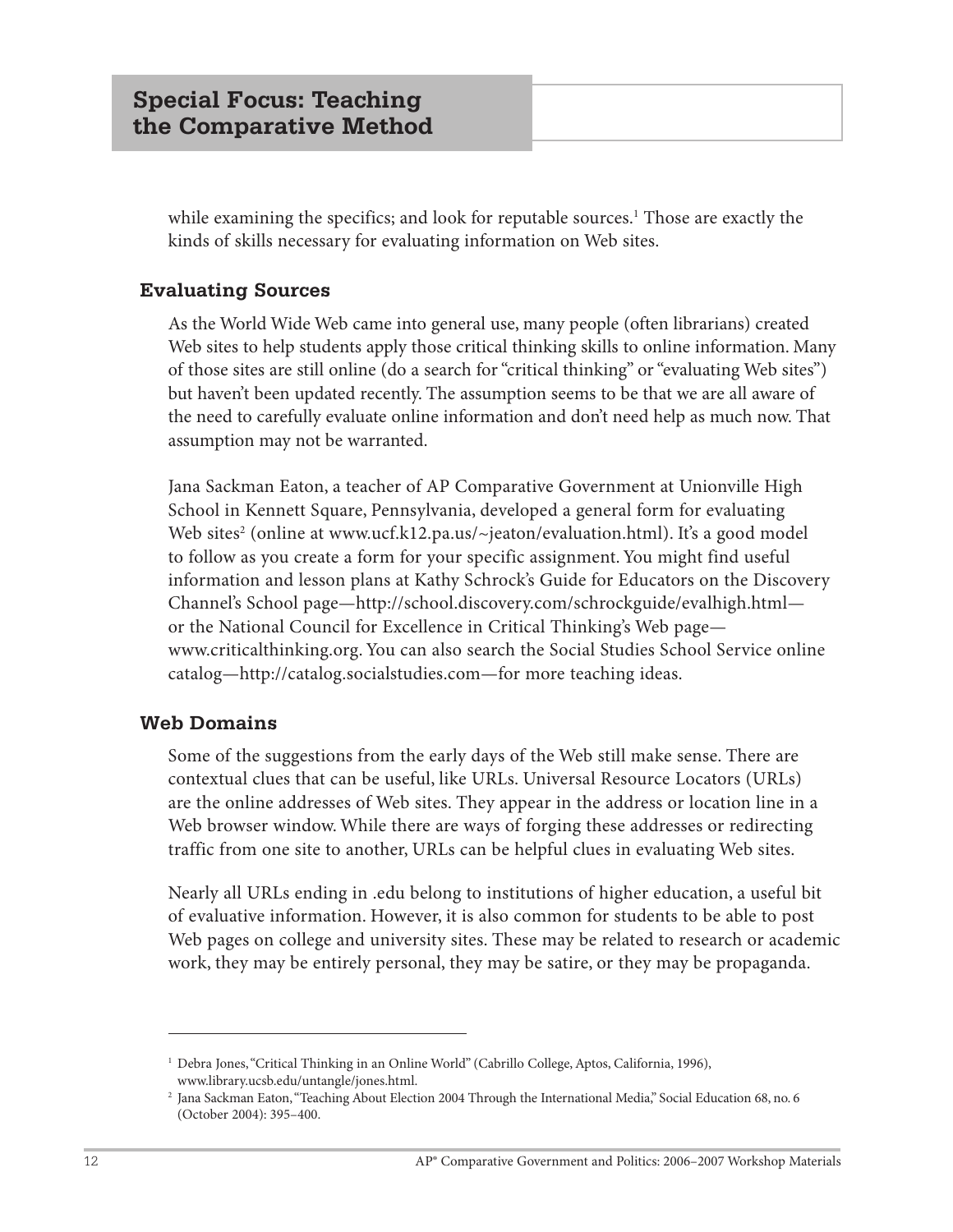while examining the specifics; and look for reputable sources.[1] Those are exactly the kinds of skills necessary for evaluating information on Web sites.

## Evaluating Sources

As the World Wide Web came into general use, many people (often librarians) created Web sites to help students apply those critical thinking skills to online information. Many of those sites are still online (do a search for "critical thinking" or "evaluating Web sites") but haven't been updated recently. The assumption seems to be that we are all aware of the need to carefully evaluate online information and don't need help as much now. That assumption may not be warranted.

Jana Sackman Eaton, a teacher of AP Comparative Government at Unionville High School in Kennett Square, Pennsylvania, developed a general form for evaluating Web sites[2] (online at www.ucf.k12.pa.us/~jeaton/evaluation.html). It's a good model to follow as you create a form for your specific assignment. You might find useful information and lesson plans at Kathy Schrock's Guide for Educators on the Discovery Channel's School page—http://school.discovery.com/schrockguide/evalhigh.html—or the National Council for Excellence in Critical Thinking's Web page—www.criticalthinking.org. You can also search the Social Studies School Service online catalog—http://catalog.socialstudies.com—for more teaching ideas.

## Web Domains

Some of the suggestions from the early days of the Web still make sense. There are contextual clues that can be useful, like URLs. Universal Resource Locators (URLs) are the online addresses of Web sites. They appear in the address or location line in a Web browser window. While there are ways of forging these addresses or redirecting traffic from one site to another, URLs can be helpful clues in evaluating Web sites.

Nearly all URLs ending in .edu belong to institutions of higher education, a useful bit of evaluative information. However, it is also common for students to be able to post Web pages on college and university sites. These may be related to research or academic work, they may be entirely personal, they may be satire, or they may be propaganda.

---

[1] Debra Jones, "Critical Thinking in an Online World" (Cabrillo College, Aptos, California, 1996), www.library.ucsb.edu/untangle/jones.html.

[2] Jana Sackman Eaton, "Teaching About Election 2004 Through the International Media," Social Education 68, no. 6 (October 2004): 395–400.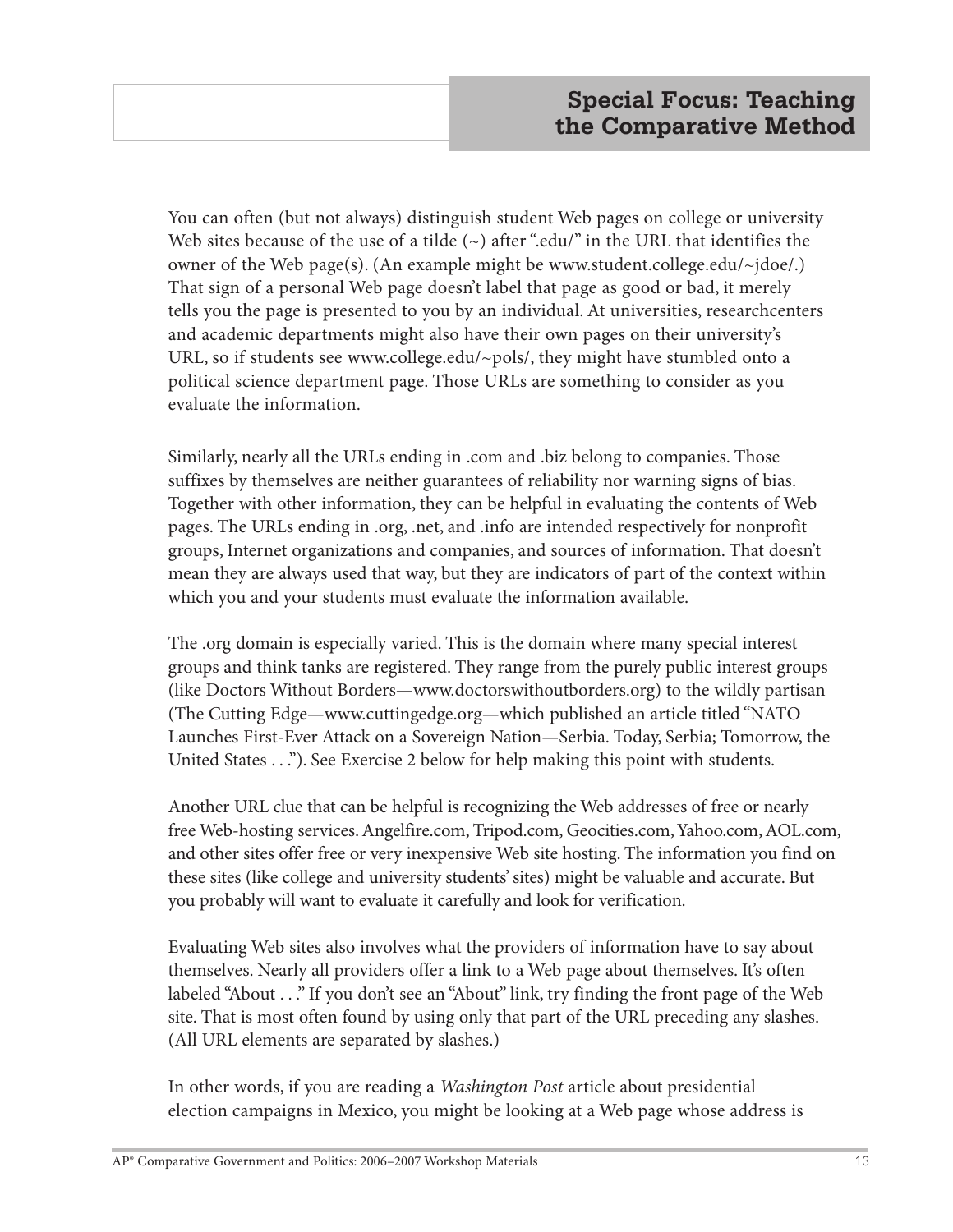You can often (but not always) distinguish student Web pages on college or university Web sites because of the use of a tilde (~) after ".edu/" in the URL that identifies the owner of the Web page(s). (An example might be www.student.college.edu/~jdoe/.) That sign of a personal Web page doesn't label that page as good or bad, it merely tells you the page is presented to you by an individual. At universities, researchcenters and academic departments might also have their own pages on their university's URL, so if students see www.college.edu/~pols/, they might have stumbled onto a political science department page. Those URLs are something to consider as you evaluate the information.

Similarly, nearly all the URLs ending in .com and .biz belong to companies. Those suffixes by themselves are neither guarantees of reliability nor warning signs of bias. Together with other information, they can be helpful in evaluating the contents of Web pages. The URLs ending in .org, .net, and .info are intended respectively for nonprofit groups, Internet organizations and companies, and sources of information. That doesn't mean they are always used that way, but they are indicators of part of the context within which you and your students must evaluate the information available.

The .org domain is especially varied. This is the domain where many special interest groups and think tanks are registered. They range from the purely public interest groups (like Doctors Without Borders—www.doctorswithoutborders.org) to the wildly partisan (The Cutting Edge—www.cuttingedge.org—which published an article titled "NATO Launches First-Ever Attack on a Sovereign Nation—Serbia. Today, Serbia; Tomorrow, the United States . . ."). See Exercise 2 below for help making this point with students.

Another URL clue that can be helpful is recognizing the Web addresses of free or nearly free Web-hosting services. Angelfire.com, Tripod.com, Geocities.com, Yahoo.com, AOL.com, and other sites offer free or very inexpensive Web site hosting. The information you find on these sites (like college and university students' sites) might be valuable and accurate. But you probably will want to evaluate it carefully and look for verification.

Evaluating Web sites also involves what the providers of information have to say about themselves. Nearly all providers offer a link to a Web page about themselves. It's often labeled "About . . ." If you don't see an "About" link, try finding the front page of the Web site. That is most often found by using only that part of the URL preceding any slashes. (All URL elements are separated by slashes.)

In other words, if you are reading a *Washington Post* article about presidential election campaigns in Mexico, you might be looking at a Web page whose address is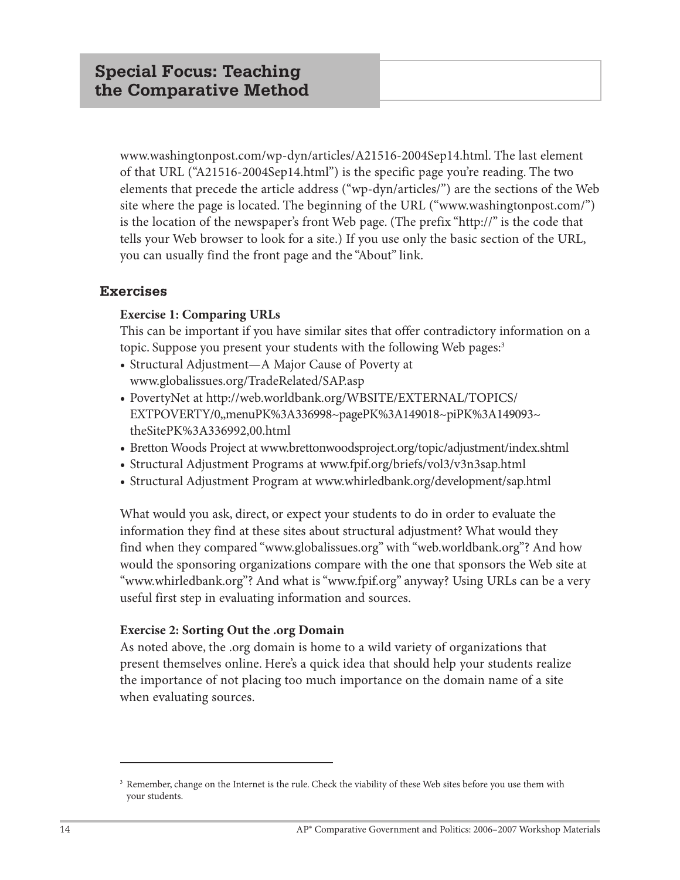www.washingtonpost.com/wp-dyn/articles/A21516-2004Sep14.html. The last element of that URL ("A21516-2004Sep14.html") is the specific page you're reading. The two elements that precede the article address ("wp-dyn/articles/") are the sections of the Web site where the page is located. The beginning of the URL ("www.washingtonpost.com/") is the location of the newspaper's front Web page. (The prefix "http://" is the code that tells your Web browser to look for a site.) If you use only the basic section of the URL, you can usually find the front page and the "About" link.

## Exercises

**Exercise 1: Comparing URLs**

This can be important if you have similar sites that offer contradictory information on a topic. Suppose you present your students with the following Web pages:[3]

- Structural Adjustment—A Major Cause of Poverty at www.globalissues.org/TradeRelated/SAP.asp
- PovertyNet at http://web.worldbank.org/WBSITE/EXTERNAL/TOPICS/EXTPOVERTY/0,,menuPK%3A336998~pagePK%3A149018~piPK%3A149093~theSitePK%3A336992,00.html
- Bretton Woods Project at www.brettonwoodsproject.org/topic/adjustment/index.shtml
- Structural Adjustment Programs at www.fpif.org/briefs/vol3/v3n3sap.html
- Structural Adjustment Program at www.whirledbank.org/development/sap.html

What would you ask, direct, or expect your students to do in order to evaluate the information they find at these sites about structural adjustment? What would they find when they compared "www.globalissues.org" with "web.worldbank.org"? And how would the sponsoring organizations compare with the one that sponsors the Web site at "www.whirledbank.org"? And what is "www.fpif.org" anyway? Using URLs can be a very useful first step in evaluating information and sources.

**Exercise 2: Sorting Out the .org Domain**

As noted above, the .org domain is home to a wild variety of organizations that present themselves online. Here's a quick idea that should help your students realize the importance of not placing too much importance on the domain name of a site when evaluating sources.

---

[3] Remember, change on the Internet is the rule. Check the viability of these Web sites before you use them with your students.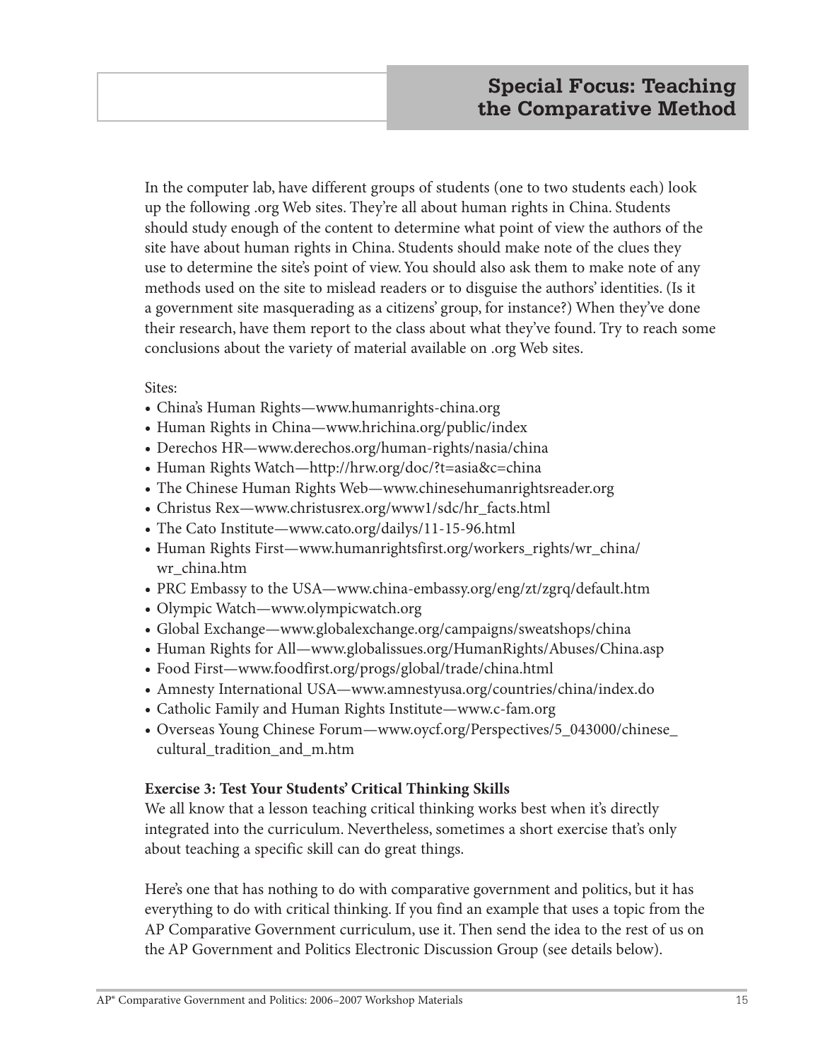In the computer lab, have different groups of students (one to two students each) look up the following .org Web sites. They're all about human rights in China. Students should study enough of the content to determine what point of view the authors of the site have about human rights in China. Students should make note of the clues they use to determine the site's point of view. You should also ask them to make note of any methods used on the site to mislead readers or to disguise the authors' identities. (Is it a government site masquerading as a citizens' group, for instance?) When they've done their research, have them report to the class about what they've found. Try to reach some conclusions about the variety of material available on .org Web sites.

Sites:

- China's Human Rights—www.humanrights-china.org
- Human Rights in China—www.hrichina.org/public/index
- Derechos HR—www.derechos.org/human-rights/nasia/china
- Human Rights Watch—http://hrw.org/doc/?t=asia&c=china
- The Chinese Human Rights Web—www.chinesehumanrightsreader.org
- Christus Rex—www.christusrex.org/www1/sdc/hr_facts.html
- The Cato Institute—www.cato.org/dailys/11-15-96.html
- Human Rights First—www.humanrightsfirst.org/workers_rights/wr_china/wr_china.htm
- PRC Embassy to the USA—www.china-embassy.org/eng/zt/zgrq/default.htm
- Olympic Watch—www.olympicwatch.org
- Global Exchange—www.globalexchange.org/campaigns/sweatshops/china
- Human Rights for All—www.globalissues.org/HumanRights/Abuses/China.asp
- Food First—www.foodfirst.org/progs/global/trade/china.html
- Amnesty International USA—www.amnestyusa.org/countries/china/index.do
- Catholic Family and Human Rights Institute—www.c-fam.org
- Overseas Young Chinese Forum—www.oycf.org/Perspectives/5_043000/chinese_cultural_tradition_and_m.htm

**Exercise 3: Test Your Students' Critical Thinking Skills**

We all know that a lesson teaching critical thinking works best when it's directly integrated into the curriculum. Nevertheless, sometimes a short exercise that's only about teaching a specific skill can do great things.

Here's one that has nothing to do with comparative government and politics, but it has everything to do with critical thinking. If you find an example that uses a topic from the AP Comparative Government curriculum, use it. Then send the idea to the rest of us on the AP Government and Politics Electronic Discussion Group (see details below).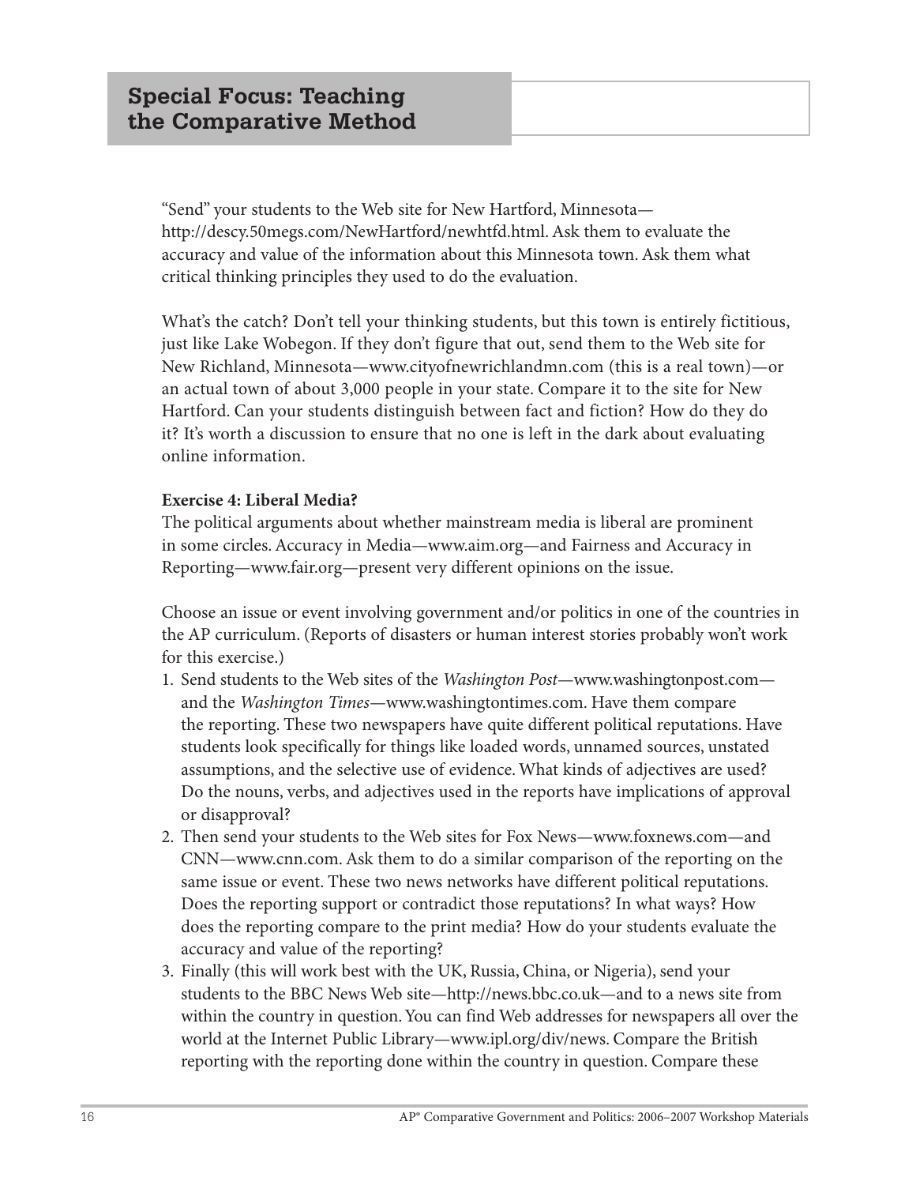"Send" your students to the Web site for New Hartford, Minnesota—http://descy.50megs.com/NewHartford/newhtfd.html. Ask them to evaluate the accuracy and value of the information about this Minnesota town. Ask them what critical thinking principles they used to do the evaluation.

What's the catch? Don't tell your thinking students, but this town is entirely fictitious, just like Lake Wobegon. If they don't figure that out, send them to the Web site for New Richland, Minnesota—www.cityofnewrichlandmn.com (this is a real town)—or an actual town of about 3,000 people in your state. Compare it to the site for New Hartford. Can your students distinguish between fact and fiction? How do they do it? It's worth a discussion to ensure that no one is left in the dark about evaluating online information.

**Exercise 4: Liberal Media?**

The political arguments about whether mainstream media is liberal are prominent in some circles. Accuracy in Media—www.aim.org—and Fairness and Accuracy in Reporting—www.fair.org—present very different opinions on the issue.

Choose an issue or event involving government and/or politics in one of the countries in the AP curriculum. (Reports of disasters or human interest stories probably won't work for this exercise.)

1. Send students to the Web sites of the *Washington Post*—www.washingtonpost.com—and the *Washington Times*—www.washingtontimes.com. Have them compare the reporting. These two newspapers have quite different political reputations. Have students look specifically for things like loaded words, unnamed sources, unstated assumptions, and the selective use of evidence. What kinds of adjectives are used? Do the nouns, verbs, and adjectives used in the reports have implications of approval or disapproval?
2. Then send your students to the Web sites for Fox News—www.foxnews.com—and CNN—www.cnn.com. Ask them to do a similar comparison of the reporting on the same issue or event. These two news networks have different political reputations. Does the reporting support or contradict those reputations? In what ways? How does the reporting compare to the print media? How do your students evaluate the accuracy and value of the reporting?
3. Finally (this will work best with the UK, Russia, China, or Nigeria), send your students to the BBC News Web site—http://news.bbc.co.uk—and to a news site from within the country in question. You can find Web addresses for newspapers all over the world at the Internet Public Library—www.ipl.org/div/news. Compare the British reporting with the reporting done within the country in question. Compare these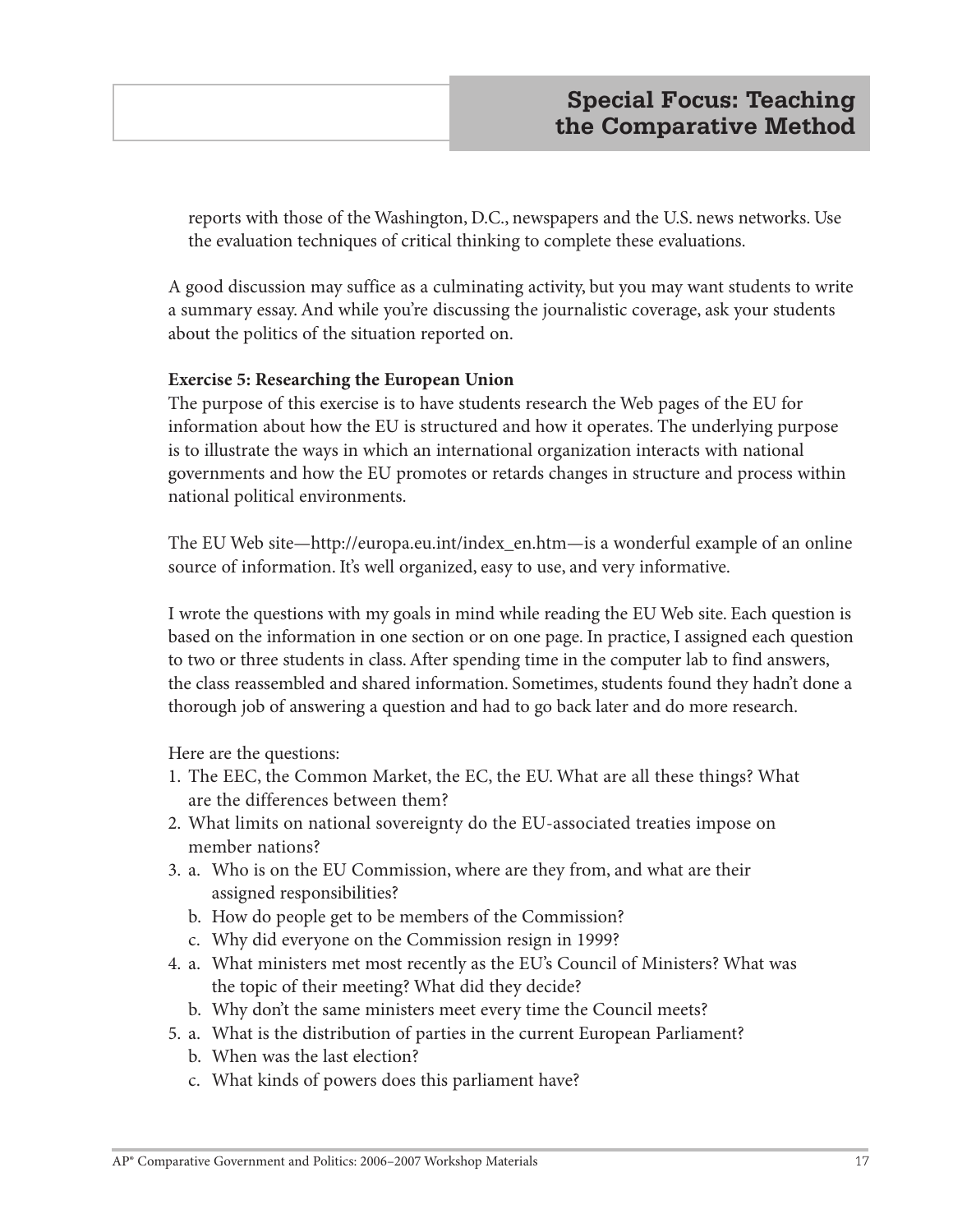reports with those of the Washington, D.C., newspapers and the U.S. news networks. Use the evaluation techniques of critical thinking to complete these evaluations.

A good discussion may suffice as a culminating activity, but you may want students to write a summary essay. And while you're discussing the journalistic coverage, ask your students about the politics of the situation reported on.

**Exercise 5: Researching the European Union**

The purpose of this exercise is to have students research the Web pages of the EU for information about how the EU is structured and how it operates. The underlying purpose is to illustrate the ways in which an international organization interacts with national governments and how the EU promotes or retards changes in structure and process within national political environments.

The EU Web site—http://europa.eu.int/index_en.htm—is a wonderful example of an online source of information. It's well organized, easy to use, and very informative.

I wrote the questions with my goals in mind while reading the EU Web site. Each question is based on the information in one section or on one page. In practice, I assigned each question to two or three students in class. After spending time in the computer lab to find answers, the class reassembled and shared information. Sometimes, students found they hadn't done a thorough job of answering a question and had to go back later and do more research.

Here are the questions:

1. The EEC, the Common Market, the EC, the EU. What are all these things? What are the differences between them?
2. What limits on national sovereignty do the EU-associated treaties impose on member nations?
3. a. Who is on the EU Commission, where are they from, and what are their assigned responsibilities?
   b. How do people get to be members of the Commission?
   c. Why did everyone on the Commission resign in 1999?
4. a. What ministers met most recently as the EU's Council of Ministers? What was the topic of their meeting? What did they decide?
   b. Why don't the same ministers meet every time the Council meets?
5. a. What is the distribution of parties in the current European Parliament?
   b. When was the last election?
   c. What kinds of powers does this parliament have?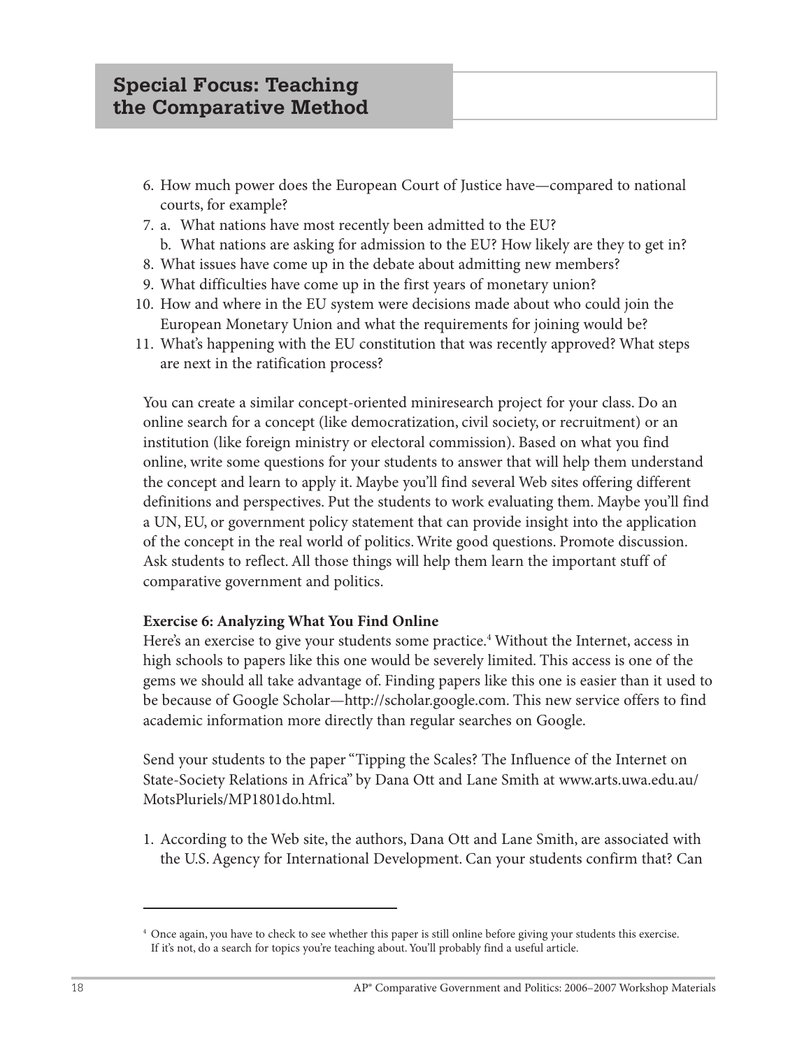6. How much power does the European Court of Justice have—compared to national courts, for example?
7. a. What nations have most recently been admitted to the EU?
   b. What nations are asking for admission to the EU? How likely are they to get in?
8. What issues have come up in the debate about admitting new members?
9. What difficulties have come up in the first years of monetary union?
10. How and where in the EU system were decisions made about who could join the European Monetary Union and what the requirements for joining would be?
11. What's happening with the EU constitution that was recently approved? What steps are next in the ratification process?

You can create a similar concept-oriented miniresearch project for your class. Do an online search for a concept (like democratization, civil society, or recruitment) or an institution (like foreign ministry or electoral commission). Based on what you find online, write some questions for your students to answer that will help them understand the concept and learn to apply it. Maybe you'll find several Web sites offering different definitions and perspectives. Put the students to work evaluating them. Maybe you'll find a UN, EU, or government policy statement that can provide insight into the application of the concept in the real world of politics. Write good questions. Promote discussion. Ask students to reflect. All those things will help them learn the important stuff of comparative government and politics.

**Exercise 6: Analyzing What You Find Online**

Here's an exercise to give your students some practice.[4] Without the Internet, access in high schools to papers like this one would be severely limited. This access is one of the gems we should all take advantage of. Finding papers like this one is easier than it used to be because of Google Scholar—http://scholar.google.com. This new service offers to find academic information more directly than regular searches on Google.

Send your students to the paper "Tipping the Scales? The Influence of the Internet on State-Society Relations in Africa" by Dana Ott and Lane Smith at www.arts.uwa.edu.au/MotsPluriels/MP1801do.html.

1. According to the Web site, the authors, Dana Ott and Lane Smith, are associated with the U.S. Agency for International Development. Can your students confirm that? Can

[4] Once again, you have to check to see whether this paper is still online before giving your students this exercise. If it's not, do a search for topics you're teaching about. You'll probably find a useful article.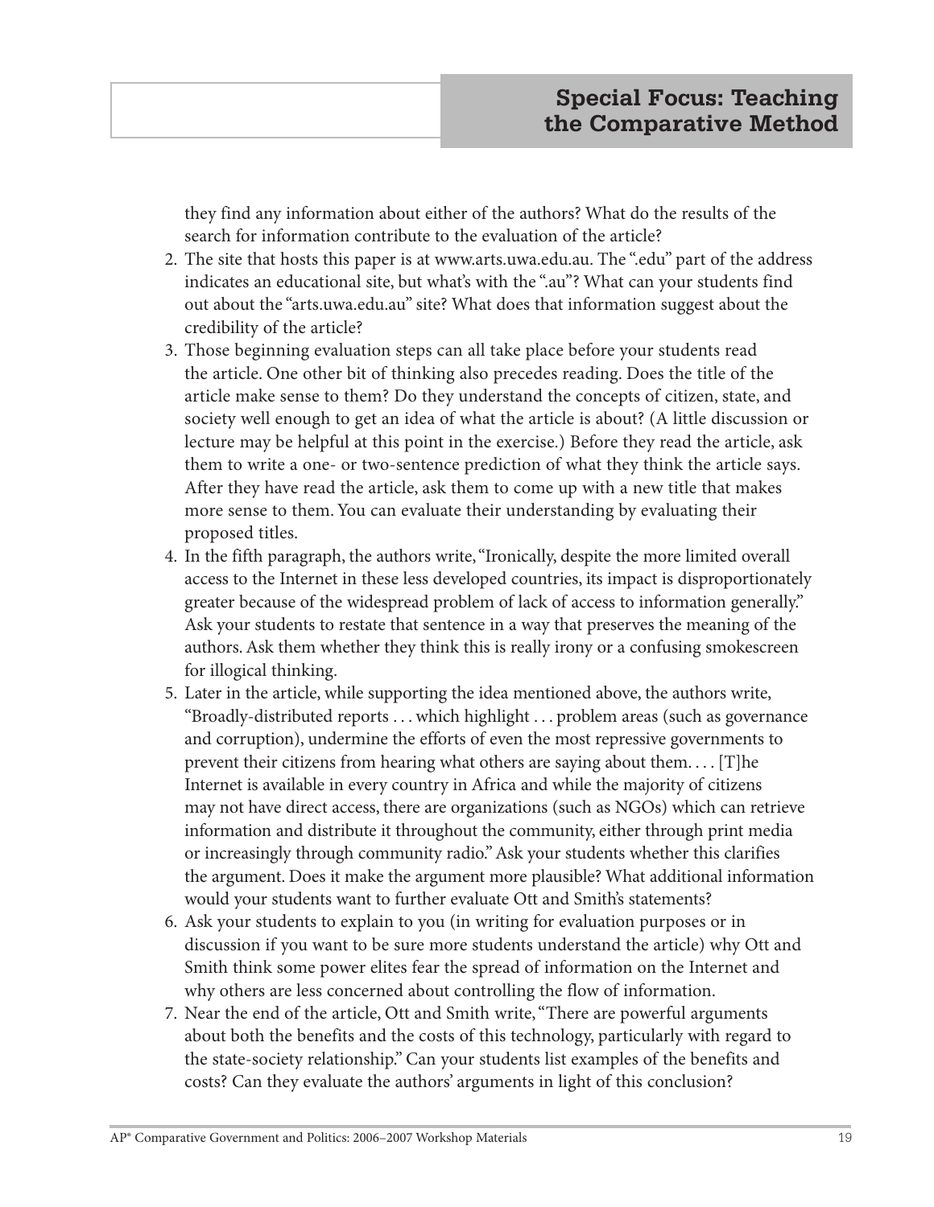they find any information about either of the authors? What do the results of the search for information contribute to the evaluation of the article?

2. The site that hosts this paper is at www.arts.uwa.edu.au. The ".edu" part of the address indicates an educational site, but what's with the ".au"? What can your students find out about the "arts.uwa.edu.au" site? What does that information suggest about the credibility of the article?
3. Those beginning evaluation steps can all take place before your students read the article. One other bit of thinking also precedes reading. Does the title of the article make sense to them? Do they understand the concepts of citizen, state, and society well enough to get an idea of what the article is about? (A little discussion or lecture may be helpful at this point in the exercise.) Before they read the article, ask them to write a one- or two-sentence prediction of what they think the article says. After they have read the article, ask them to come up with a new title that makes more sense to them. You can evaluate their understanding by evaluating their proposed titles.
4. In the fifth paragraph, the authors write, "Ironically, despite the more limited overall access to the Internet in these less developed countries, its impact is disproportionately greater because of the widespread problem of lack of access to information generally." Ask your students to restate that sentence in a way that preserves the meaning of the authors. Ask them whether they think this is really irony or a confusing smokescreen for illogical thinking.
5. Later in the article, while supporting the idea mentioned above, the authors write, "Broadly-distributed reports . . . which highlight . . . problem areas (such as governance and corruption), undermine the efforts of even the most repressive governments to prevent their citizens from hearing what others are saying about them. . . . [T]he Internet is available in every country in Africa and while the majority of citizens may not have direct access, there are organizations (such as NGOs) which can retrieve information and distribute it throughout the community, either through print media or increasingly through community radio." Ask your students whether this clarifies the argument. Does it make the argument more plausible? What additional information would your students want to further evaluate Ott and Smith's statements?
6. Ask your students to explain to you (in writing for evaluation purposes or in discussion if you want to be sure more students understand the article) why Ott and Smith think some power elites fear the spread of information on the Internet and why others are less concerned about controlling the flow of information.
7. Near the end of the article, Ott and Smith write, "There are powerful arguments about both the benefits and the costs of this technology, particularly with regard to the state-society relationship." Can your students list examples of the benefits and costs? Can they evaluate the authors' arguments in light of this conclusion?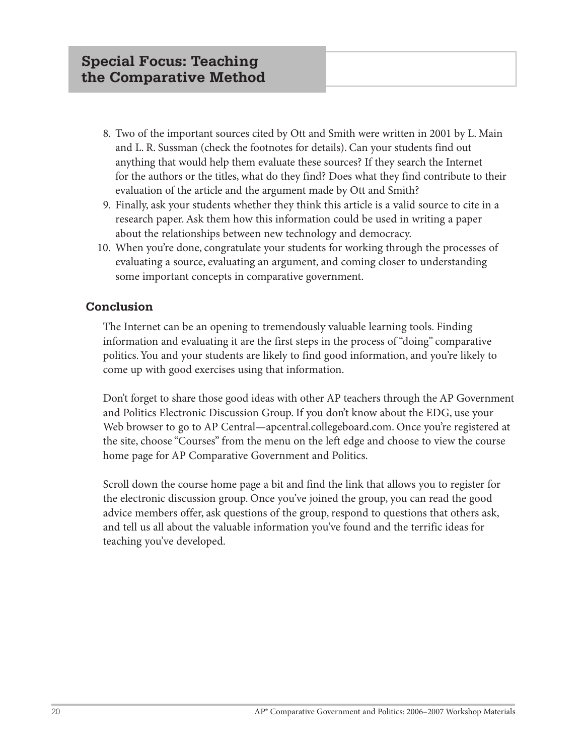8. Two of the important sources cited by Ott and Smith were written in 2001 by L. Main and L. R. Sussman (check the footnotes for details). Can your students find out anything that would help them evaluate these sources? If they search the Internet for the authors or the titles, what do they find? Does what they find contribute to their evaluation of the article and the argument made by Ott and Smith?
9. Finally, ask your students whether they think this article is a valid source to cite in a research paper. Ask them how this information could be used in writing a paper about the relationships between new technology and democracy.
10. When you're done, congratulate your students for working through the processes of evaluating a source, evaluating an argument, and coming closer to understanding some important concepts in comparative government.

## Conclusion

The Internet can be an opening to tremendously valuable learning tools. Finding information and evaluating it are the first steps in the process of "doing" comparative politics. You and your students are likely to find good information, and you're likely to come up with good exercises using that information.

Don't forget to share those good ideas with other AP teachers through the AP Government and Politics Electronic Discussion Group. If you don't know about the EDG, use your Web browser to go to AP Central—apcentral.collegeboard.com. Once you're registered at the site, choose "Courses" from the menu on the left edge and choose to view the course home page for AP Comparative Government and Politics.

Scroll down the course home page a bit and find the link that allows you to register for the electronic discussion group. Once you've joined the group, you can read the good advice members offer, ask questions of the group, respond to questions that others ask, and tell us all about the valuable information you've found and the terrific ideas for teaching you've developed.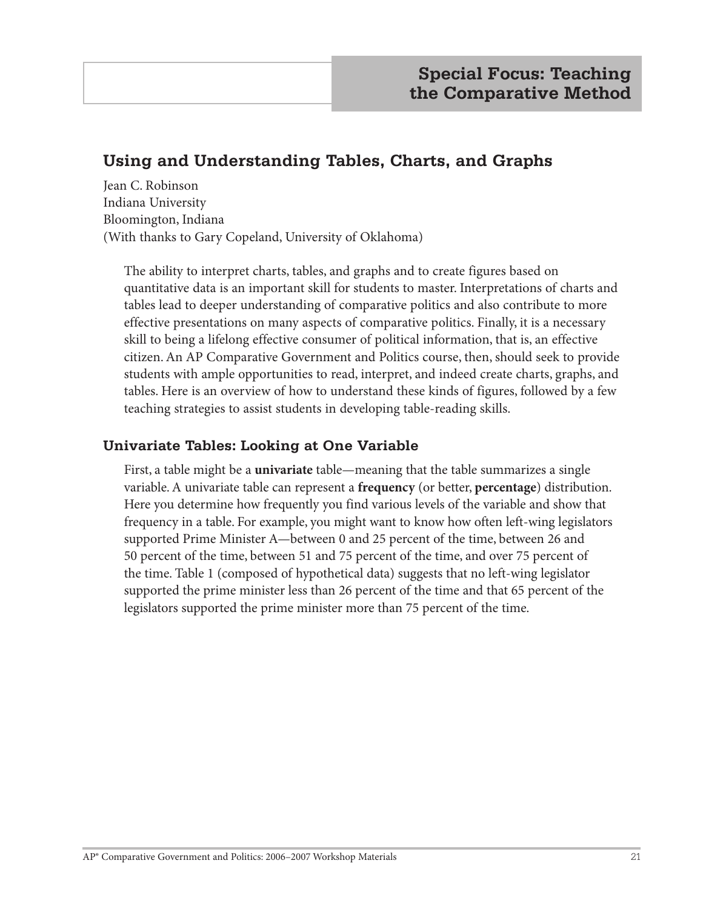# Special Focus: Teaching the Comparative Method

## Using and Understanding Tables, Charts, and Graphs

Jean C. Robinson
Indiana University
Bloomington, Indiana
(With thanks to Gary Copeland, University of Oklahoma)

The ability to interpret charts, tables, and graphs and to create figures based on quantitative data is an important skill for students to master. Interpretations of charts and tables lead to deeper understanding of comparative politics and also contribute to more effective presentations on many aspects of comparative politics. Finally, it is a necessary skill to being a lifelong effective consumer of political information, that is, an effective citizen. An AP Comparative Government and Politics course, then, should seek to provide students with ample opportunities to read, interpret, and indeed create charts, graphs, and tables. Here is an overview of how to understand these kinds of figures, followed by a few teaching strategies to assist students in developing table-reading skills.

### Univariate Tables: Looking at One Variable

First, a table might be a **univariate** table—meaning that the table summarizes a single variable. A univariate table can represent a **frequency** (or better, **percentage**) distribution. Here you determine how frequently you find various levels of the variable and show that frequency in a table. For example, you might want to know how often left-wing legislators supported Prime Minister A—between 0 and 25 percent of the time, between 26 and 50 percent of the time, between 51 and 75 percent of the time, and over 75 percent of the time. Table 1 (composed of hypothetical data) suggests that no left-wing legislator supported the prime minister less than 26 percent of the time and that 65 percent of the legislators supported the prime minister more than 75 percent of the time.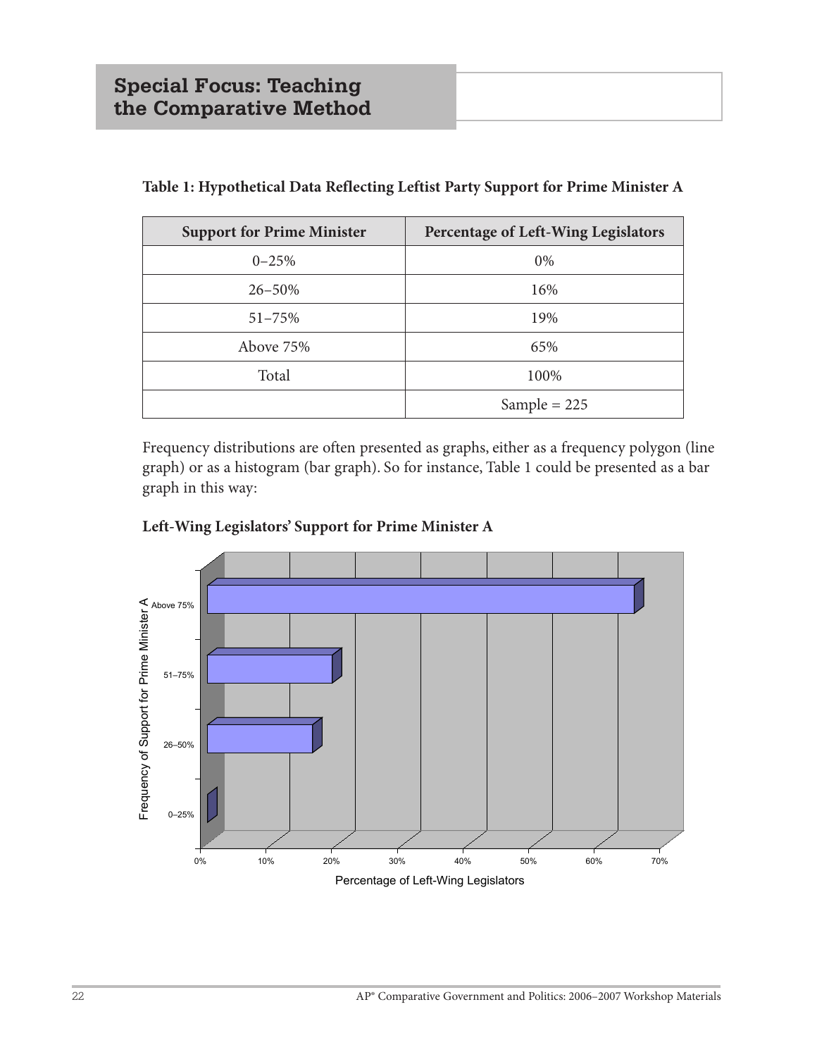## Special Focus: Teaching the Comparative Method

**Table 1: Hypothetical Data Reflecting Leftist Party Support for Prime Minister A**

| Support for Prime Minister | Percentage of Left-Wing Legislators |
|---|---|
| 0–25% | 0% |
| 26–50% | 16% |
| 51–75% | 19% |
| Above 75% | 65% |
| Total | 100% |
| | Sample = 225 |

Frequency distributions are often presented as graphs, either as a frequency polygon (line graph) or as a histogram (bar graph). So for instance, Table 1 could be presented as a bar graph in this way:

**Left-Wing Legislators' Support for Prime Minister A**

Frequency of Support for Prime Minister A: Above 75%, 51–75%, 26–50%, 0–25%

0% 10% 20% 30% 40% 50% 60% 70%

Percentage of Left-Wing Legislators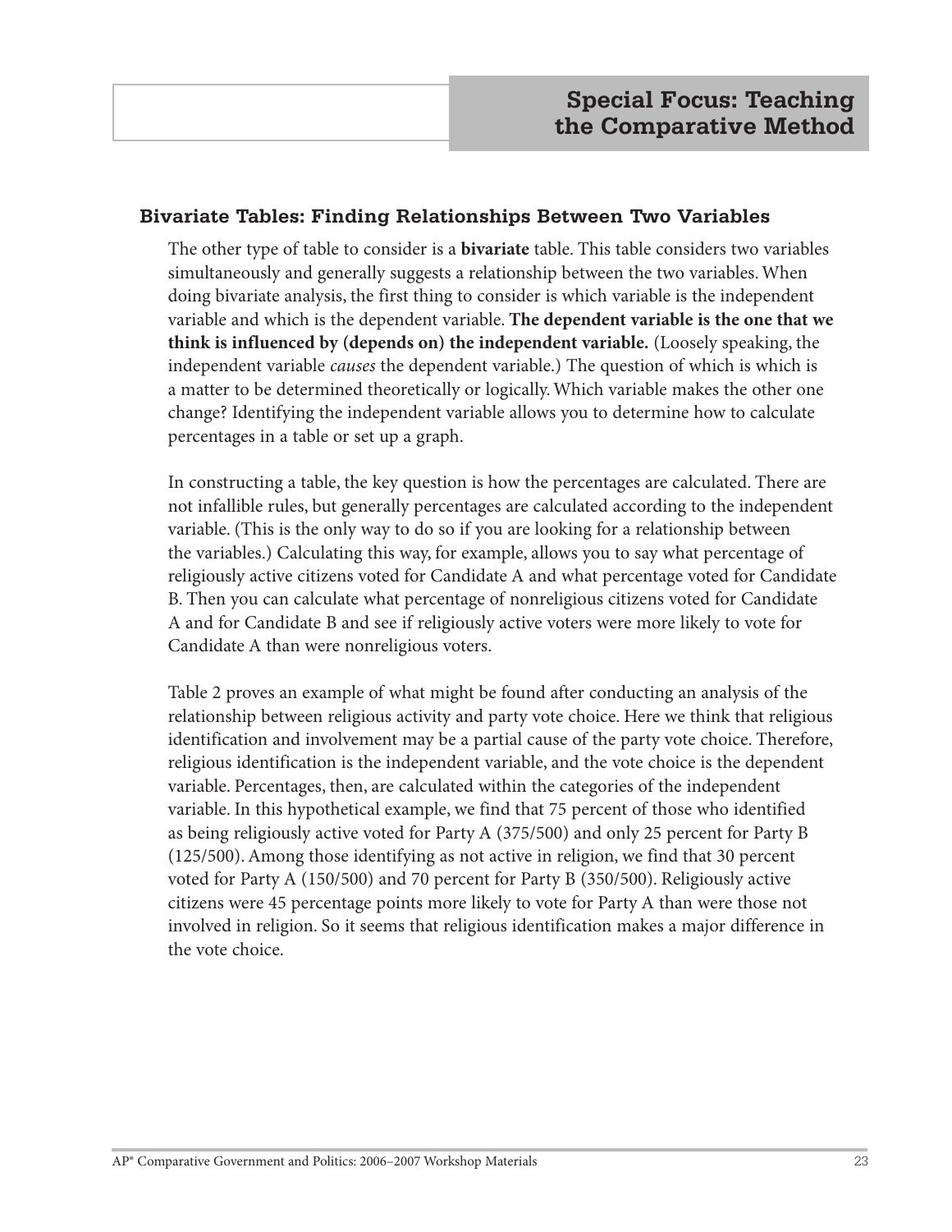### Bivariate Tables: Finding Relationships Between Two Variables

The other type of table to consider is a **bivariate** table. This table considers two variables simultaneously and generally suggests a relationship between the two variables. When doing bivariate analysis, the first thing to consider is which variable is the independent variable and which is the dependent variable. **The dependent variable is the one that we think is influenced by (depends on) the independent variable.** (Loosely speaking, the independent variable *causes* the dependent variable.) The question of which is which is a matter to be determined theoretically or logically. Which variable makes the other one change? Identifying the independent variable allows you to determine how to calculate percentages in a table or set up a graph.

In constructing a table, the key question is how the percentages are calculated. There are not infallible rules, but generally percentages are calculated according to the independent variable. (This is the only way to do so if you are looking for a relationship between the variables.) Calculating this way, for example, allows you to say what percentage of religiously active citizens voted for Candidate A and what percentage voted for Candidate B. Then you can calculate what percentage of nonreligious citizens voted for Candidate A and for Candidate B and see if religiously active voters were more likely to vote for Candidate A than were nonreligious voters.

Table 2 proves an example of what might be found after conducting an analysis of the relationship between religious activity and party vote choice. Here we think that religious identification and involvement may be a partial cause of the party vote choice. Therefore, religious identification is the independent variable, and the vote choice is the dependent variable. Percentages, then, are calculated within the categories of the independent variable. In this hypothetical example, we find that 75 percent of those who identified as being religiously active voted for Party A (375/500) and only 25 percent for Party B (125/500). Among those identifying as not active in religion, we find that 30 percent voted for Party A (150/500) and 70 percent for Party B (350/500). Religiously active citizens were 45 percentage points more likely to vote for Party A than were those not involved in religion. So it seems that religious identification makes a major difference in the vote choice.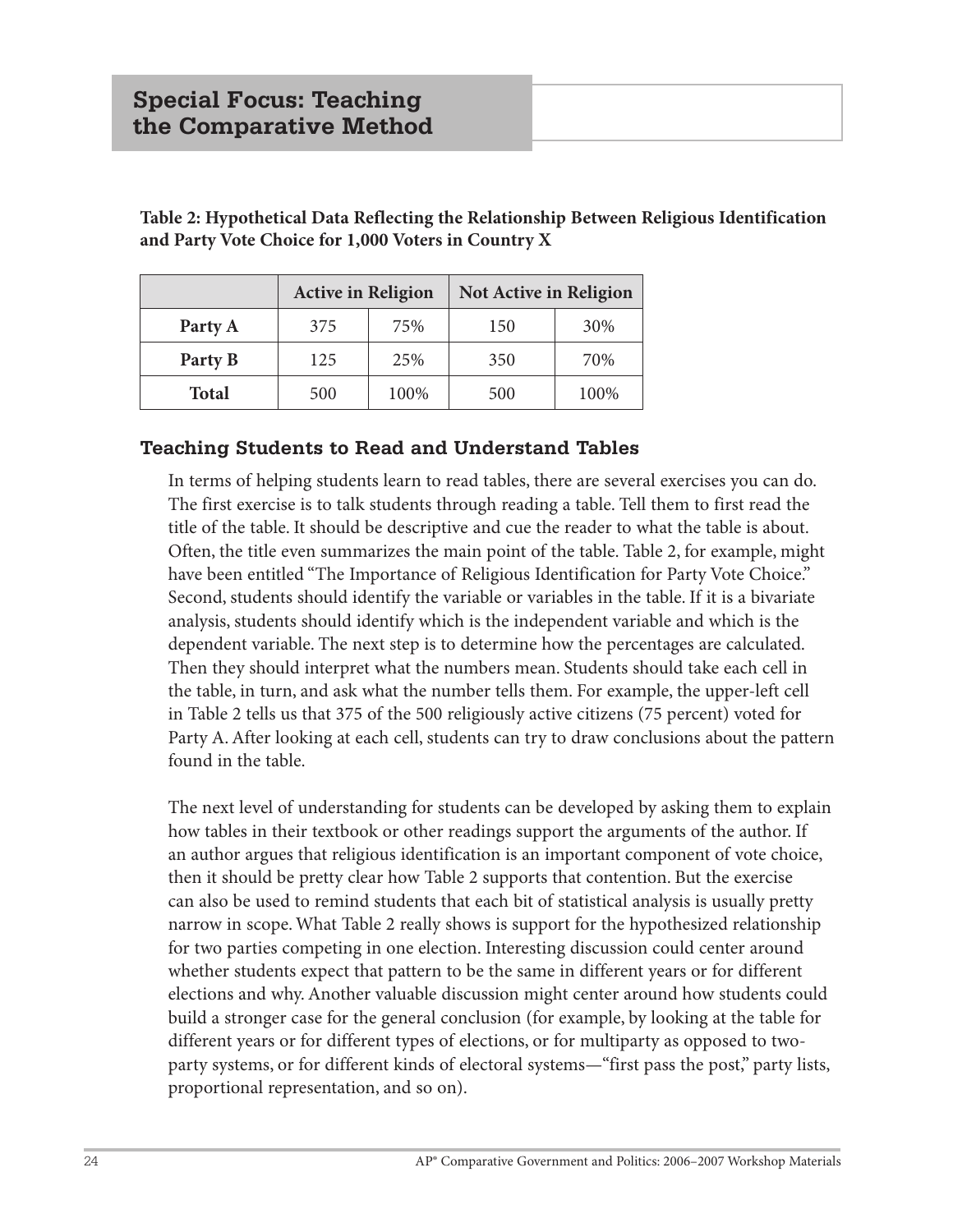## Special Focus: Teaching the Comparative Method

**Table 2: Hypothetical Data Reflecting the Relationship Between Religious Identification and Party Vote Choice for 1,000 Voters in Country X**

| | Active in Religion | | Not Active in Religion | |
|---|---|---|---|---|
| **Party A** | 375 | 75% | 150 | 30% |
| **Party B** | 125 | 25% | 350 | 70% |
| **Total** | 500 | 100% | 500 | 100% |

### Teaching Students to Read and Understand Tables

In terms of helping students learn to read tables, there are several exercises you can do. The first exercise is to talk students through reading a table. Tell them to first read the title of the table. It should be descriptive and cue the reader to what the table is about. Often, the title even summarizes the main point of the table. Table 2, for example, might have been entitled "The Importance of Religious Identification for Party Vote Choice." Second, students should identify the variable or variables in the table. If it is a bivariate analysis, students should identify which is the independent variable and which is the dependent variable. The next step is to determine how the percentages are calculated. Then they should interpret what the numbers mean. Students should take each cell in the table, in turn, and ask what the number tells them. For example, the upper-left cell in Table 2 tells us that 375 of the 500 religiously active citizens (75 percent) voted for Party A. After looking at each cell, students can try to draw conclusions about the pattern found in the table.

The next level of understanding for students can be developed by asking them to explain how tables in their textbook or other readings support the arguments of the author. If an author argues that religious identification is an important component of vote choice, then it should be pretty clear how Table 2 supports that contention. But the exercise can also be used to remind students that each bit of statistical analysis is usually pretty narrow in scope. What Table 2 really shows is support for the hypothesized relationship for two parties competing in one election. Interesting discussion could center around whether students expect that pattern to be the same in different years or for different elections and why. Another valuable discussion might center around how students could build a stronger case for the general conclusion (for example, by looking at the table for different years or for different types of elections, or for multiparty as opposed to two-party systems, or for different kinds of electoral systems—"first pass the post," party lists, proportional representation, and so on).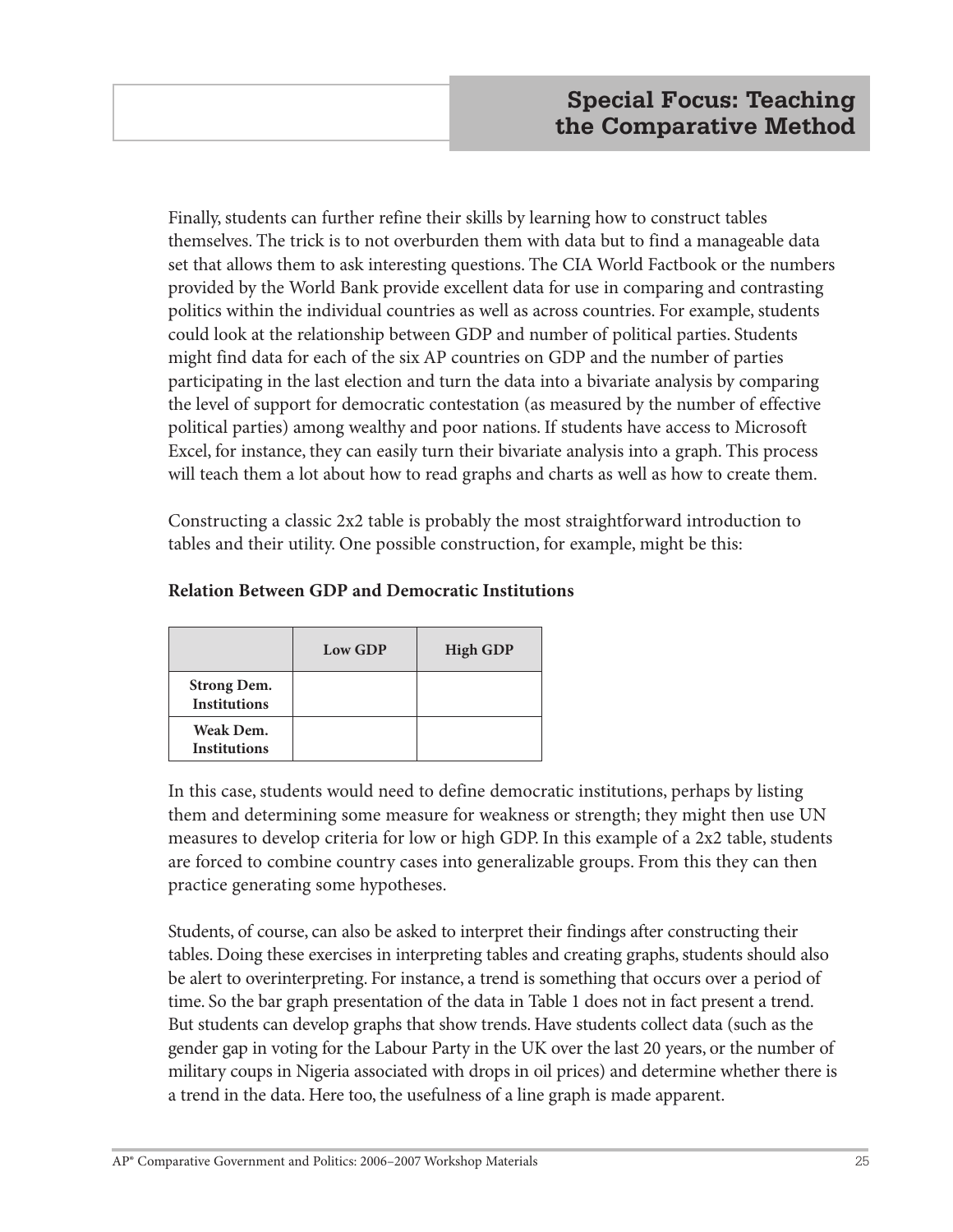Finally, students can further refine their skills by learning how to construct tables themselves. The trick is to not overburden them with data but to find a manageable data set that allows them to ask interesting questions. The CIA World Factbook or the numbers provided by the World Bank provide excellent data for use in comparing and contrasting politics within the individual countries as well as across countries. For example, students could look at the relationship between GDP and number of political parties. Students might find data for each of the six AP countries on GDP and the number of parties participating in the last election and turn the data into a bivariate analysis by comparing the level of support for democratic contestation (as measured by the number of effective political parties) among wealthy and poor nations. If students have access to Microsoft Excel, for instance, they can easily turn their bivariate analysis into a graph. This process will teach them a lot about how to read graphs and charts as well as how to create them.

Constructing a classic 2x2 table is probably the most straightforward introduction to tables and their utility. One possible construction, for example, might be this:

**Relation Between GDP and Democratic Institutions**

| | Low GDP | High GDP |
|---|---|---|
| **Strong Dem. Institutions** | | |
| **Weak Dem. Institutions** | | |

In this case, students would need to define democratic institutions, perhaps by listing them and determining some measure for weakness or strength; they might then use UN measures to develop criteria for low or high GDP. In this example of a 2x2 table, students are forced to combine country cases into generalizable groups. From this they can then practice generating some hypotheses.

Students, of course, can also be asked to interpret their findings after constructing their tables. Doing these exercises in interpreting tables and creating graphs, students should also be alert to overinterpreting. For instance, a trend is something that occurs over a period of time. So the bar graph presentation of the data in Table 1 does not in fact present a trend. But students can develop graphs that show trends. Have students collect data (such as the gender gap in voting for the Labour Party in the UK over the last 20 years, or the number of military coups in Nigeria associated with drops in oil prices) and determine whether there is a trend in the data. Here too, the usefulness of a line graph is made apparent.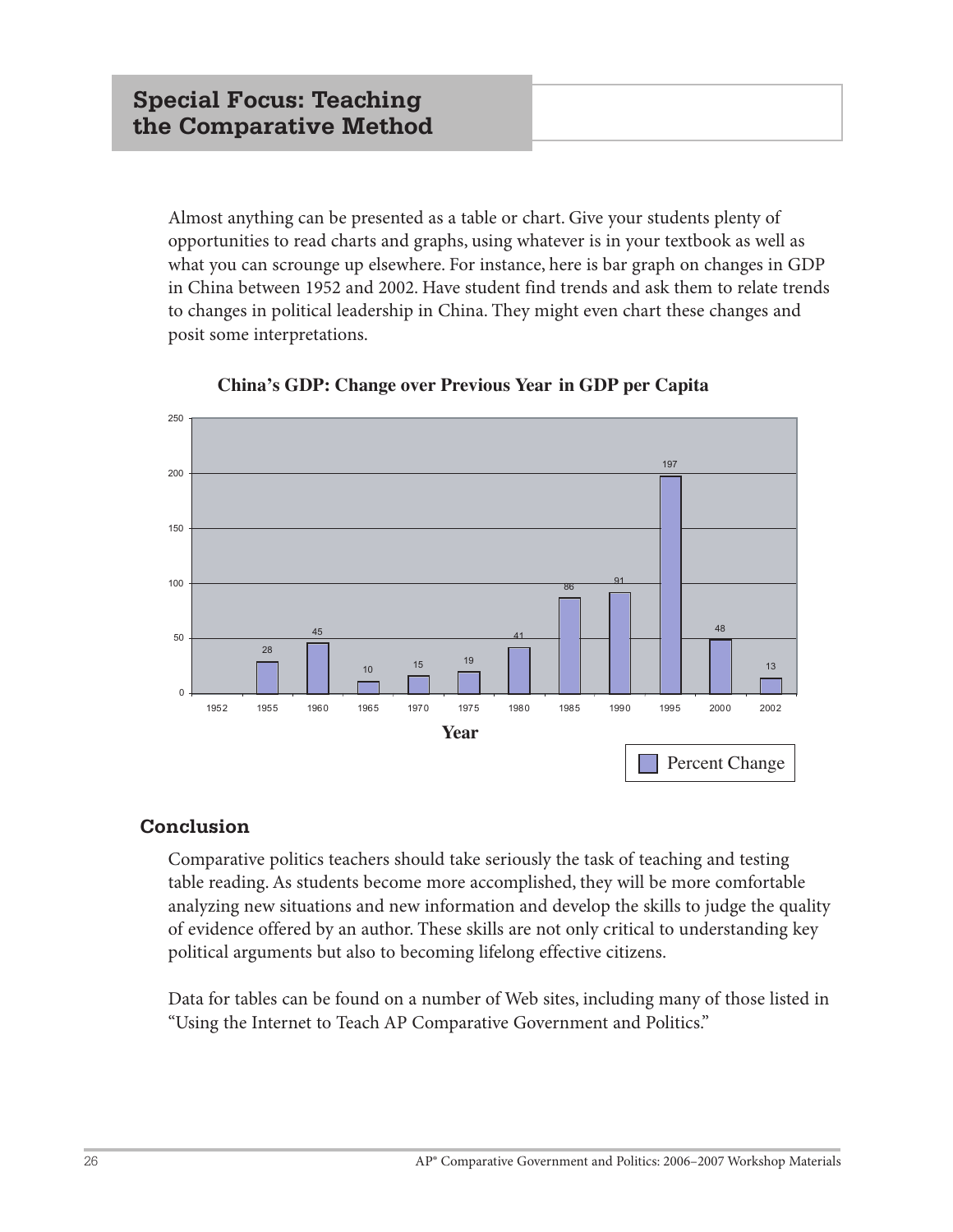Almost anything can be presented as a table or chart. Give your students plenty of opportunities to read charts and graphs, using whatever is in your textbook as well as what you can scrounge up elsewhere. For instance, here is bar graph on changes in GDP in China between 1952 and 2002. Have student find trends and ask them to relate trends to changes in political leadership in China. They might even chart these changes and posit some interpretations.

**China's GDP: Change over Previous Year in GDP per Capita**

| Year | Percent Change |
| --- | --- |
| 1952 | |
| 1955 | 28 |
| 1960 | 45 |
| 1965 | 10 |
| 1970 | 15 |
| 1975 | 19 |
| 1980 | 41 |
| 1985 | 86 |
| 1990 | 91 |
| 1995 | 197 |
| 2000 | 48 |
| 2002 | 13 |

## Conclusion

Comparative politics teachers should take seriously the task of teaching and testing table reading. As students become more accomplished, they will be more comfortable analyzing new situations and new information and develop the skills to judge the quality of evidence offered by an author. These skills are not only critical to understanding key political arguments but also to becoming lifelong effective citizens.

Data for tables can be found on a number of Web sites, including many of those listed in "Using the Internet to Teach AP Comparative Government and Politics."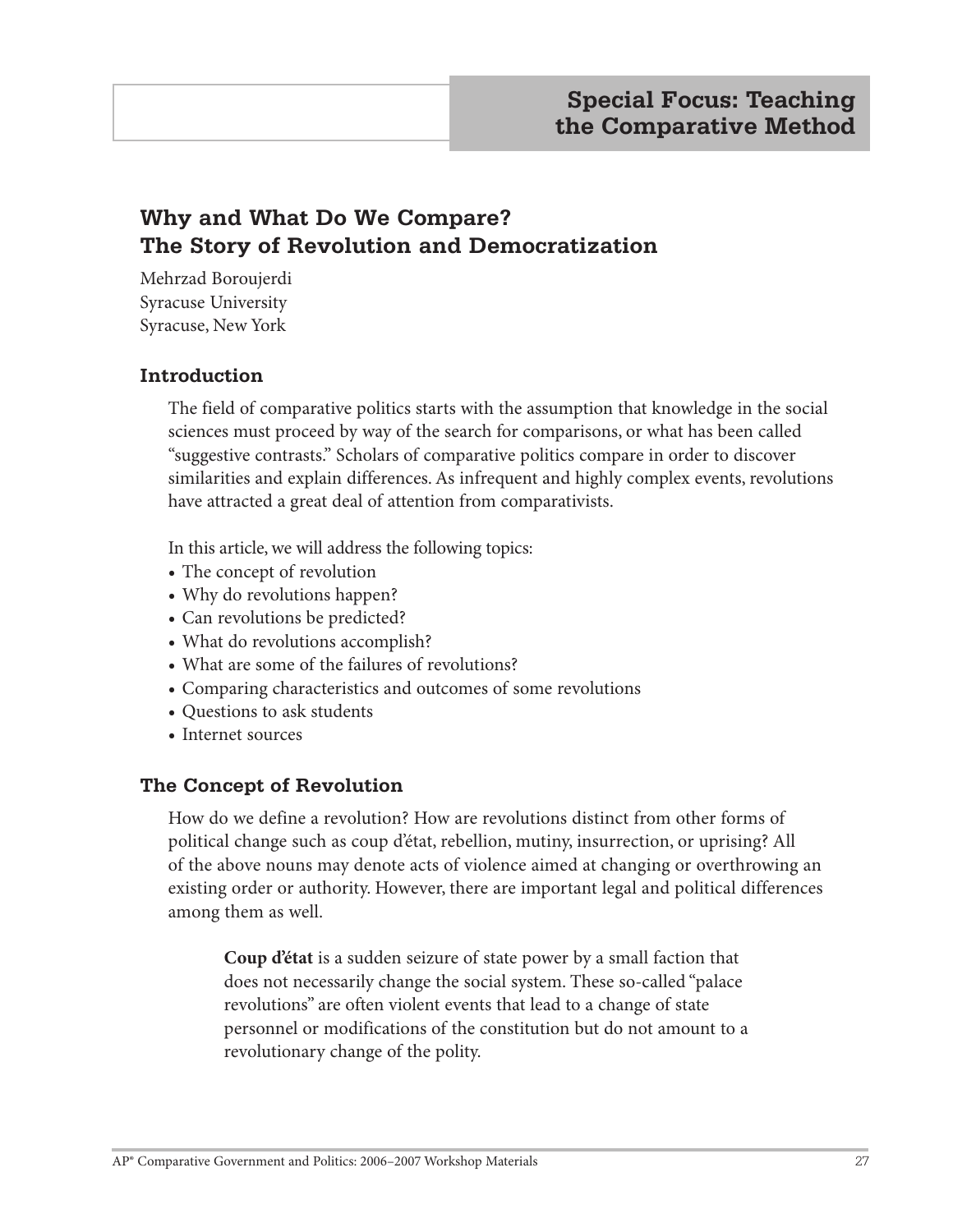# Special Focus: Teaching the Comparative Method

## Why and What Do We Compare? The Story of Revolution and Democratization

Mehrzad Boroujerdi
Syracuse University
Syracuse, New York

### Introduction

The field of comparative politics starts with the assumption that knowledge in the social sciences must proceed by way of the search for comparisons, or what has been called "suggestive contrasts." Scholars of comparative politics compare in order to discover similarities and explain differences. As infrequent and highly complex events, revolutions have attracted a great deal of attention from comparativists.

In this article, we will address the following topics:

- The concept of revolution
- Why do revolutions happen?
- Can revolutions be predicted?
- What do revolutions accomplish?
- What are some of the failures of revolutions?
- Comparing characteristics and outcomes of some revolutions
- Questions to ask students
- Internet sources

### The Concept of Revolution

How do we define a revolution? How are revolutions distinct from other forms of political change such as coup d'état, rebellion, mutiny, insurrection, or uprising? All of the above nouns may denote acts of violence aimed at changing or overthrowing an existing order or authority. However, there are important legal and political differences among them as well.

> **Coup d'état** is a sudden seizure of state power by a small faction that does not necessarily change the social system. These so-called "palace revolutions" are often violent events that lead to a change of state personnel or modifications of the constitution but do not amount to a revolutionary change of the polity.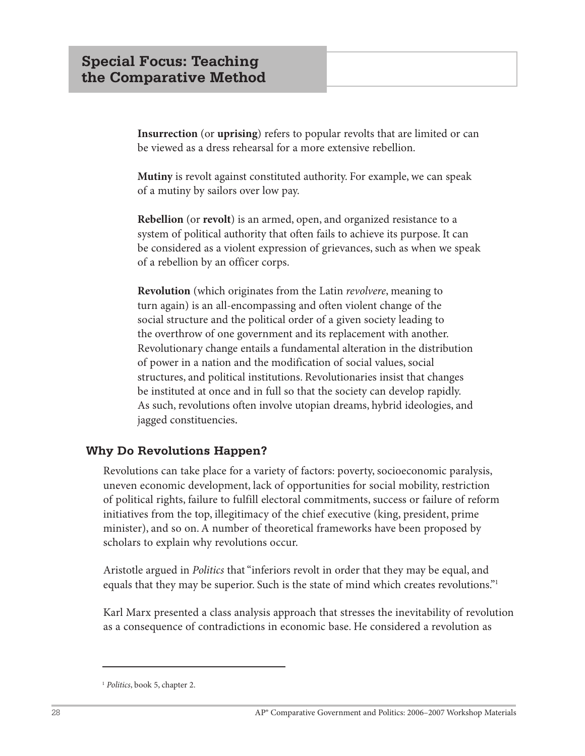**Insurrection** (or **uprising**) refers to popular revolts that are limited or can be viewed as a dress rehearsal for a more extensive rebellion.

**Mutiny** is revolt against constituted authority. For example, we can speak of a mutiny by sailors over low pay.

**Rebellion** (or **revolt**) is an armed, open, and organized resistance to a system of political authority that often fails to achieve its purpose. It can be considered as a violent expression of grievances, such as when we speak of a rebellion by an officer corps.

**Revolution** (which originates from the Latin *revolvere*, meaning to turn again) is an all-encompassing and often violent change of the social structure and the political order of a given society leading to the overthrow of one government and its replacement with another. Revolutionary change entails a fundamental alteration in the distribution of power in a nation and the modification of social values, social structures, and political institutions. Revolutionaries insist that changes be instituted at once and in full so that the society can develop rapidly. As such, revolutions often involve utopian dreams, hybrid ideologies, and jagged constituencies.

## Why Do Revolutions Happen?

Revolutions can take place for a variety of factors: poverty, socioeconomic paralysis, uneven economic development, lack of opportunities for social mobility, restriction of political rights, failure to fulfill electoral commitments, success or failure of reform initiatives from the top, illegitimacy of the chief executive (king, president, prime minister), and so on. A number of theoretical frameworks have been proposed by scholars to explain why revolutions occur.

Aristotle argued in *Politics* that "inferiors revolt in order that they may be equal, and equals that they may be superior. Such is the state of mind which creates revolutions."[1]

Karl Marx presented a class analysis approach that stresses the inevitability of revolution as a consequence of contradictions in economic base. He considered a revolution as

---

[1] *Politics*, book 5, chapter 2.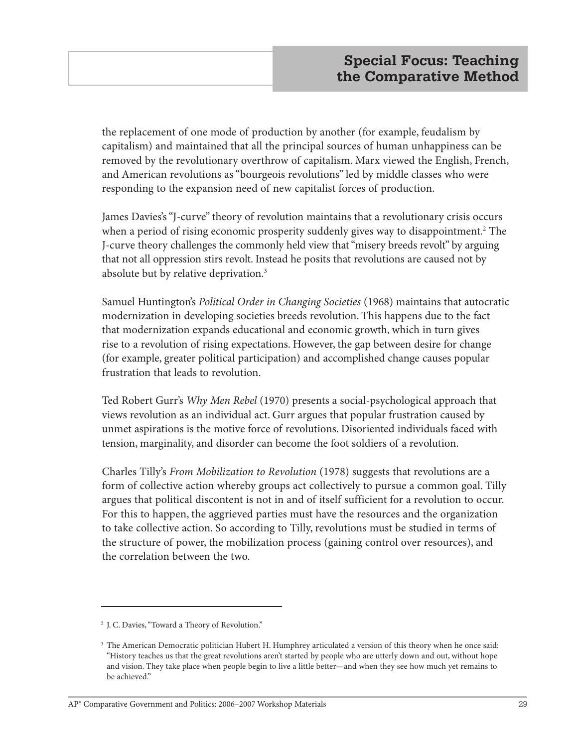the replacement of one mode of production by another (for example, feudalism by capitalism) and maintained that all the principal sources of human unhappiness can be removed by the revolutionary overthrow of capitalism. Marx viewed the English, French, and American revolutions as "bourgeois revolutions" led by middle classes who were responding to the expansion need of new capitalist forces of production.

James Davies's "J-curve" theory of revolution maintains that a revolutionary crisis occurs when a period of rising economic prosperity suddenly gives way to disappointment.[2] The J-curve theory challenges the commonly held view that "misery breeds revolt" by arguing that not all oppression stirs revolt. Instead he posits that revolutions are caused not by absolute but by relative deprivation.[3]

Samuel Huntington's *Political Order in Changing Societies* (1968) maintains that autocratic modernization in developing societies breeds revolution. This happens due to the fact that modernization expands educational and economic growth, which in turn gives rise to a revolution of rising expectations. However, the gap between desire for change (for example, greater political participation) and accomplished change causes popular frustration that leads to revolution.

Ted Robert Gurr's *Why Men Rebel* (1970) presents a social-psychological approach that views revolution as an individual act. Gurr argues that popular frustration caused by unmet aspirations is the motive force of revolutions. Disoriented individuals faced with tension, marginality, and disorder can become the foot soldiers of a revolution.

Charles Tilly's *From Mobilization to Revolution* (1978) suggests that revolutions are a form of collective action whereby groups act collectively to pursue a common goal. Tilly argues that political discontent is not in and of itself sufficient for a revolution to occur. For this to happen, the aggrieved parties must have the resources and the organization to take collective action. So according to Tilly, revolutions must be studied in terms of the structure of power, the mobilization process (gaining control over resources), and the correlation between the two.

---

[2] J. C. Davies, "Toward a Theory of Revolution."

[3] The American Democratic politician Hubert H. Humphrey articulated a version of this theory when he once said: "History teaches us that the great revolutions aren't started by people who are utterly down and out, without hope and vision. They take place when people begin to live a little better—and when they see how much yet remains to be achieved."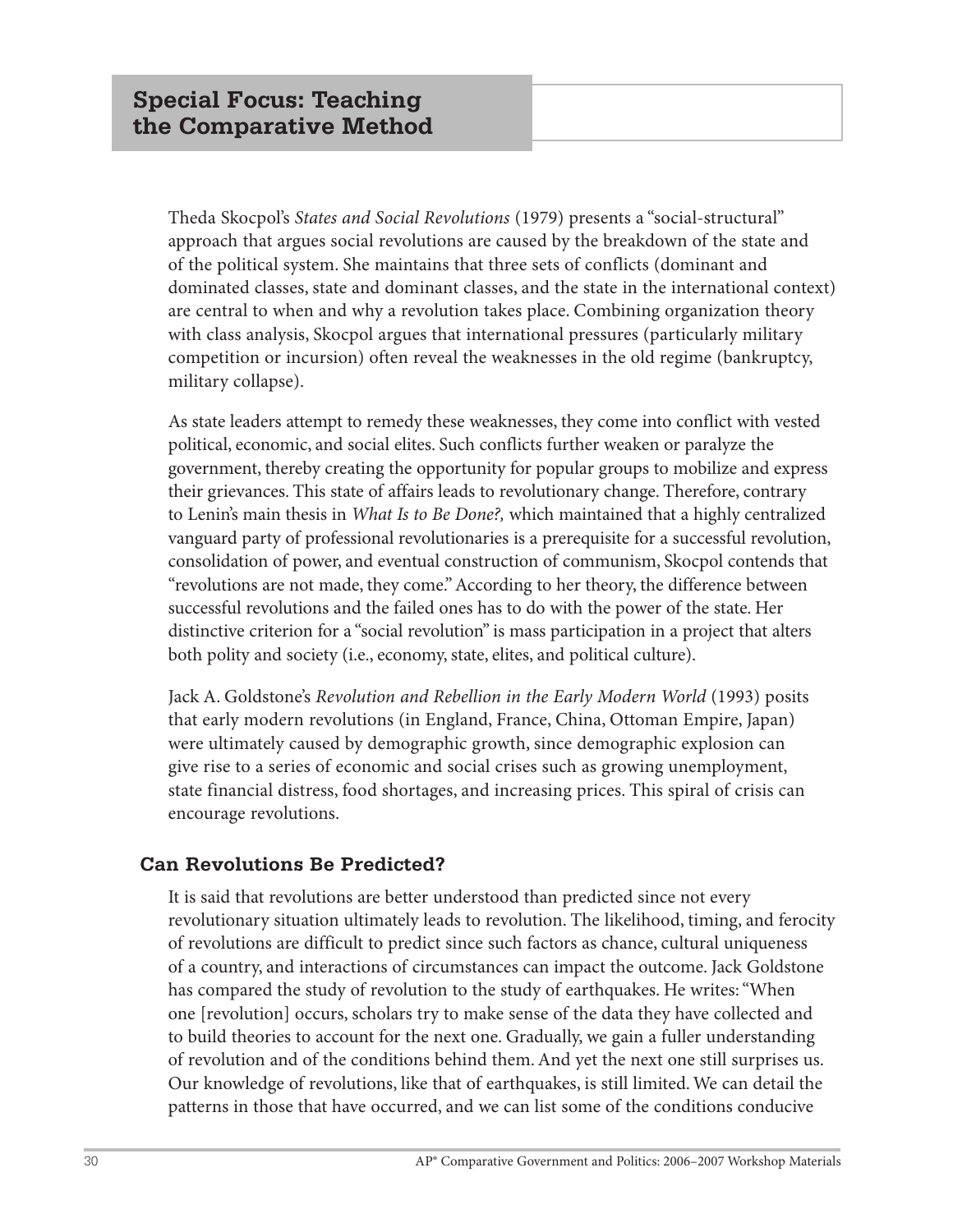## Special Focus: Teaching the Comparative Method

Theda Skocpol's *States and Social Revolutions* (1979) presents a "social-structural" approach that argues social revolutions are caused by the breakdown of the state and of the political system. She maintains that three sets of conflicts (dominant and dominated classes, state and dominant classes, and the state in the international context) are central to when and why a revolution takes place. Combining organization theory with class analysis, Skocpol argues that international pressures (particularly military competition or incursion) often reveal the weaknesses in the old regime (bankruptcy, military collapse).

As state leaders attempt to remedy these weaknesses, they come into conflict with vested political, economic, and social elites. Such conflicts further weaken or paralyze the government, thereby creating the opportunity for popular groups to mobilize and express their grievances. This state of affairs leads to revolutionary change. Therefore, contrary to Lenin's main thesis in *What Is to Be Done?,* which maintained that a highly centralized vanguard party of professional revolutionaries is a prerequisite for a successful revolution, consolidation of power, and eventual construction of communism, Skocpol contends that "revolutions are not made, they come." According to her theory, the difference between successful revolutions and the failed ones has to do with the power of the state. Her distinctive criterion for a "social revolution" is mass participation in a project that alters both polity and society (i.e., economy, state, elites, and political culture).

Jack A. Goldstone's *Revolution and Rebellion in the Early Modern World* (1993) posits that early modern revolutions (in England, France, China, Ottoman Empire, Japan) were ultimately caused by demographic growth, since demographic explosion can give rise to a series of economic and social crises such as growing unemployment, state financial distress, food shortages, and increasing prices. This spiral of crisis can encourage revolutions.

### Can Revolutions Be Predicted?

It is said that revolutions are better understood than predicted since not every revolutionary situation ultimately leads to revolution. The likelihood, timing, and ferocity of revolutions are difficult to predict since such factors as chance, cultural uniqueness of a country, and interactions of circumstances can impact the outcome. Jack Goldstone has compared the study of revolution to the study of earthquakes. He writes: "When one [revolution] occurs, scholars try to make sense of the data they have collected and to build theories to account for the next one. Gradually, we gain a fuller understanding of revolution and of the conditions behind them. And yet the next one still surprises us. Our knowledge of revolutions, like that of earthquakes, is still limited. We can detail the patterns in those that have occurred, and we can list some of the conditions conducive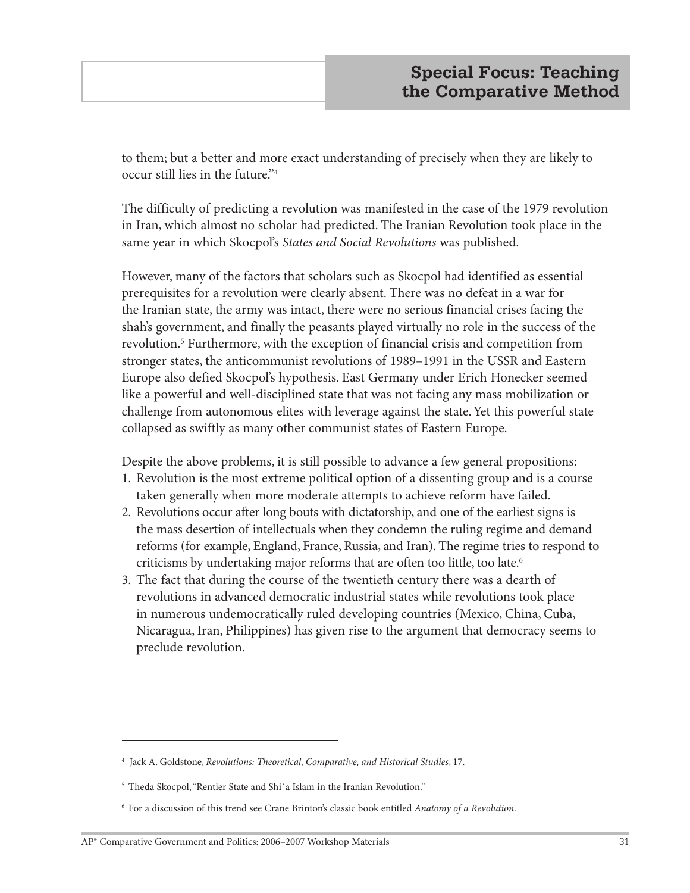to them; but a better and more exact understanding of precisely when they are likely to occur still lies in the future."[4]

The difficulty of predicting a revolution was manifested in the case of the 1979 revolution in Iran, which almost no scholar had predicted. The Iranian Revolution took place in the same year in which Skocpol's *States and Social Revolutions* was published.

However, many of the factors that scholars such as Skocpol had identified as essential prerequisites for a revolution were clearly absent. There was no defeat in a war for the Iranian state, the army was intact, there were no serious financial crises facing the shah's government, and finally the peasants played virtually no role in the success of the revolution.[5] Furthermore, with the exception of financial crisis and competition from stronger states, the anticommunist revolutions of 1989–1991 in the USSR and Eastern Europe also defied Skocpol's hypothesis. East Germany under Erich Honecker seemed like a powerful and well-disciplined state that was not facing any mass mobilization or challenge from autonomous elites with leverage against the state. Yet this powerful state collapsed as swiftly as many other communist states of Eastern Europe.

Despite the above problems, it is still possible to advance a few general propositions:

1. Revolution is the most extreme political option of a dissenting group and is a course taken generally when more moderate attempts to achieve reform have failed.
2. Revolutions occur after long bouts with dictatorship, and one of the earliest signs is the mass desertion of intellectuals when they condemn the ruling regime and demand reforms (for example, England, France, Russia, and Iran). The regime tries to respond to criticisms by undertaking major reforms that are often too little, too late.[6]
3. The fact that during the course of the twentieth century there was a dearth of revolutions in advanced democratic industrial states while revolutions took place in numerous undemocratically ruled developing countries (Mexico, China, Cuba, Nicaragua, Iran, Philippines) has given rise to the argument that democracy seems to preclude revolution.

---

[4] Jack A. Goldstone, *Revolutions: Theoretical, Comparative, and Historical Studies*, 17.

[5] Theda Skocpol, "Rentier State and Shi`a Islam in the Iranian Revolution."

[6] For a discussion of this trend see Crane Brinton's classic book entitled *Anatomy of a Revolution*.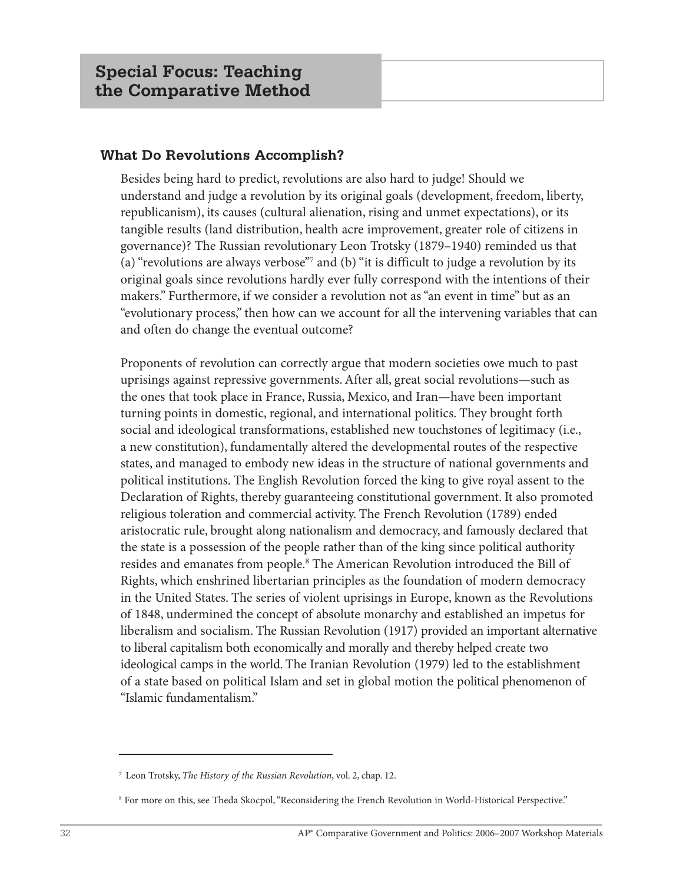## Special Focus: Teaching the Comparative Method

### What Do Revolutions Accomplish?

Besides being hard to predict, revolutions are also hard to judge! Should we understand and judge a revolution by its original goals (development, freedom, liberty, republicanism), its causes (cultural alienation, rising and unmet expectations), or its tangible results (land distribution, health acre improvement, greater role of citizens in governance)? The Russian revolutionary Leon Trotsky (1879–1940) reminded us that (a) "revolutions are always verbose"[7] and (b) "it is difficult to judge a revolution by its original goals since revolutions hardly ever fully correspond with the intentions of their makers." Furthermore, if we consider a revolution not as "an event in time" but as an "evolutionary process," then how can we account for all the intervening variables that can and often do change the eventual outcome?

Proponents of revolution can correctly argue that modern societies owe much to past uprisings against repressive governments. After all, great social revolutions—such as the ones that took place in France, Russia, Mexico, and Iran—have been important turning points in domestic, regional, and international politics. They brought forth social and ideological transformations, established new touchstones of legitimacy (i.e., a new constitution), fundamentally altered the developmental routes of the respective states, and managed to embody new ideas in the structure of national governments and political institutions. The English Revolution forced the king to give royal assent to the Declaration of Rights, thereby guaranteeing constitutional government. It also promoted religious toleration and commercial activity. The French Revolution (1789) ended aristocratic rule, brought along nationalism and democracy, and famously declared that the state is a possession of the people rather than of the king since political authority resides and emanates from people.[8] The American Revolution introduced the Bill of Rights, which enshrined libertarian principles as the foundation of modern democracy in the United States. The series of violent uprisings in Europe, known as the Revolutions of 1848, undermined the concept of absolute monarchy and established an impetus for liberalism and socialism. The Russian Revolution (1917) provided an important alternative to liberal capitalism both economically and morally and thereby helped create two ideological camps in the world. The Iranian Revolution (1979) led to the establishment of a state based on political Islam and set in global motion the political phenomenon of "Islamic fundamentalism."

---

[7] Leon Trotsky, *The History of the Russian Revolution*, vol. 2, chap. 12.

[8] For more on this, see Theda Skocpol, "Reconsidering the French Revolution in World-Historical Perspective."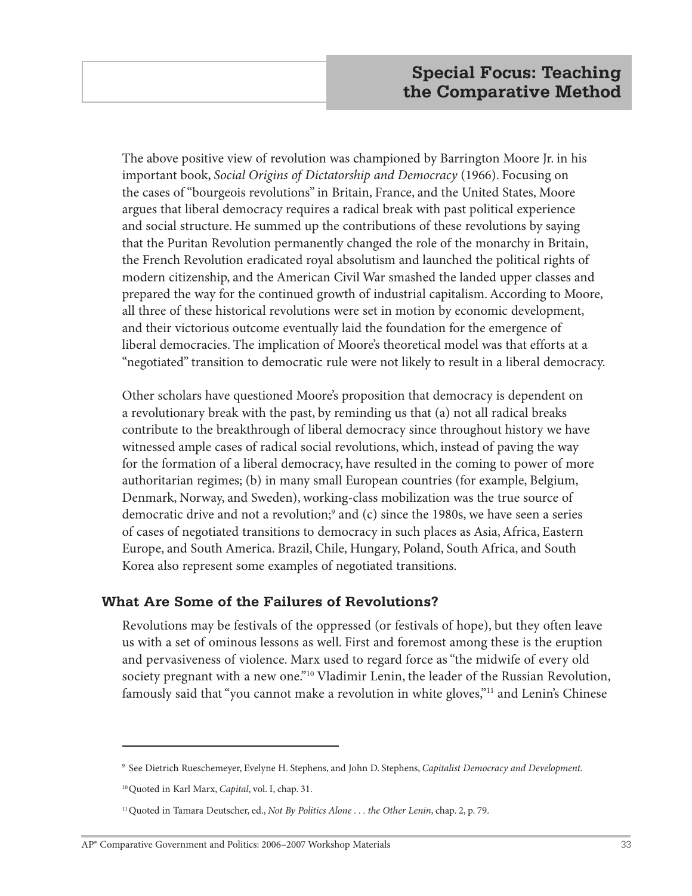The above positive view of revolution was championed by Barrington Moore Jr. in his important book, *Social Origins of Dictatorship and Democracy* (1966). Focusing on the cases of "bourgeois revolutions" in Britain, France, and the United States, Moore argues that liberal democracy requires a radical break with past political experience and social structure. He summed up the contributions of these revolutions by saying that the Puritan Revolution permanently changed the role of the monarchy in Britain, the French Revolution eradicated royal absolutism and launched the political rights of modern citizenship, and the American Civil War smashed the landed upper classes and prepared the way for the continued growth of industrial capitalism. According to Moore, all three of these historical revolutions were set in motion by economic development, and their victorious outcome eventually laid the foundation for the emergence of liberal democracies. The implication of Moore's theoretical model was that efforts at a "negotiated" transition to democratic rule were not likely to result in a liberal democracy.

Other scholars have questioned Moore's proposition that democracy is dependent on a revolutionary break with the past, by reminding us that (a) not all radical breaks contribute to the breakthrough of liberal democracy since throughout history we have witnessed ample cases of radical social revolutions, which, instead of paving the way for the formation of a liberal democracy, have resulted in the coming to power of more authoritarian regimes; (b) in many small European countries (for example, Belgium, Denmark, Norway, and Sweden), working-class mobilization was the true source of democratic drive and not a revolution;[9] and (c) since the 1980s, we have seen a series of cases of negotiated transitions to democracy in such places as Asia, Africa, Eastern Europe, and South America. Brazil, Chile, Hungary, Poland, South Africa, and South Korea also represent some examples of negotiated transitions.

### What Are Some of the Failures of Revolutions?

Revolutions may be festivals of the oppressed (or festivals of hope), but they often leave us with a set of ominous lessons as well. First and foremost among these is the eruption and pervasiveness of violence. Marx used to regard force as "the midwife of every old society pregnant with a new one."[10] Vladimir Lenin, the leader of the Russian Revolution, famously said that "you cannot make a revolution in white gloves,"[11] and Lenin's Chinese

---

[9] See Dietrich Rueschemeyer, Evelyne H. Stephens, and John D. Stephens, *Capitalist Democracy and Development.*

[10] Quoted in Karl Marx, *Capital*, vol. I, chap. 31.

[11] Quoted in Tamara Deutscher, ed., *Not By Politics Alone . . . the Other Lenin*, chap. 2, p. 79.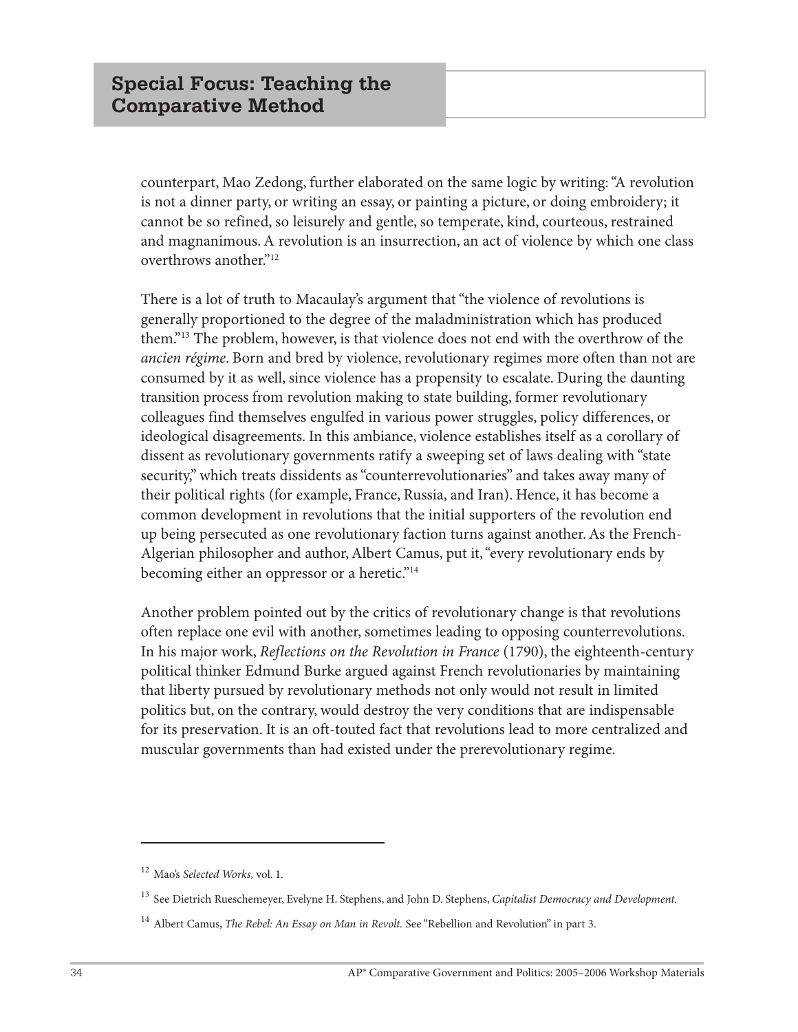counterpart, Mao Zedong, further elaborated on the same logic by writing: "A revolution is not a dinner party, or writing an essay, or painting a picture, or doing embroidery; it cannot be so refined, so leisurely and gentle, so temperate, kind, courteous, restrained and magnanimous. A revolution is an insurrection, an act of violence by which one class overthrows another."[12]

There is a lot of truth to Macaulay's argument that "the violence of revolutions is generally proportioned to the degree of the maladministration which has produced them."[13] The problem, however, is that violence does not end with the overthrow of the *ancien régime*. Born and bred by violence, revolutionary regimes more often than not are consumed by it as well, since violence has a propensity to escalate. During the daunting transition process from revolution making to state building, former revolutionary colleagues find themselves engulfed in various power struggles, policy differences, or ideological disagreements. In this ambiance, violence establishes itself as a corollary of dissent as revolutionary governments ratify a sweeping set of laws dealing with "state security," which treats dissidents as "counterrevolutionaries" and takes away many of their political rights (for example, France, Russia, and Iran). Hence, it has become a common development in revolutions that the initial supporters of the revolution end up being persecuted as one revolutionary faction turns against another. As the French-Algerian philosopher and author, Albert Camus, put it, "every revolutionary ends by becoming either an oppressor or a heretic."[14]

Another problem pointed out by the critics of revolutionary change is that revolutions often replace one evil with another, sometimes leading to opposing counterrevolutions. In his major work, *Reflections on the Revolution in France* (1790), the eighteenth-century political thinker Edmund Burke argued against French revolutionaries by maintaining that liberty pursued by revolutionary methods not only would not result in limited politics but, on the contrary, would destroy the very conditions that are indispensable for its preservation. It is an oft-touted fact that revolutions lead to more centralized and muscular governments than had existed under the prerevolutionary regime.

---

[12] Mao's *Selected Works,* vol. 1.

[13] See Dietrich Rueschemeyer, Evelyne H. Stephens, and John D. Stephens, *Capitalist Democracy and Development.*

[14] Albert Camus, *The Rebel: An Essay on Man in Revolt.* See "Rebellion and Revolution" in part 3.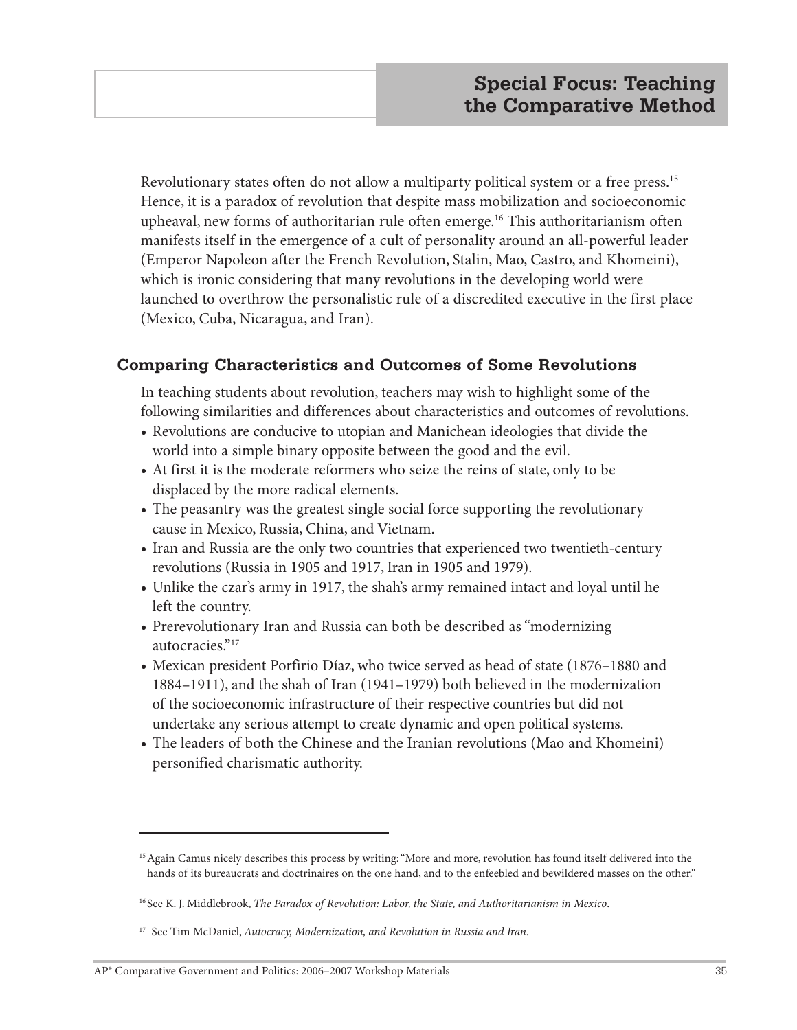Revolutionary states often do not allow a multiparty political system or a free press.[15] Hence, it is a paradox of revolution that despite mass mobilization and socioeconomic upheaval, new forms of authoritarian rule often emerge.[16] This authoritarianism often manifests itself in the emergence of a cult of personality around an all-powerful leader (Emperor Napoleon after the French Revolution, Stalin, Mao, Castro, and Khomeini), which is ironic considering that many revolutions in the developing world were launched to overthrow the personalistic rule of a discredited executive in the first place (Mexico, Cuba, Nicaragua, and Iran).

### Comparing Characteristics and Outcomes of Some Revolutions

In teaching students about revolution, teachers may wish to highlight some of the following similarities and differences about characteristics and outcomes of revolutions.

- Revolutions are conducive to utopian and Manichean ideologies that divide the world into a simple binary opposite between the good and the evil.
- At first it is the moderate reformers who seize the reins of state, only to be displaced by the more radical elements.
- The peasantry was the greatest single social force supporting the revolutionary cause in Mexico, Russia, China, and Vietnam.
- Iran and Russia are the only two countries that experienced two twentieth-century revolutions (Russia in 1905 and 1917, Iran in 1905 and 1979).
- Unlike the czar's army in 1917, the shah's army remained intact and loyal until he left the country.
- Prerevolutionary Iran and Russia can both be described as "modernizing autocracies."[17]
- Mexican president Porfirio Díaz, who twice served as head of state (1876–1880 and 1884–1911), and the shah of Iran (1941–1979) both believed in the modernization of the socioeconomic infrastructure of their respective countries but did not undertake any serious attempt to create dynamic and open political systems.
- The leaders of both the Chinese and the Iranian revolutions (Mao and Khomeini) personified charismatic authority.

---

[15] Again Camus nicely describes this process by writing: "More and more, revolution has found itself delivered into the hands of its bureaucrats and doctrinaires on the one hand, and to the enfeebled and bewildered masses on the other."

[16] See K. J. Middlebrook, *The Paradox of Revolution: Labor, the State, and Authoritarianism in Mexico*.

[17] See Tim McDaniel, *Autocracy, Modernization, and Revolution in Russia and Iran*.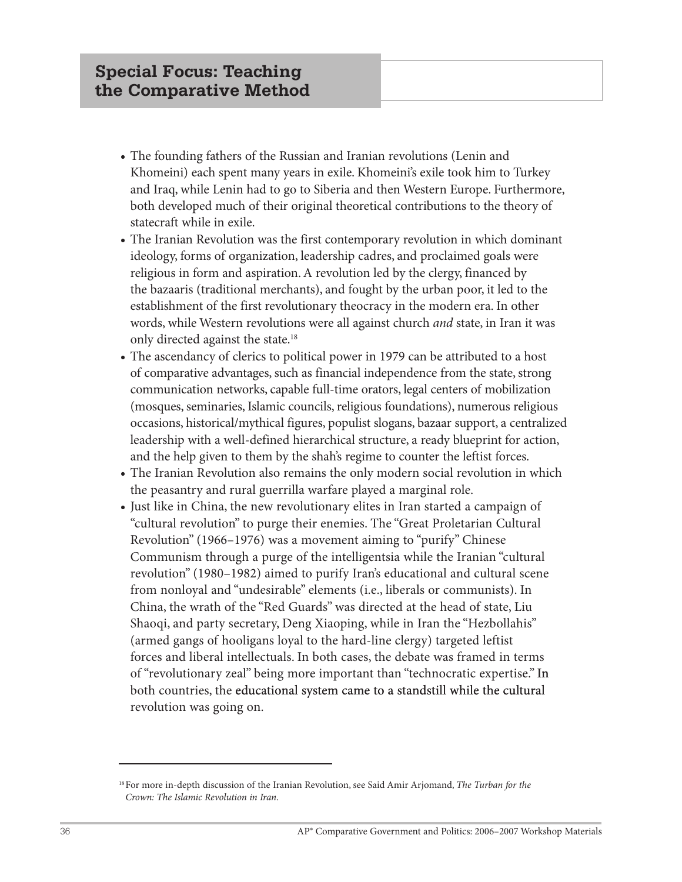- The founding fathers of the Russian and Iranian revolutions (Lenin and Khomeini) each spent many years in exile. Khomeini's exile took him to Turkey and Iraq, while Lenin had to go to Siberia and then Western Europe. Furthermore, both developed much of their original theoretical contributions to the theory of statecraft while in exile.
- The Iranian Revolution was the first contemporary revolution in which dominant ideology, forms of organization, leadership cadres, and proclaimed goals were religious in form and aspiration. A revolution led by the clergy, financed by the bazaaris (traditional merchants), and fought by the urban poor, it led to the establishment of the first revolutionary theocracy in the modern era. In other words, while Western revolutions were all against church *and* state, in Iran it was only directed against the state.[18]
- The ascendancy of clerics to political power in 1979 can be attributed to a host of comparative advantages, such as financial independence from the state, strong communication networks, capable full-time orators, legal centers of mobilization (mosques, seminaries, Islamic councils, religious foundations), numerous religious occasions, historical/mythical figures, populist slogans, bazaar support, a centralized leadership with a well-defined hierarchical structure, a ready blueprint for action, and the help given to them by the shah's regime to counter the leftist forces.
- The Iranian Revolution also remains the only modern social revolution in which the peasantry and rural guerrilla warfare played a marginal role.
- Just like in China, the new revolutionary elites in Iran started a campaign of "cultural revolution" to purge their enemies. The "Great Proletarian Cultural Revolution" (1966–1976) was a movement aiming to "purify" Chinese Communism through a purge of the intelligentsia while the Iranian "cultural revolution" (1980–1982) aimed to purify Iran's educational and cultural scene from nonloyal and "undesirable" elements (i.e., liberals or communists). In China, the wrath of the "Red Guards" was directed at the head of state, Liu Shaoqi, and party secretary, Deng Xiaoping, while in Iran the "Hezbollahis" (armed gangs of hooligans loyal to the hard-line clergy) targeted leftist forces and liberal intellectuals. In both cases, the debate was framed in terms of "revolutionary zeal" being more important than "technocratic expertise." In both countries, the educational system came to a standstill while the cultural revolution was going on.

---

[18] For more in-depth discussion of the Iranian Revolution, see Said Amir Arjomand, *The Turban for the Crown: The Islamic Revolution in Iran*.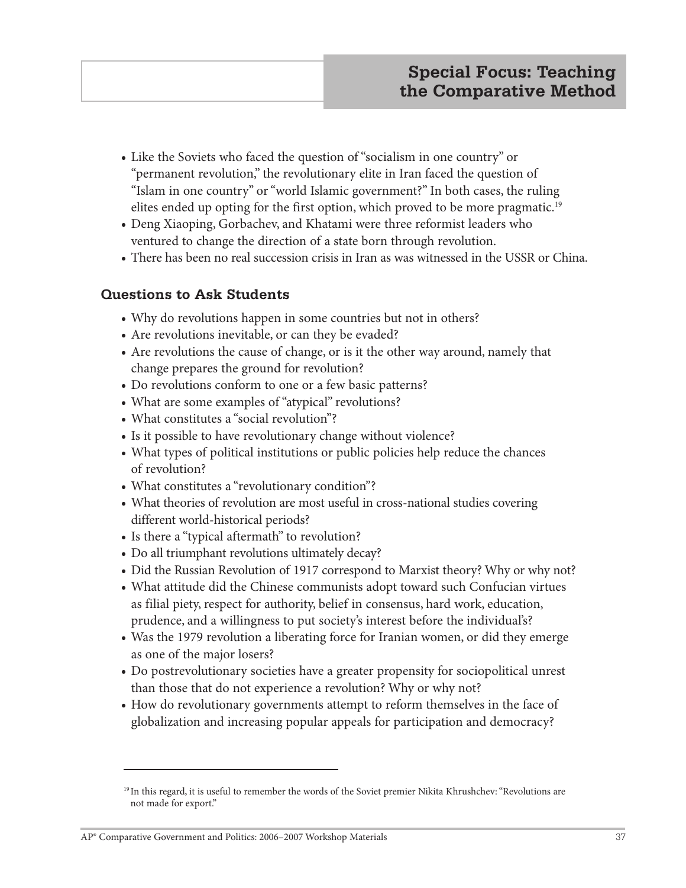- Like the Soviets who faced the question of "socialism in one country" or "permanent revolution," the revolutionary elite in Iran faced the question of "Islam in one country" or "world Islamic government?" In both cases, the ruling elites ended up opting for the first option, which proved to be more pragmatic.[19]
- Deng Xiaoping, Gorbachev, and Khatami were three reformist leaders who ventured to change the direction of a state born through revolution.
- There has been no real succession crisis in Iran as was witnessed in the USSR or China.

### Questions to Ask Students

- Why do revolutions happen in some countries but not in others?
- Are revolutions inevitable, or can they be evaded?
- Are revolutions the cause of change, or is it the other way around, namely that change prepares the ground for revolution?
- Do revolutions conform to one or a few basic patterns?
- What are some examples of "atypical" revolutions?
- What constitutes a "social revolution"?
- Is it possible to have revolutionary change without violence?
- What types of political institutions or public policies help reduce the chances of revolution?
- What constitutes a "revolutionary condition"?
- What theories of revolution are most useful in cross-national studies covering different world-historical periods?
- Is there a "typical aftermath" to revolution?
- Do all triumphant revolutions ultimately decay?
- Did the Russian Revolution of 1917 correspond to Marxist theory? Why or why not?
- What attitude did the Chinese communists adopt toward such Confucian virtues as filial piety, respect for authority, belief in consensus, hard work, education, prudence, and a willingness to put society's interest before the individual's?
- Was the 1979 revolution a liberating force for Iranian women, or did they emerge as one of the major losers?
- Do postrevolutionary societies have a greater propensity for sociopolitical unrest than those that do not experience a revolution? Why or why not?
- How do revolutionary governments attempt to reform themselves in the face of globalization and increasing popular appeals for participation and democracy?

---

[19] In this regard, it is useful to remember the words of the Soviet premier Nikita Khrushchev: "Revolutions are not made for export."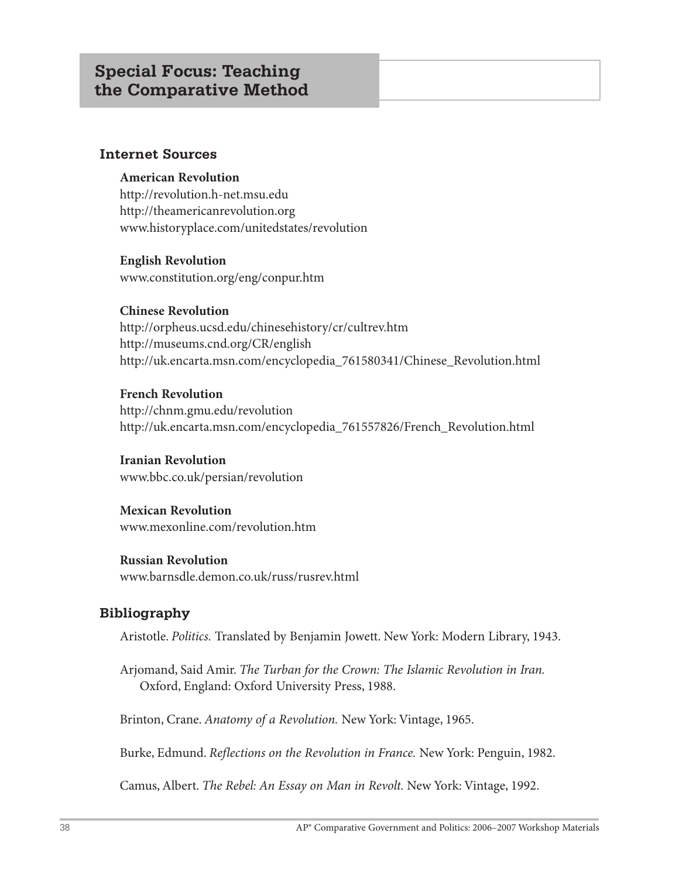## Special Focus: Teaching the Comparative Method

### Internet Sources

**American Revolution**
http://revolution.h-net.msu.edu
http://theamericanrevolution.org
www.historyplace.com/unitedstates/revolution

**English Revolution**
www.constitution.org/eng/conpur.htm

**Chinese Revolution**
http://orpheus.ucsd.edu/chinesehistory/cr/cultrev.htm
http://museums.cnd.org/CR/english
http://uk.encarta.msn.com/encyclopedia_761580341/Chinese_Revolution.html

**French Revolution**
http://chnm.gmu.edu/revolution
http://uk.encarta.msn.com/encyclopedia_761557826/French_Revolution.html

**Iranian Revolution**
www.bbc.co.uk/persian/revolution

**Mexican Revolution**
www.mexonline.com/revolution.htm

**Russian Revolution**
www.barnsdle.demon.co.uk/russ/rusrev.html

### Bibliography

Aristotle. *Politics.* Translated by Benjamin Jowett. New York: Modern Library, 1943.

Arjomand, Said Amir. *The Turban for the Crown: The Islamic Revolution in Iran.* Oxford, England: Oxford University Press, 1988.

Brinton, Crane. *Anatomy of a Revolution.* New York: Vintage, 1965.

Burke, Edmund. *Reflections on the Revolution in France.* New York: Penguin, 1982.

Camus, Albert. *The Rebel: An Essay on Man in Revolt.* New York: Vintage, 1992.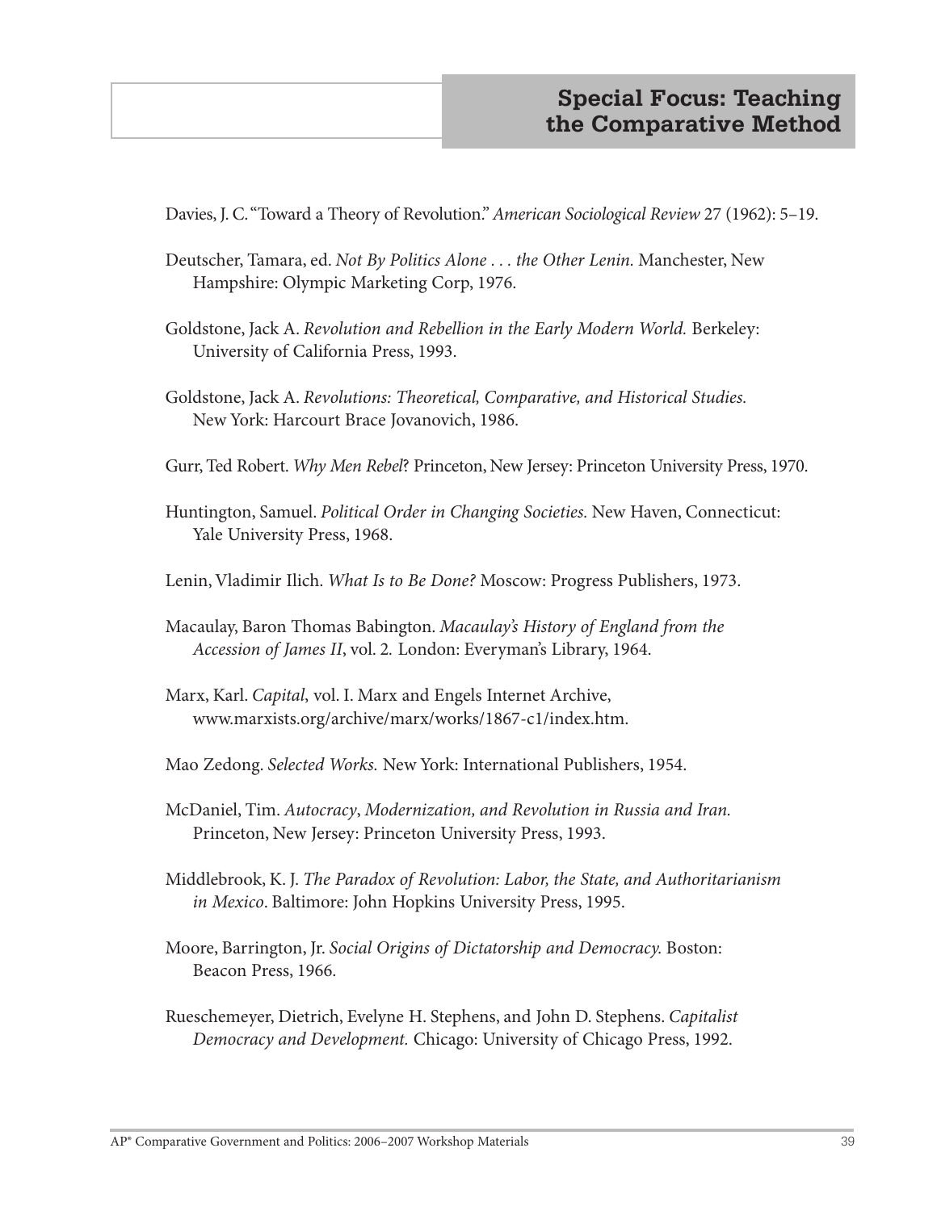Davies, J. C. "Toward a Theory of Revolution." *American Sociological Review* 27 (1962): 5–19.

Deutscher, Tamara, ed. *Not By Politics Alone . . . the Other Lenin.* Manchester, New Hampshire: Olympic Marketing Corp, 1976.

Goldstone, Jack A. *Revolution and Rebellion in the Early Modern World.* Berkeley: University of California Press, 1993.

Goldstone, Jack A. *Revolutions: Theoretical, Comparative, and Historical Studies.* New York: Harcourt Brace Jovanovich, 1986.

Gurr, Ted Robert. *Why Men Rebel*? Princeton, New Jersey: Princeton University Press, 1970.

Huntington, Samuel. *Political Order in Changing Societies.* New Haven, Connecticut: Yale University Press, 1968.

Lenin, Vladimir Ilich. *What Is to Be Done?* Moscow: Progress Publishers, 1973.

Macaulay, Baron Thomas Babington. *Macaulay's History of England from the Accession of James II*, vol. 2. London: Everyman's Library, 1964.

Marx, Karl. *Capital*, vol. I. Marx and Engels Internet Archive, www.marxists.org/archive/marx/works/1867-c1/index.htm.

Mao Zedong. *Selected Works.* New York: International Publishers, 1954.

McDaniel, Tim. *Autocracy*, *Modernization, and Revolution in Russia and Iran.* Princeton, New Jersey: Princeton University Press, 1993.

Middlebrook, K. J. *The Paradox of Revolution: Labor, the State, and Authoritarianism in Mexico*. Baltimore: John Hopkins University Press, 1995.

Moore, Barrington, Jr. *Social Origins of Dictatorship and Democracy.* Boston: Beacon Press, 1966.

Rueschemeyer, Dietrich, Evelyne H. Stephens, and John D. Stephens. *Capitalist Democracy and Development.* Chicago: University of Chicago Press, 1992.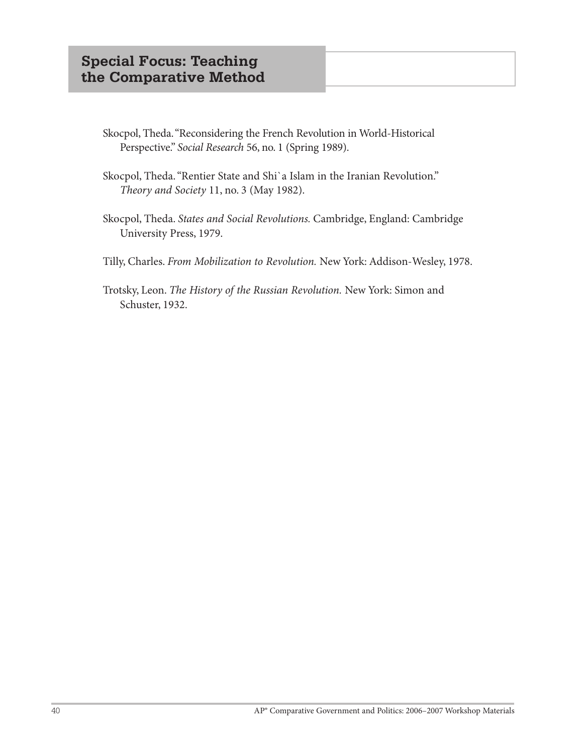Skocpol, Theda. "Reconsidering the French Revolution in World-Historical Perspective." *Social Research* 56, no. 1 (Spring 1989).

Skocpol, Theda. "Rentier State and Shi`a Islam in the Iranian Revolution." *Theory and Society* 11, no. 3 (May 1982).

Skocpol, Theda. *States and Social Revolutions.* Cambridge, England: Cambridge University Press, 1979.

Tilly, Charles. *From Mobilization to Revolution.* New York: Addison-Wesley, 1978.

Trotsky, Leon. *The History of the Russian Revolution.* New York: Simon and Schuster, 1932.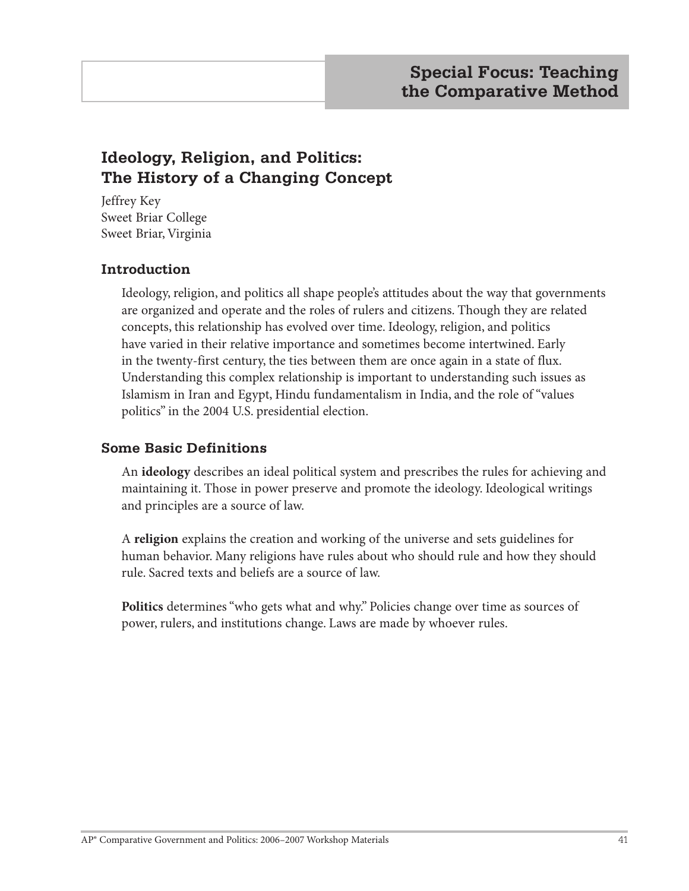## Special Focus: Teaching the Comparative Method

# Ideology, Religion, and Politics: The History of a Changing Concept

Jeffrey Key
Sweet Briar College
Sweet Briar, Virginia

### Introduction

Ideology, religion, and politics all shape people's attitudes about the way that governments are organized and operate and the roles of rulers and citizens. Though they are related concepts, this relationship has evolved over time. Ideology, religion, and politics have varied in their relative importance and sometimes become intertwined. Early in the twenty-first century, the ties between them are once again in a state of flux. Understanding this complex relationship is important to understanding such issues as Islamism in Iran and Egypt, Hindu fundamentalism in India, and the role of "values politics" in the 2004 U.S. presidential election.

### Some Basic Definitions

An **ideology** describes an ideal political system and prescribes the rules for achieving and maintaining it. Those in power preserve and promote the ideology. Ideological writings and principles are a source of law.

A **religion** explains the creation and working of the universe and sets guidelines for human behavior. Many religions have rules about who should rule and how they should rule. Sacred texts and beliefs are a source of law.

**Politics** determines "who gets what and why." Policies change over time as sources of power, rulers, and institutions change. Laws are made by whoever rules.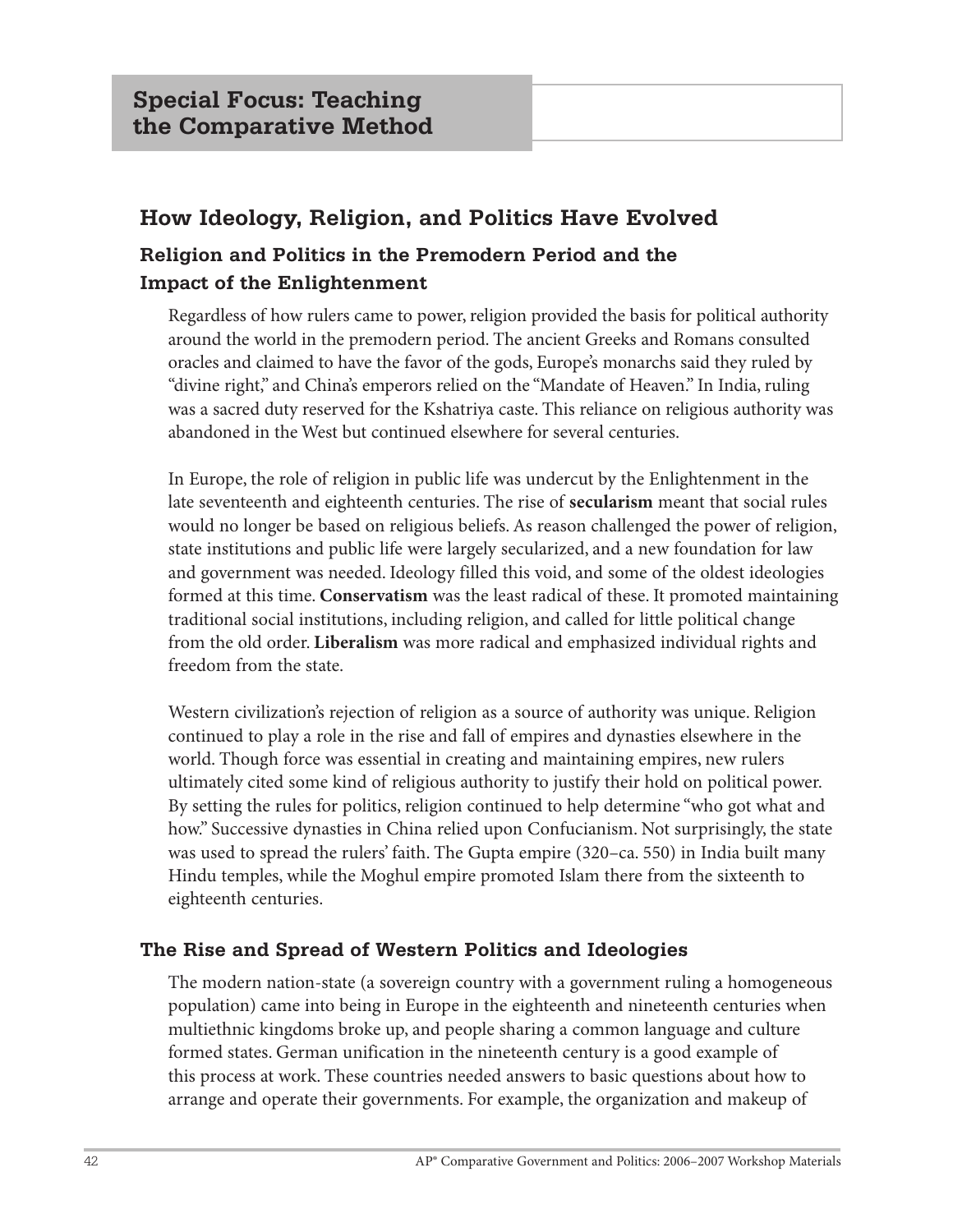## Special Focus: Teaching the Comparative Method

# How Ideology, Religion, and Politics Have Evolved

### Religion and Politics in the Premodern Period and the Impact of the Enlightenment

Regardless of how rulers came to power, religion provided the basis for political authority around the world in the premodern period. The ancient Greeks and Romans consulted oracles and claimed to have the favor of the gods, Europe's monarchs said they ruled by "divine right," and China's emperors relied on the "Mandate of Heaven." In India, ruling was a sacred duty reserved for the Kshatriya caste. This reliance on religious authority was abandoned in the West but continued elsewhere for several centuries.

In Europe, the role of religion in public life was undercut by the Enlightenment in the late seventeenth and eighteenth centuries. The rise of **secularism** meant that social rules would no longer be based on religious beliefs. As reason challenged the power of religion, state institutions and public life were largely secularized, and a new foundation for law and government was needed. Ideology filled this void, and some of the oldest ideologies formed at this time. **Conservatism** was the least radical of these. It promoted maintaining traditional social institutions, including religion, and called for little political change from the old order. **Liberalism** was more radical and emphasized individual rights and freedom from the state.

Western civilization's rejection of religion as a source of authority was unique. Religion continued to play a role in the rise and fall of empires and dynasties elsewhere in the world. Though force was essential in creating and maintaining empires, new rulers ultimately cited some kind of religious authority to justify their hold on political power. By setting the rules for politics, religion continued to help determine "who got what and how." Successive dynasties in China relied upon Confucianism. Not surprisingly, the state was used to spread the rulers' faith. The Gupta empire (320–ca. 550) in India built many Hindu temples, while the Moghul empire promoted Islam there from the sixteenth to eighteenth centuries.

### The Rise and Spread of Western Politics and Ideologies

The modern nation-state (a sovereign country with a government ruling a homogeneous population) came into being in Europe in the eighteenth and nineteenth centuries when multiethnic kingdoms broke up, and people sharing a common language and culture formed states. German unification in the nineteenth century is a good example of this process at work. These countries needed answers to basic questions about how to arrange and operate their governments. For example, the organization and makeup of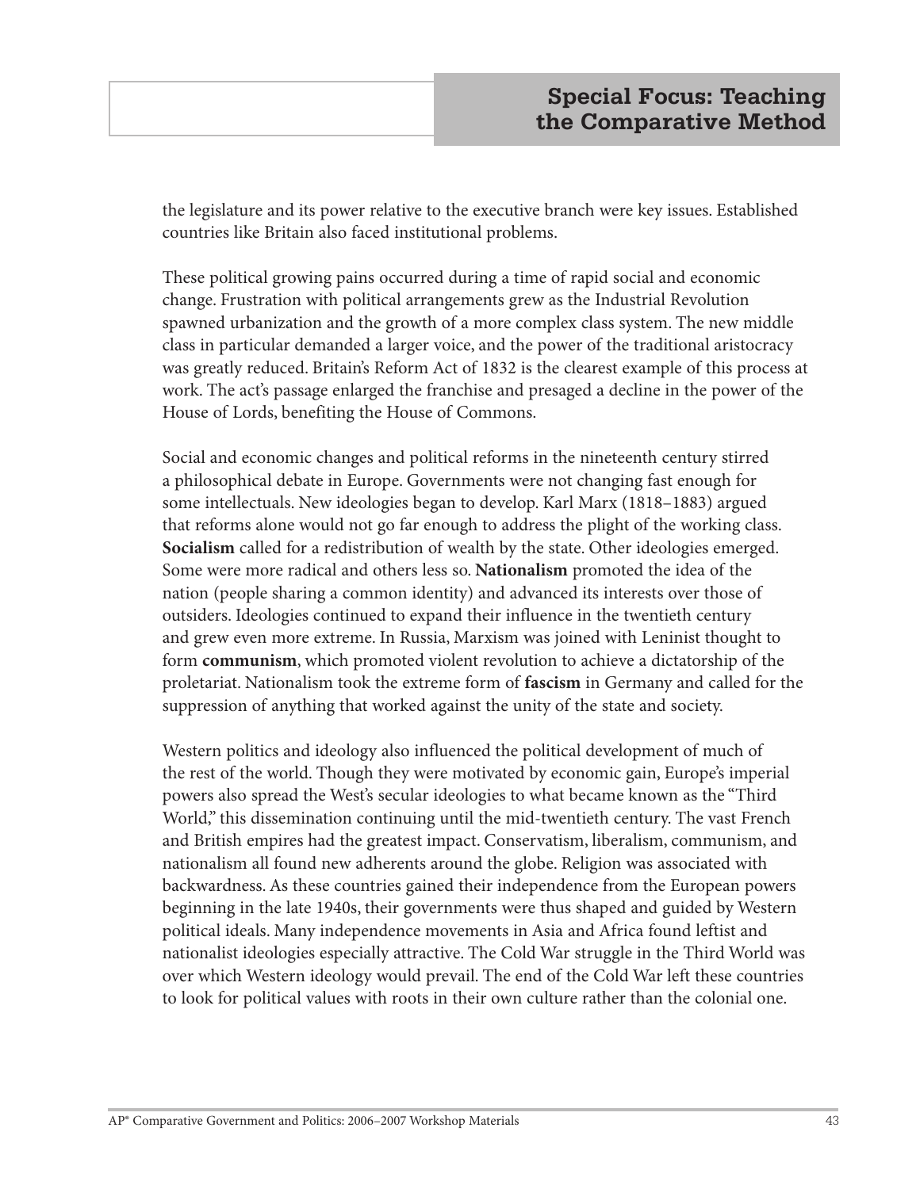the legislature and its power relative to the executive branch were key issues. Established countries like Britain also faced institutional problems.

These political growing pains occurred during a time of rapid social and economic change. Frustration with political arrangements grew as the Industrial Revolution spawned urbanization and the growth of a more complex class system. The new middle class in particular demanded a larger voice, and the power of the traditional aristocracy was greatly reduced. Britain's Reform Act of 1832 is the clearest example of this process at work. The act's passage enlarged the franchise and presaged a decline in the power of the House of Lords, benefiting the House of Commons.

Social and economic changes and political reforms in the nineteenth century stirred a philosophical debate in Europe. Governments were not changing fast enough for some intellectuals. New ideologies began to develop. Karl Marx (1818–1883) argued that reforms alone would not go far enough to address the plight of the working class. **Socialism** called for a redistribution of wealth by the state. Other ideologies emerged. Some were more radical and others less so. **Nationalism** promoted the idea of the nation (people sharing a common identity) and advanced its interests over those of outsiders. Ideologies continued to expand their influence in the twentieth century and grew even more extreme. In Russia, Marxism was joined with Leninist thought to form **communism**, which promoted violent revolution to achieve a dictatorship of the proletariat. Nationalism took the extreme form of **fascism** in Germany and called for the suppression of anything that worked against the unity of the state and society.

Western politics and ideology also influenced the political development of much of the rest of the world. Though they were motivated by economic gain, Europe's imperial powers also spread the West's secular ideologies to what became known as the "Third World," this dissemination continuing until the mid-twentieth century. The vast French and British empires had the greatest impact. Conservatism, liberalism, communism, and nationalism all found new adherents around the globe. Religion was associated with backwardness. As these countries gained their independence from the European powers beginning in the late 1940s, their governments were thus shaped and guided by Western political ideals. Many independence movements in Asia and Africa found leftist and nationalist ideologies especially attractive. The Cold War struggle in the Third World was over which Western ideology would prevail. The end of the Cold War left these countries to look for political values with roots in their own culture rather than the colonial one.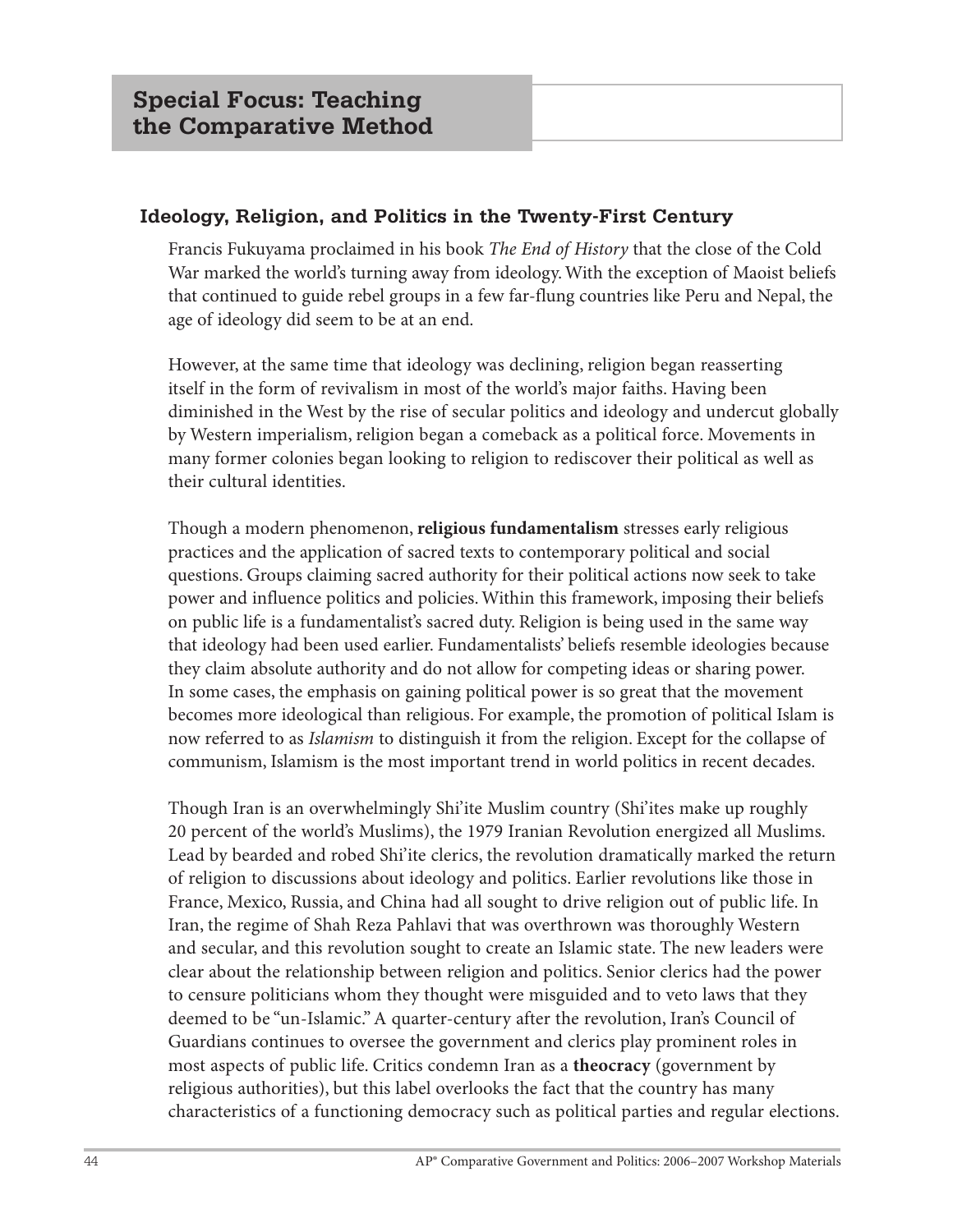## Special Focus: Teaching the Comparative Method

### Ideology, Religion, and Politics in the Twenty-First Century

Francis Fukuyama proclaimed in his book *The End of History* that the close of the Cold War marked the world's turning away from ideology. With the exception of Maoist beliefs that continued to guide rebel groups in a few far-flung countries like Peru and Nepal, the age of ideology did seem to be at an end.

However, at the same time that ideology was declining, religion began reasserting itself in the form of revivalism in most of the world's major faiths. Having been diminished in the West by the rise of secular politics and ideology and undercut globally by Western imperialism, religion began a comeback as a political force. Movements in many former colonies began looking to religion to rediscover their political as well as their cultural identities.

Though a modern phenomenon, **religious fundamentalism** stresses early religious practices and the application of sacred texts to contemporary political and social questions. Groups claiming sacred authority for their political actions now seek to take power and influence politics and policies. Within this framework, imposing their beliefs on public life is a fundamentalist's sacred duty. Religion is being used in the same way that ideology had been used earlier. Fundamentalists' beliefs resemble ideologies because they claim absolute authority and do not allow for competing ideas or sharing power. In some cases, the emphasis on gaining political power is so great that the movement becomes more ideological than religious. For example, the promotion of political Islam is now referred to as *Islamism* to distinguish it from the religion. Except for the collapse of communism, Islamism is the most important trend in world politics in recent decades.

Though Iran is an overwhelmingly Shi'ite Muslim country (Shi'ites make up roughly 20 percent of the world's Muslims), the 1979 Iranian Revolution energized all Muslims. Lead by bearded and robed Shi'ite clerics, the revolution dramatically marked the return of religion to discussions about ideology and politics. Earlier revolutions like those in France, Mexico, Russia, and China had all sought to drive religion out of public life. In Iran, the regime of Shah Reza Pahlavi that was overthrown was thoroughly Western and secular, and this revolution sought to create an Islamic state. The new leaders were clear about the relationship between religion and politics. Senior clerics had the power to censure politicians whom they thought were misguided and to veto laws that they deemed to be "un-Islamic." A quarter-century after the revolution, Iran's Council of Guardians continues to oversee the government and clerics play prominent roles in most aspects of public life. Critics condemn Iran as a **theocracy** (government by religious authorities), but this label overlooks the fact that the country has many characteristics of a functioning democracy such as political parties and regular elections.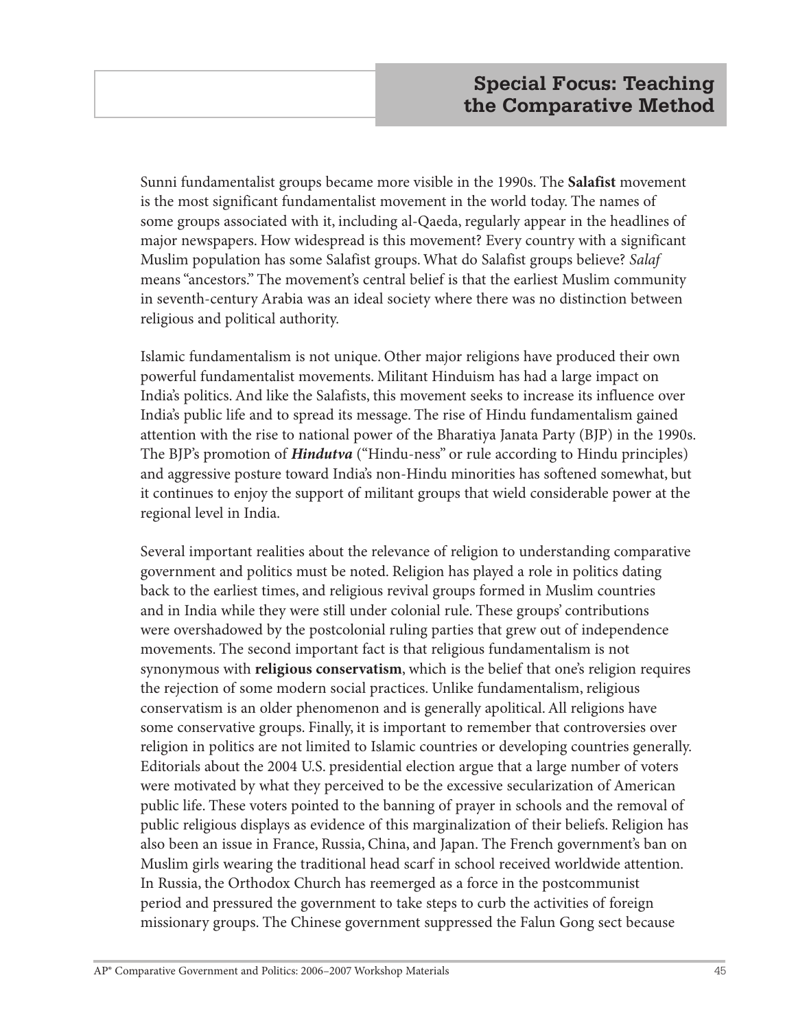Sunni fundamentalist groups became more visible in the 1990s. The **Salafist** movement is the most significant fundamentalist movement in the world today. The names of some groups associated with it, including al-Qaeda, regularly appear in the headlines of major newspapers. How widespread is this movement? Every country with a significant Muslim population has some Salafist groups. What do Salafist groups believe? *Salaf* means "ancestors." The movement's central belief is that the earliest Muslim community in seventh-century Arabia was an ideal society where there was no distinction between religious and political authority.

Islamic fundamentalism is not unique. Other major religions have produced their own powerful fundamentalist movements. Militant Hinduism has had a large impact on India's politics. And like the Salafists, this movement seeks to increase its influence over India's public life and to spread its message. The rise of Hindu fundamentalism gained attention with the rise to national power of the Bharatiya Janata Party (BJP) in the 1990s. The BJP's promotion of ***Hindutva*** ("Hindu-ness" or rule according to Hindu principles) and aggressive posture toward India's non-Hindu minorities has softened somewhat, but it continues to enjoy the support of militant groups that wield considerable power at the regional level in India.

Several important realities about the relevance of religion to understanding comparative government and politics must be noted. Religion has played a role in politics dating back to the earliest times, and religious revival groups formed in Muslim countries and in India while they were still under colonial rule. These groups' contributions were overshadowed by the postcolonial ruling parties that grew out of independence movements. The second important fact is that religious fundamentalism is not synonymous with **religious conservatism**, which is the belief that one's religion requires the rejection of some modern social practices. Unlike fundamentalism, religious conservatism is an older phenomenon and is generally apolitical. All religions have some conservative groups. Finally, it is important to remember that controversies over religion in politics are not limited to Islamic countries or developing countries generally. Editorials about the 2004 U.S. presidential election argue that a large number of voters were motivated by what they perceived to be the excessive secularization of American public life. These voters pointed to the banning of prayer in schools and the removal of public religious displays as evidence of this marginalization of their beliefs. Religion has also been an issue in France, Russia, China, and Japan. The French government's ban on Muslim girls wearing the traditional head scarf in school received worldwide attention. In Russia, the Orthodox Church has reemerged as a force in the postcommunist period and pressured the government to take steps to curb the activities of foreign missionary groups. The Chinese government suppressed the Falun Gong sect because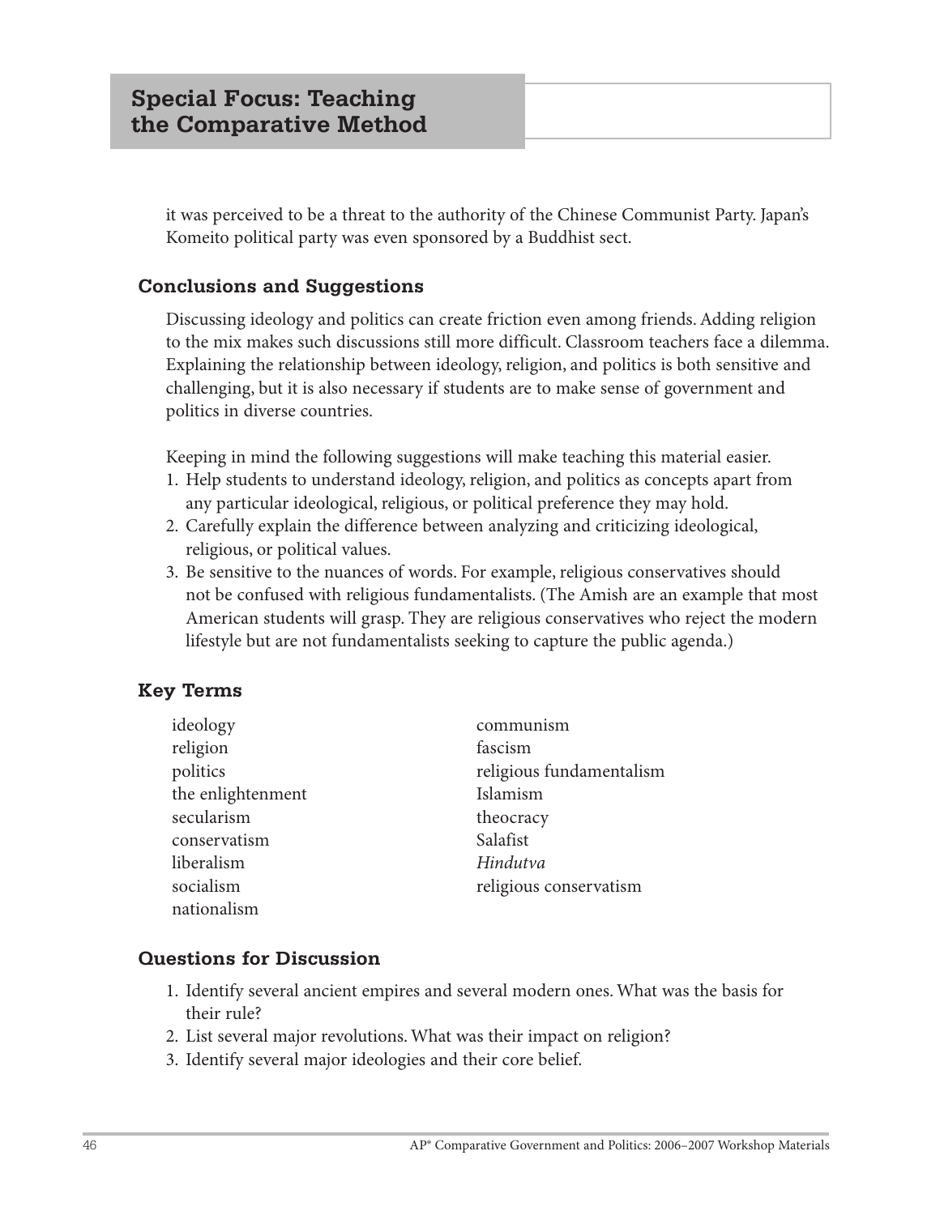it was perceived to be a threat to the authority of the Chinese Communist Party. Japan's Komeito political party was even sponsored by a Buddhist sect.

### Conclusions and Suggestions

Discussing ideology and politics can create friction even among friends. Adding religion to the mix makes such discussions still more difficult. Classroom teachers face a dilemma. Explaining the relationship between ideology, religion, and politics is both sensitive and challenging, but it is also necessary if students are to make sense of government and politics in diverse countries.

Keeping in mind the following suggestions will make teaching this material easier.

1. Help students to understand ideology, religion, and politics as concepts apart from any particular ideological, religious, or political preference they may hold.
2. Carefully explain the difference between analyzing and criticizing ideological, religious, or political values.
3. Be sensitive to the nuances of words. For example, religious conservatives should not be confused with religious fundamentalists. (The Amish are an example that most American students will grasp. They are religious conservatives who reject the modern lifestyle but are not fundamentalists seeking to capture the public agenda.)

### Key Terms

- ideology
- religion
- politics
- the enlightenment
- secularism
- conservatism
- liberalism
- socialism
- nationalism
- communism
- fascism
- religious fundamentalism
- Islamism
- theocracy
- Salafist
- *Hindutva*
- religious conservatism

### Questions for Discussion

1. Identify several ancient empires and several modern ones. What was the basis for their rule?
2. List several major revolutions. What was their impact on religion?
3. Identify several major ideologies and their core belief.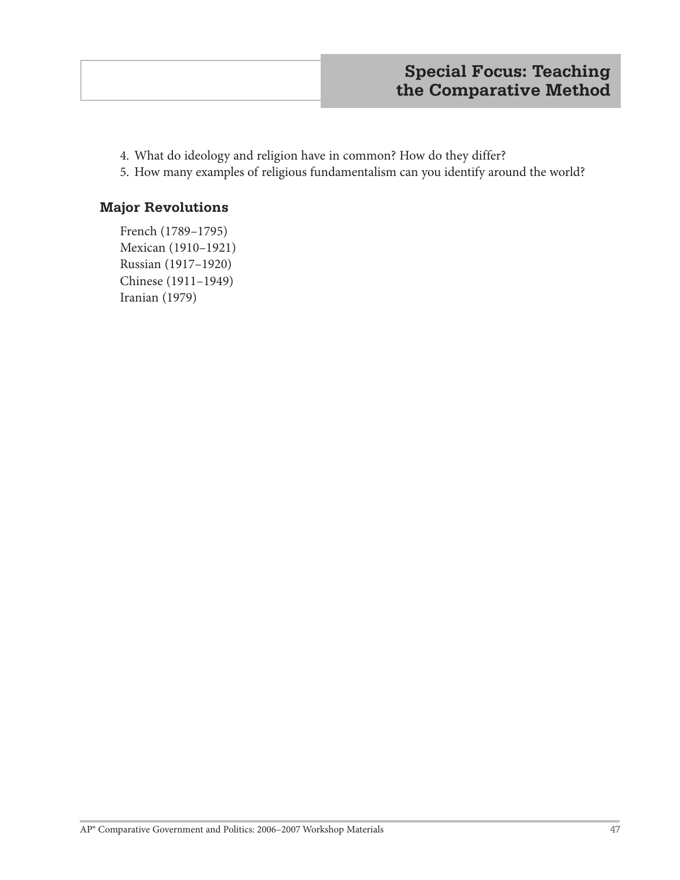4. What do ideology and religion have in common? How do they differ?
5. How many examples of religious fundamentalism can you identify around the world?

### Major Revolutions

French (1789–1795)
Mexican (1910–1921)
Russian (1917–1920)
Chinese (1911–1949)
Iranian (1979)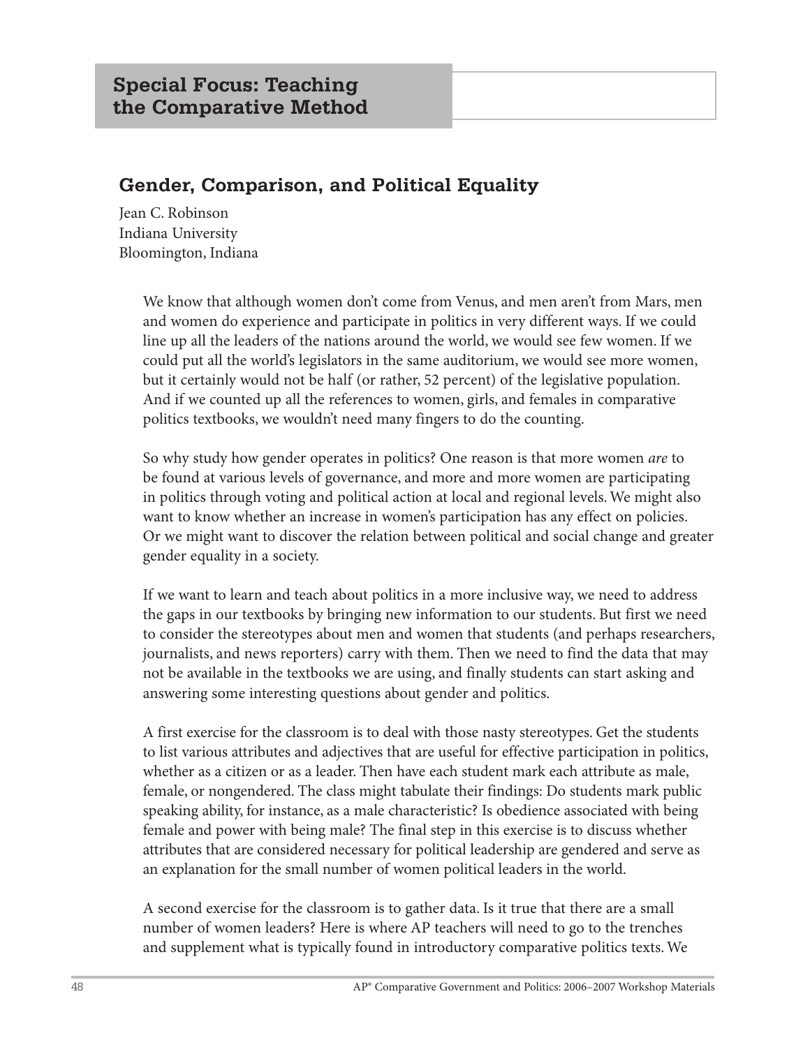## Special Focus: Teaching the Comparative Method

### Gender, Comparison, and Political Equality

Jean C. Robinson
Indiana University
Bloomington, Indiana

We know that although women don't come from Venus, and men aren't from Mars, men and women do experience and participate in politics in very different ways. If we could line up all the leaders of the nations around the world, we would see few women. If we could put all the world's legislators in the same auditorium, we would see more women, but it certainly would not be half (or rather, 52 percent) of the legislative population. And if we counted up all the references to women, girls, and females in comparative politics textbooks, we wouldn't need many fingers to do the counting.

So why study how gender operates in politics? One reason is that more women *are* to be found at various levels of governance, and more and more women are participating in politics through voting and political action at local and regional levels. We might also want to know whether an increase in women's participation has any effect on policies. Or we might want to discover the relation between political and social change and greater gender equality in a society.

If we want to learn and teach about politics in a more inclusive way, we need to address the gaps in our textbooks by bringing new information to our students. But first we need to consider the stereotypes about men and women that students (and perhaps researchers, journalists, and news reporters) carry with them. Then we need to find the data that may not be available in the textbooks we are using, and finally students can start asking and answering some interesting questions about gender and politics.

A first exercise for the classroom is to deal with those nasty stereotypes. Get the students to list various attributes and adjectives that are useful for effective participation in politics, whether as a citizen or as a leader. Then have each student mark each attribute as male, female, or nongendered. The class might tabulate their findings: Do students mark public speaking ability, for instance, as a male characteristic? Is obedience associated with being female and power with being male? The final step in this exercise is to discuss whether attributes that are considered necessary for political leadership are gendered and serve as an explanation for the small number of women political leaders in the world.

A second exercise for the classroom is to gather data. Is it true that there are a small number of women leaders? Here is where AP teachers will need to go to the trenches and supplement what is typically found in introductory comparative politics texts. We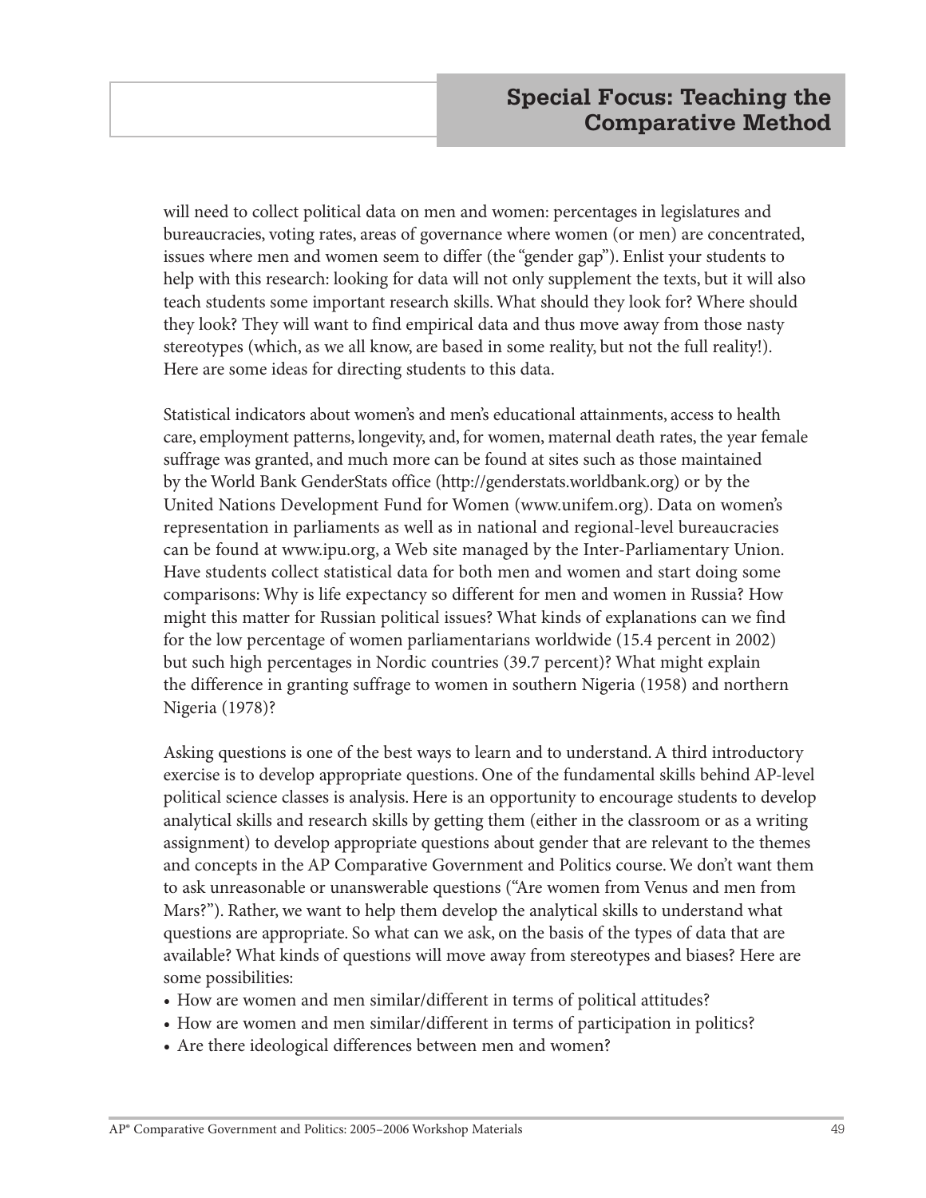will need to collect political data on men and women: percentages in legislatures and bureaucracies, voting rates, areas of governance where women (or men) are concentrated, issues where men and women seem to differ (the "gender gap"). Enlist your students to help with this research: looking for data will not only supplement the texts, but it will also teach students some important research skills. What should they look for? Where should they look? They will want to find empirical data and thus move away from those nasty stereotypes (which, as we all know, are based in some reality, but not the full reality!). Here are some ideas for directing students to this data.

Statistical indicators about women's and men's educational attainments, access to health care, employment patterns, longevity, and, for women, maternal death rates, the year female suffrage was granted, and much more can be found at sites such as those maintained by the World Bank GenderStats office (http://genderstats.worldbank.org) or by the United Nations Development Fund for Women (www.unifem.org). Data on women's representation in parliaments as well as in national and regional-level bureaucracies can be found at www.ipu.org, a Web site managed by the Inter-Parliamentary Union. Have students collect statistical data for both men and women and start doing some comparisons: Why is life expectancy so different for men and women in Russia? How might this matter for Russian political issues? What kinds of explanations can we find for the low percentage of women parliamentarians worldwide (15.4 percent in 2002) but such high percentages in Nordic countries (39.7 percent)? What might explain the difference in granting suffrage to women in southern Nigeria (1958) and northern Nigeria (1978)?

Asking questions is one of the best ways to learn and to understand. A third introductory exercise is to develop appropriate questions. One of the fundamental skills behind AP-level political science classes is analysis. Here is an opportunity to encourage students to develop analytical skills and research skills by getting them (either in the classroom or as a writing assignment) to develop appropriate questions about gender that are relevant to the themes and concepts in the AP Comparative Government and Politics course. We don't want them to ask unreasonable or unanswerable questions ("Are women from Venus and men from Mars?"). Rather, we want to help them develop the analytical skills to understand what questions are appropriate. So what can we ask, on the basis of the types of data that are available? What kinds of questions will move away from stereotypes and biases? Here are some possibilities:

- How are women and men similar/different in terms of political attitudes?
- How are women and men similar/different in terms of participation in politics?
- Are there ideological differences between men and women?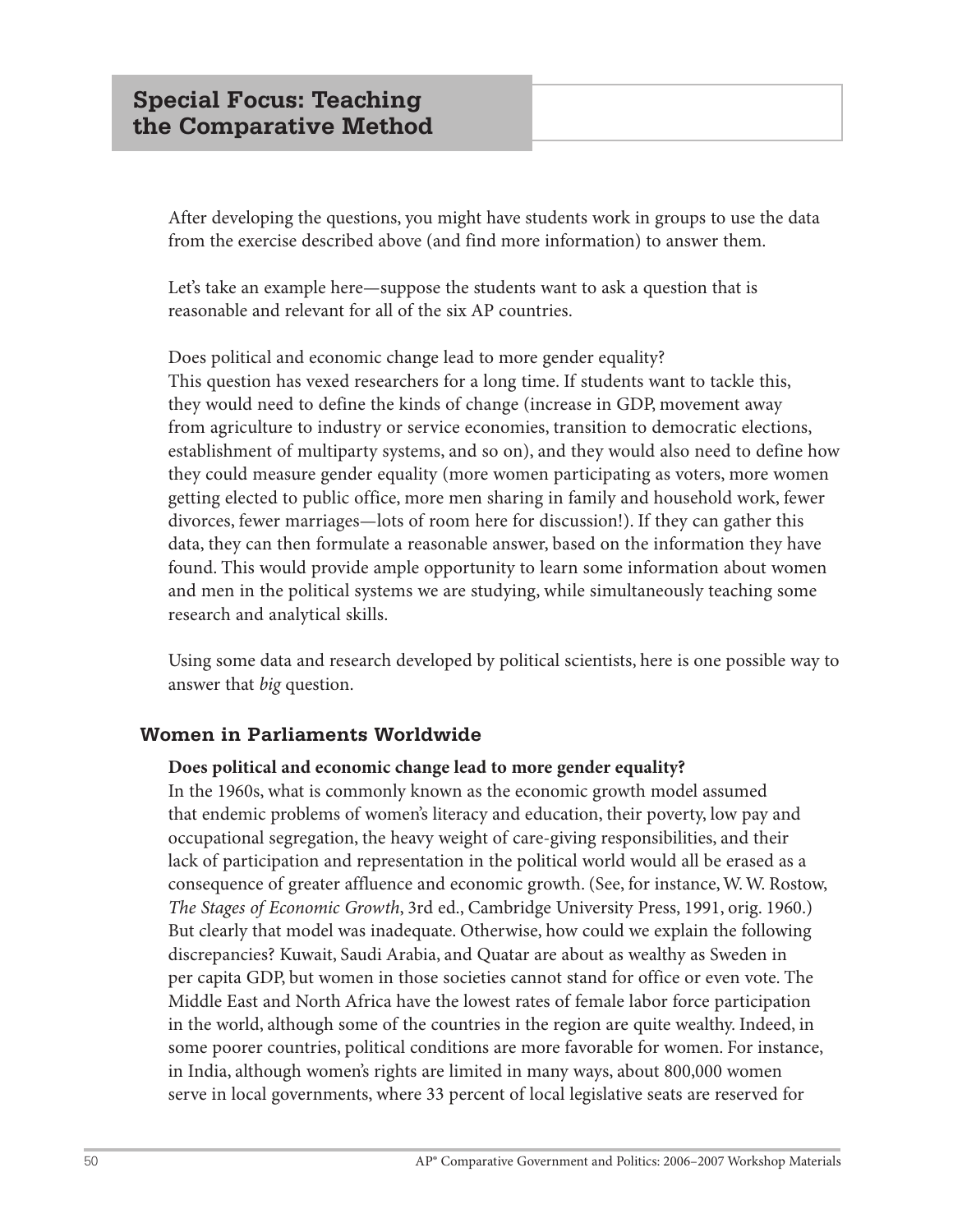After developing the questions, you might have students work in groups to use the data from the exercise described above (and find more information) to answer them.

Let's take an example here—suppose the students want to ask a question that is reasonable and relevant for all of the six AP countries.

Does political and economic change lead to more gender equality?
This question has vexed researchers for a long time. If students want to tackle this, they would need to define the kinds of change (increase in GDP, movement away from agriculture to industry or service economies, transition to democratic elections, establishment of multiparty systems, and so on), and they would also need to define how they could measure gender equality (more women participating as voters, more women getting elected to public office, more men sharing in family and household work, fewer divorces, fewer marriages—lots of room here for discussion!). If they can gather this data, they can then formulate a reasonable answer, based on the information they have found. This would provide ample opportunity to learn some information about women and men in the political systems we are studying, while simultaneously teaching some research and analytical skills.

Using some data and research developed by political scientists, here is one possible way to answer that *big* question.

## Women in Parliaments Worldwide

**Does political and economic change lead to more gender equality?**
In the 1960s, what is commonly known as the economic growth model assumed that endemic problems of women's literacy and education, their poverty, low pay and occupational segregation, the heavy weight of care-giving responsibilities, and their lack of participation and representation in the political world would all be erased as a consequence of greater affluence and economic growth. (See, for instance, W. W. Rostow, *The Stages of Economic Growth*, 3rd ed., Cambridge University Press, 1991, orig. 1960.) But clearly that model was inadequate. Otherwise, how could we explain the following discrepancies? Kuwait, Saudi Arabia, and Quatar are about as wealthy as Sweden in per capita GDP, but women in those societies cannot stand for office or even vote. The Middle East and North Africa have the lowest rates of female labor force participation in the world, although some of the countries in the region are quite wealthy. Indeed, in some poorer countries, political conditions are more favorable for women. For instance, in India, although women's rights are limited in many ways, about 800,000 women serve in local governments, where 33 percent of local legislative seats are reserved for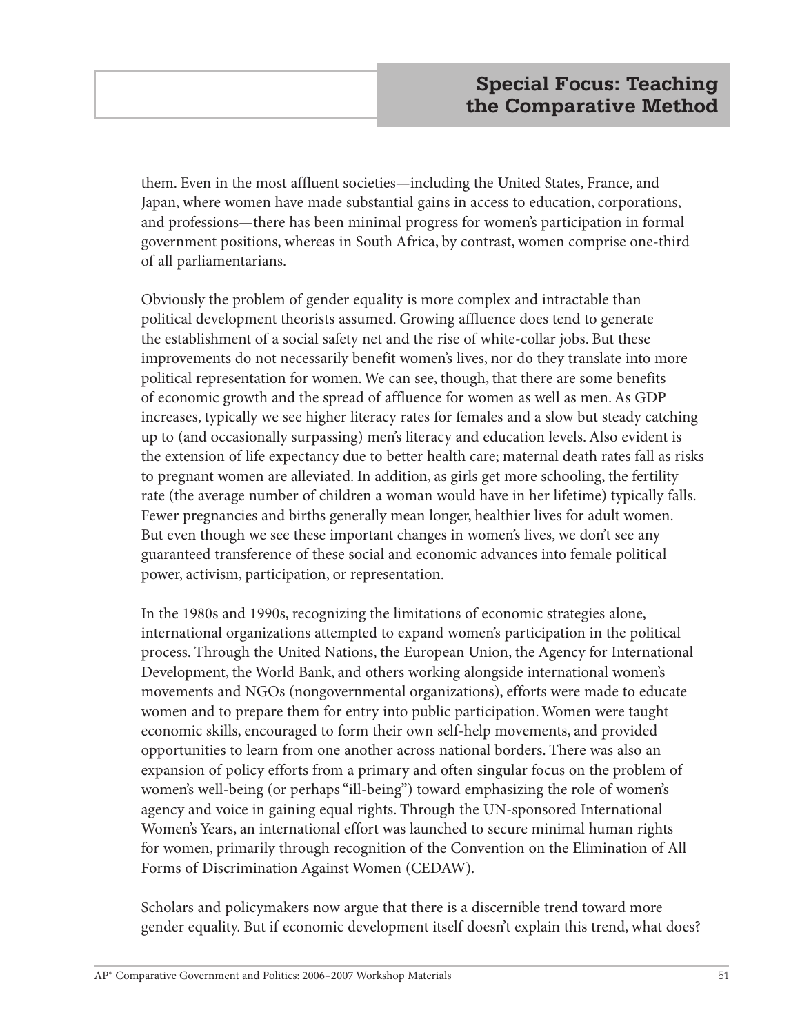them. Even in the most affluent societies—including the United States, France, and Japan, where women have made substantial gains in access to education, corporations, and professions—there has been minimal progress for women's participation in formal government positions, whereas in South Africa, by contrast, women comprise one-third of all parliamentarians.

Obviously the problem of gender equality is more complex and intractable than political development theorists assumed. Growing affluence does tend to generate the establishment of a social safety net and the rise of white-collar jobs. But these improvements do not necessarily benefit women's lives, nor do they translate into more political representation for women. We can see, though, that there are some benefits of economic growth and the spread of affluence for women as well as men. As GDP increases, typically we see higher literacy rates for females and a slow but steady catching up to (and occasionally surpassing) men's literacy and education levels. Also evident is the extension of life expectancy due to better health care; maternal death rates fall as risks to pregnant women are alleviated. In addition, as girls get more schooling, the fertility rate (the average number of children a woman would have in her lifetime) typically falls. Fewer pregnancies and births generally mean longer, healthier lives for adult women. But even though we see these important changes in women's lives, we don't see any guaranteed transference of these social and economic advances into female political power, activism, participation, or representation.

In the 1980s and 1990s, recognizing the limitations of economic strategies alone, international organizations attempted to expand women's participation in the political process. Through the United Nations, the European Union, the Agency for International Development, the World Bank, and others working alongside international women's movements and NGOs (nongovernmental organizations), efforts were made to educate women and to prepare them for entry into public participation. Women were taught economic skills, encouraged to form their own self-help movements, and provided opportunities to learn from one another across national borders. There was also an expansion of policy efforts from a primary and often singular focus on the problem of women's well-being (or perhaps "ill-being") toward emphasizing the role of women's agency and voice in gaining equal rights. Through the UN-sponsored International Women's Years, an international effort was launched to secure minimal human rights for women, primarily through recognition of the Convention on the Elimination of All Forms of Discrimination Against Women (CEDAW).

Scholars and policymakers now argue that there is a discernible trend toward more gender equality. But if economic development itself doesn't explain this trend, what does?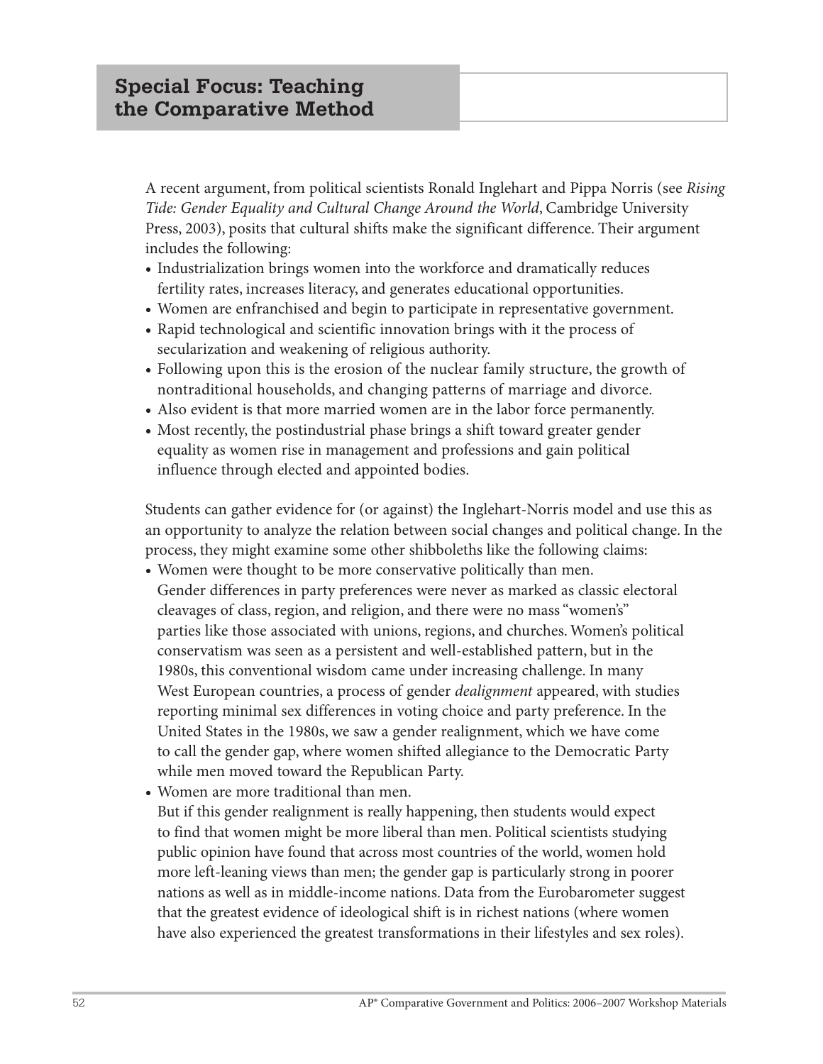## Special Focus: Teaching the Comparative Method

A recent argument, from political scientists Ronald Inglehart and Pippa Norris (see *Rising Tide: Gender Equality and Cultural Change Around the World*, Cambridge University Press, 2003), posits that cultural shifts make the significant difference. Their argument includes the following:

- Industrialization brings women into the workforce and dramatically reduces fertility rates, increases literacy, and generates educational opportunities.
- Women are enfranchised and begin to participate in representative government.
- Rapid technological and scientific innovation brings with it the process of secularization and weakening of religious authority.
- Following upon this is the erosion of the nuclear family structure, the growth of nontraditional households, and changing patterns of marriage and divorce.
- Also evident is that more married women are in the labor force permanently.
- Most recently, the postindustrial phase brings a shift toward greater gender equality as women rise in management and professions and gain political influence through elected and appointed bodies.

Students can gather evidence for (or against) the Inglehart-Norris model and use this as an opportunity to analyze the relation between social changes and political change. In the process, they might examine some other shibboleths like the following claims:

- Women were thought to be more conservative politically than men.
  Gender differences in party preferences were never as marked as classic electoral cleavages of class, region, and religion, and there were no mass "women's" parties like those associated with unions, regions, and churches. Women's political conservatism was seen as a persistent and well-established pattern, but in the 1980s, this conventional wisdom came under increasing challenge. In many West European countries, a process of gender *dealignment* appeared, with studies reporting minimal sex differences in voting choice and party preference. In the United States in the 1980s, we saw a gender realignment, which we have come to call the gender gap, where women shifted allegiance to the Democratic Party while men moved toward the Republican Party.
- Women are more traditional than men.
  But if this gender realignment is really happening, then students would expect to find that women might be more liberal than men. Political scientists studying public opinion have found that across most countries of the world, women hold more left-leaning views than men; the gender gap is particularly strong in poorer nations as well as in middle-income nations. Data from the Eurobarometer suggest that the greatest evidence of ideological shift is in richest nations (where women have also experienced the greatest transformations in their lifestyles and sex roles).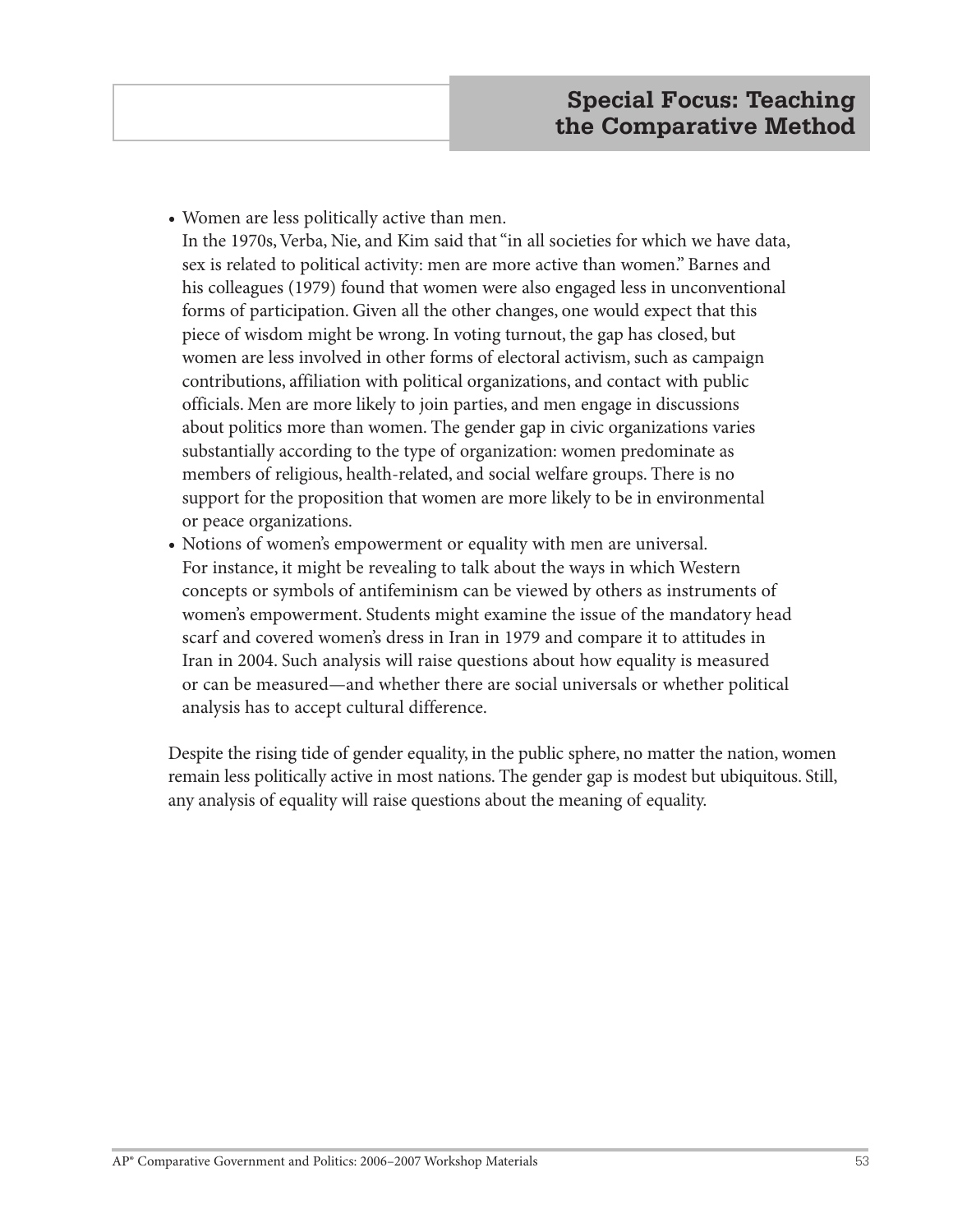- Women are less politically active than men.
  In the 1970s, Verba, Nie, and Kim said that "in all societies for which we have data, sex is related to political activity: men are more active than women." Barnes and his colleagues (1979) found that women were also engaged less in unconventional forms of participation. Given all the other changes, one would expect that this piece of wisdom might be wrong. In voting turnout, the gap has closed, but women are less involved in other forms of electoral activism, such as campaign contributions, affiliation with political organizations, and contact with public officials. Men are more likely to join parties, and men engage in discussions about politics more than women. The gender gap in civic organizations varies substantially according to the type of organization: women predominate as members of religious, health-related, and social welfare groups. There is no support for the proposition that women are more likely to be in environmental or peace organizations.
- Notions of women's empowerment or equality with men are universal.
  For instance, it might be revealing to talk about the ways in which Western concepts or symbols of antifeminism can be viewed by others as instruments of women's empowerment. Students might examine the issue of the mandatory head scarf and covered women's dress in Iran in 1979 and compare it to attitudes in Iran in 2004. Such analysis will raise questions about how equality is measured or can be measured—and whether there are social universals or whether political analysis has to accept cultural difference.

Despite the rising tide of gender equality, in the public sphere, no matter the nation, women remain less politically active in most nations. The gender gap is modest but ubiquitous. Still, any analysis of equality will raise questions about the meaning of equality.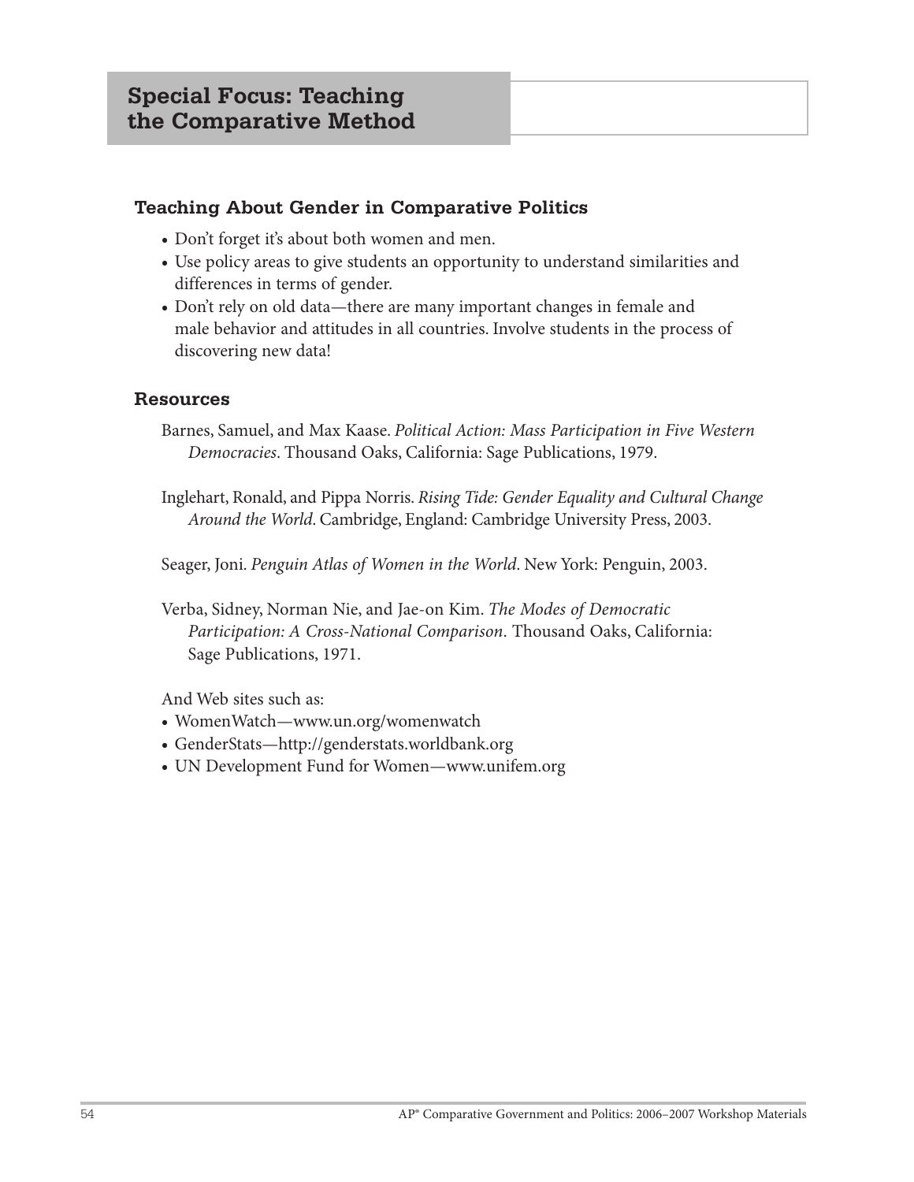## Special Focus: Teaching the Comparative Method

### Teaching About Gender in Comparative Politics

- Don't forget it's about both women and men.
- Use policy areas to give students an opportunity to understand similarities and differences in terms of gender.
- Don't rely on old data—there are many important changes in female and male behavior and attitudes in all countries. Involve students in the process of discovering new data!

### Resources

Barnes, Samuel, and Max Kaase. *Political Action: Mass Participation in Five Western Democracies*. Thousand Oaks, California: Sage Publications, 1979.

Inglehart, Ronald, and Pippa Norris. *Rising Tide: Gender Equality and Cultural Change Around the World*. Cambridge, England: Cambridge University Press, 2003.

Seager, Joni. *Penguin Atlas of Women in the World*. New York: Penguin, 2003.

Verba, Sidney, Norman Nie, and Jae-on Kim. *The Modes of Democratic Participation: A Cross-National Comparison*. Thousand Oaks, California: Sage Publications, 1971.

And Web sites such as:

- WomenWatch—www.un.org/womenwatch
- GenderStats—http://genderstats.worldbank.org
- UN Development Fund for Women—www.unifem.org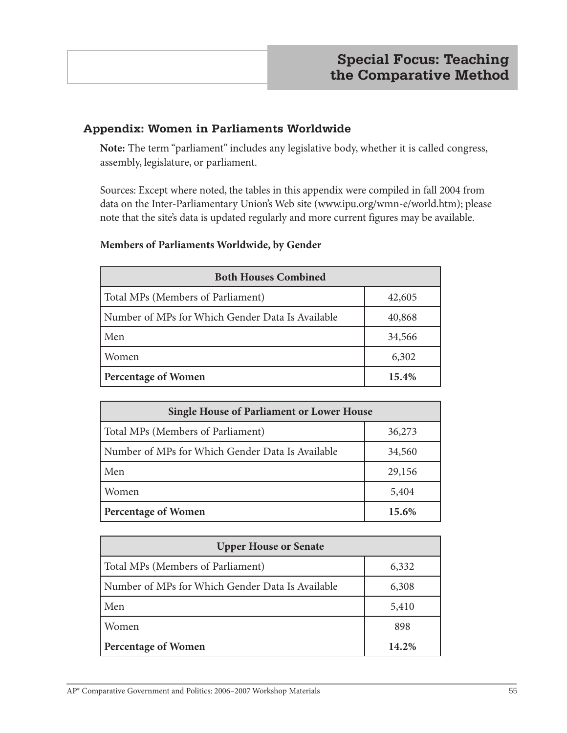## Appendix: Women in Parliaments Worldwide

**Note:** The term "parliament" includes any legislative body, whether it is called congress, assembly, legislature, or parliament.

Sources: Except where noted, the tables in this appendix were compiled in fall 2004 from data on the Inter-Parliamentary Union's Web site (www.ipu.org/wmn-e/world.htm); please note that the site's data is updated regularly and more current figures may be available.

**Members of Parliaments Worldwide, by Gender**

| Both Houses Combined | |
|---|---|
| Total MPs (Members of Parliament) | 42,605 |
| Number of MPs for Which Gender Data Is Available | 40,868 |
| Men | 34,566 |
| Women | 6,302 |
| **Percentage of Women** | **15.4%** |

| Single House of Parliament or Lower House | |
|---|---|
| Total MPs (Members of Parliament) | 36,273 |
| Number of MPs for Which Gender Data Is Available | 34,560 |
| Men | 29,156 |
| Women | 5,404 |
| **Percentage of Women** | **15.6%** |

| Upper House or Senate | |
|---|---|
| Total MPs (Members of Parliament) | 6,332 |
| Number of MPs for Which Gender Data Is Available | 6,308 |
| Men | 5,410 |
| Women | 898 |
| **Percentage of Women** | **14.2%** |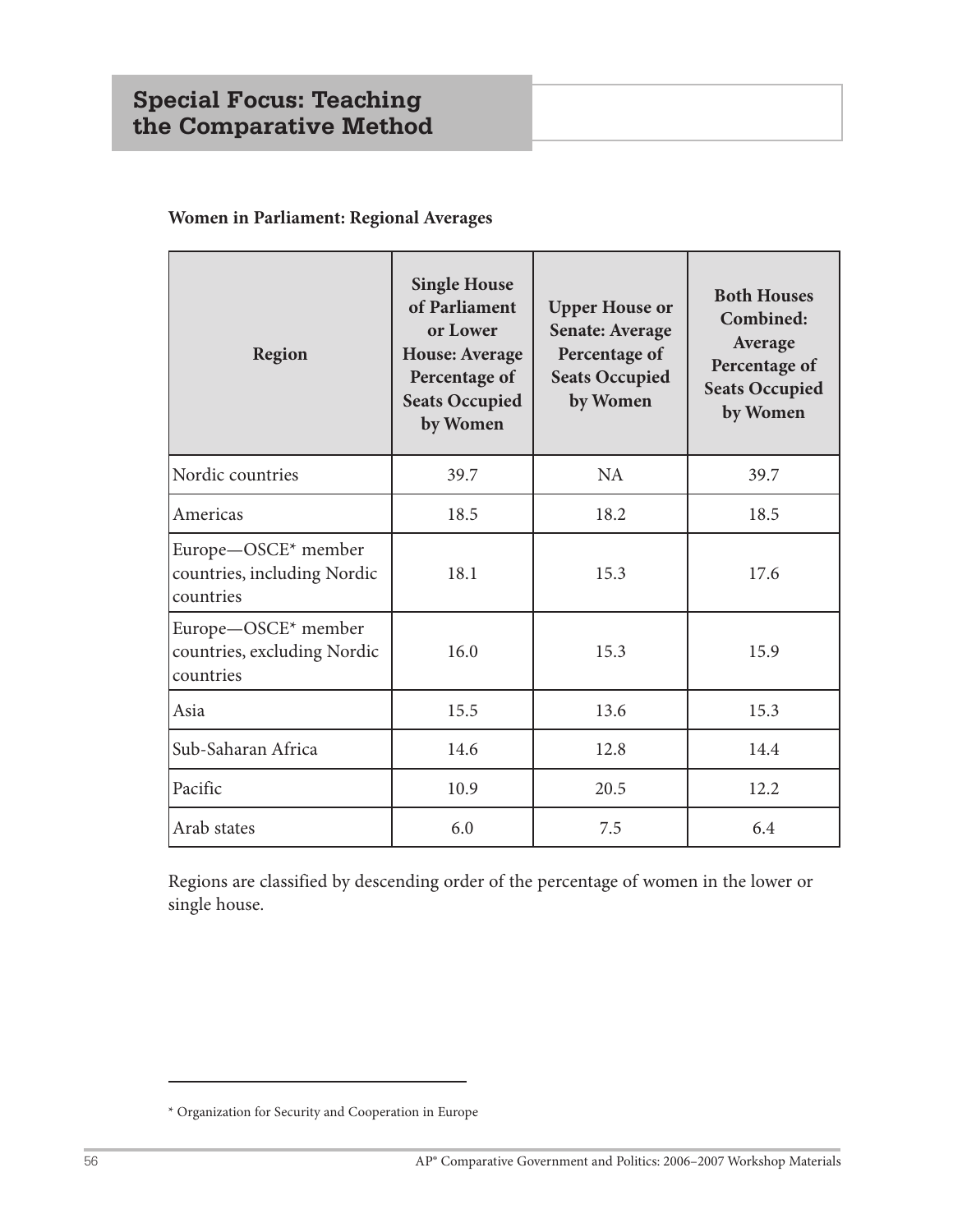## Special Focus: Teaching the Comparative Method

**Women in Parliament: Regional Averages**

| Region | Single House of Parliament or Lower House: Average Percentage of Seats Occupied by Women | Upper House or Senate: Average Percentage of Seats Occupied by Women | Both Houses Combined: Average Percentage of Seats Occupied by Women |
|---|---|---|---|
| Nordic countries | 39.7 | NA | 39.7 |
| Americas | 18.5 | 18.2 | 18.5 |
| Europe—OSCE* member countries, including Nordic countries | 18.1 | 15.3 | 17.6 |
| Europe—OSCE* member countries, excluding Nordic countries | 16.0 | 15.3 | 15.9 |
| Asia | 15.5 | 13.6 | 15.3 |
| Sub-Saharan Africa | 14.6 | 12.8 | 14.4 |
| Pacific | 10.9 | 20.5 | 12.2 |
| Arab states | 6.0 | 7.5 | 6.4 |

Regions are classified by descending order of the percentage of women in the lower or single house.

* Organization for Security and Cooperation in Europe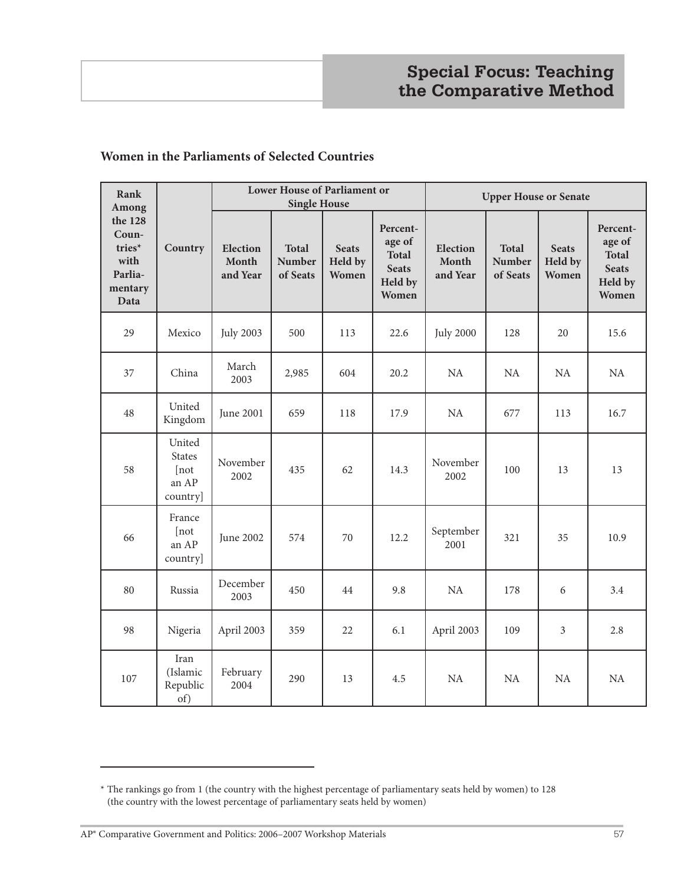## Women in the Parliaments of Selected Countries

| Rank Among the 128 Countries* with Parliamentary Data | Country | Lower House of Parliament or Single House | | | | Upper House or Senate | | | |
|---|---|---|---|---|---|---|---|---|---|
| | | Election Month and Year | Total Number of Seats | Seats Held by Women | Percentage of Total Seats Held by Women | Election Month and Year | Total Number of Seats | Seats Held by Women | Percentage of Total Seats Held by Women |
| 29 | Mexico | July 2003 | 500 | 113 | 22.6 | July 2000 | 128 | 20 | 15.6 |
| 37 | China | March 2003 | 2,985 | 604 | 20.2 | NA | NA | NA | NA |
| 48 | United Kingdom | June 2001 | 659 | 118 | 17.9 | NA | 677 | 113 | 16.7 |
| 58 | United States [not an AP country] | November 2002 | 435 | 62 | 14.3 | November 2002 | 100 | 13 | 13 |
| 66 | France [not an AP country] | June 2002 | 574 | 70 | 12.2 | September 2001 | 321 | 35 | 10.9 |
| 80 | Russia | December 2003 | 450 | 44 | 9.8 | NA | 178 | 6 | 3.4 |
| 98 | Nigeria | April 2003 | 359 | 22 | 6.1 | April 2003 | 109 | 3 | 2.8 |
| 107 | Iran (Islamic Republic of) | February 2004 | 290 | 13 | 4.5 | NA | NA | NA | NA |

\* The rankings go from 1 (the country with the highest percentage of parliamentary seats held by women) to 128 (the country with the lowest percentage of parliamentary seats held by women)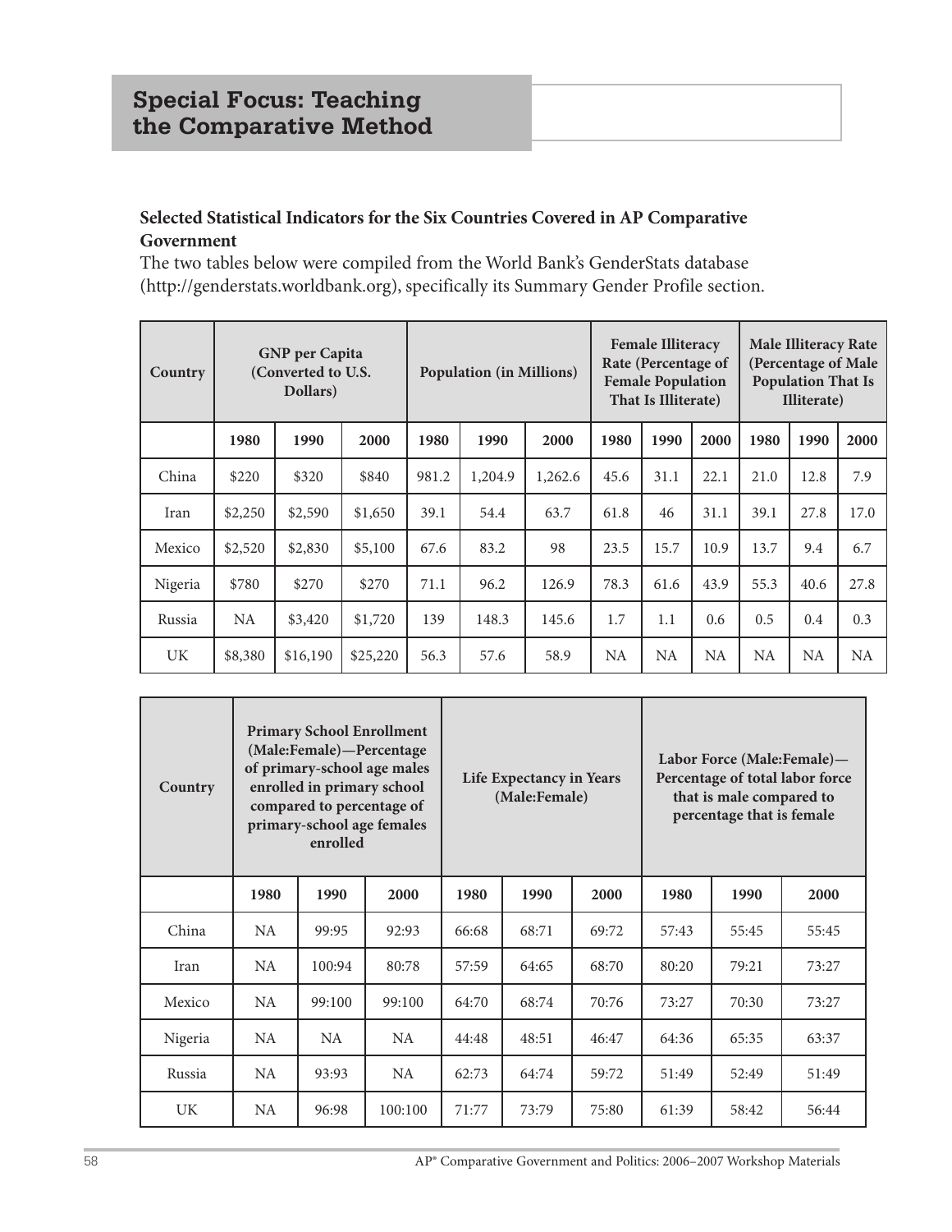## Special Focus: Teaching the Comparative Method

**Selected Statistical Indicators for the Six Countries Covered in AP Comparative Government**

The two tables below were compiled from the World Bank's GenderStats database (http://genderstats.worldbank.org), specifically its Summary Gender Profile section.

| Country | GNP per Capita (Converted to U.S. Dollars) | | | Population (in Millions) | | | Female Illiteracy Rate (Percentage of Female Population That Is Illiterate) | | | Male Illiteracy Rate (Percentage of Male Population That Is Illiterate) | | |
|---|---|---|---|---|---|---|---|---|---|---|---|---|
| | 1980 | 1990 | 2000 | 1980 | 1990 | 2000 | 1980 | 1990 | 2000 | 1980 | 1990 | 2000 |
| China | $220 | $320 | $840 | 981.2 | 1,204.9 | 1,262.6 | 45.6 | 31.1 | 22.1 | 21.0 | 12.8 | 7.9 |
| Iran | $2,250 | $2,590 | $1,650 | 39.1 | 54.4 | 63.7 | 61.8 | 46 | 31.1 | 39.1 | 27.8 | 17.0 |
| Mexico | $2,520 | $2,830 | $5,100 | 67.6 | 83.2 | 98 | 23.5 | 15.7 | 10.9 | 13.7 | 9.4 | 6.7 |
| Nigeria | $780 | $270 | $270 | 71.1 | 96.2 | 126.9 | 78.3 | 61.6 | 43.9 | 55.3 | 40.6 | 27.8 |
| Russia | NA | $3,420 | $1,720 | 139 | 148.3 | 145.6 | 1.7 | 1.1 | 0.6 | 0.5 | 0.4 | 0.3 |
| UK | $8,380 | $16,190 | $25,220 | 56.3 | 57.6 | 58.9 | NA | NA | NA | NA | NA | NA |

| Country | Primary School Enrollment (Male:Female)—Percentage of primary-school age males enrolled in primary school compared to percentage of primary-school age females enrolled | | | Life Expectancy in Years (Male:Female) | | | Labor Force (Male:Female)—Percentage of total labor force that is male compared to percentage that is female | | |
|---|---|---|---|---|---|---|---|---|---|
| | 1980 | 1990 | 2000 | 1980 | 1990 | 2000 | 1980 | 1990 | 2000 |
| China | NA | 99:95 | 92:93 | 66:68 | 68:71 | 69:72 | 57:43 | 55:45 | 55:45 |
| Iran | NA | 100:94 | 80:78 | 57:59 | 64:65 | 68:70 | 80:20 | 79:21 | 73:27 |
| Mexico | NA | 99:100 | 99:100 | 64:70 | 68:74 | 70:76 | 73:27 | 70:30 | 73:27 |
| Nigeria | NA | NA | NA | 44:48 | 48:51 | 46:47 | 64:36 | 65:35 | 63:37 |
| Russia | NA | 93:93 | NA | 62:73 | 64:74 | 59:72 | 51:49 | 52:49 | 51:49 |
| UK | NA | 96:98 | 100:100 | 71:77 | 73:79 | 75:80 | 61:39 | 58:42 | 56:44 |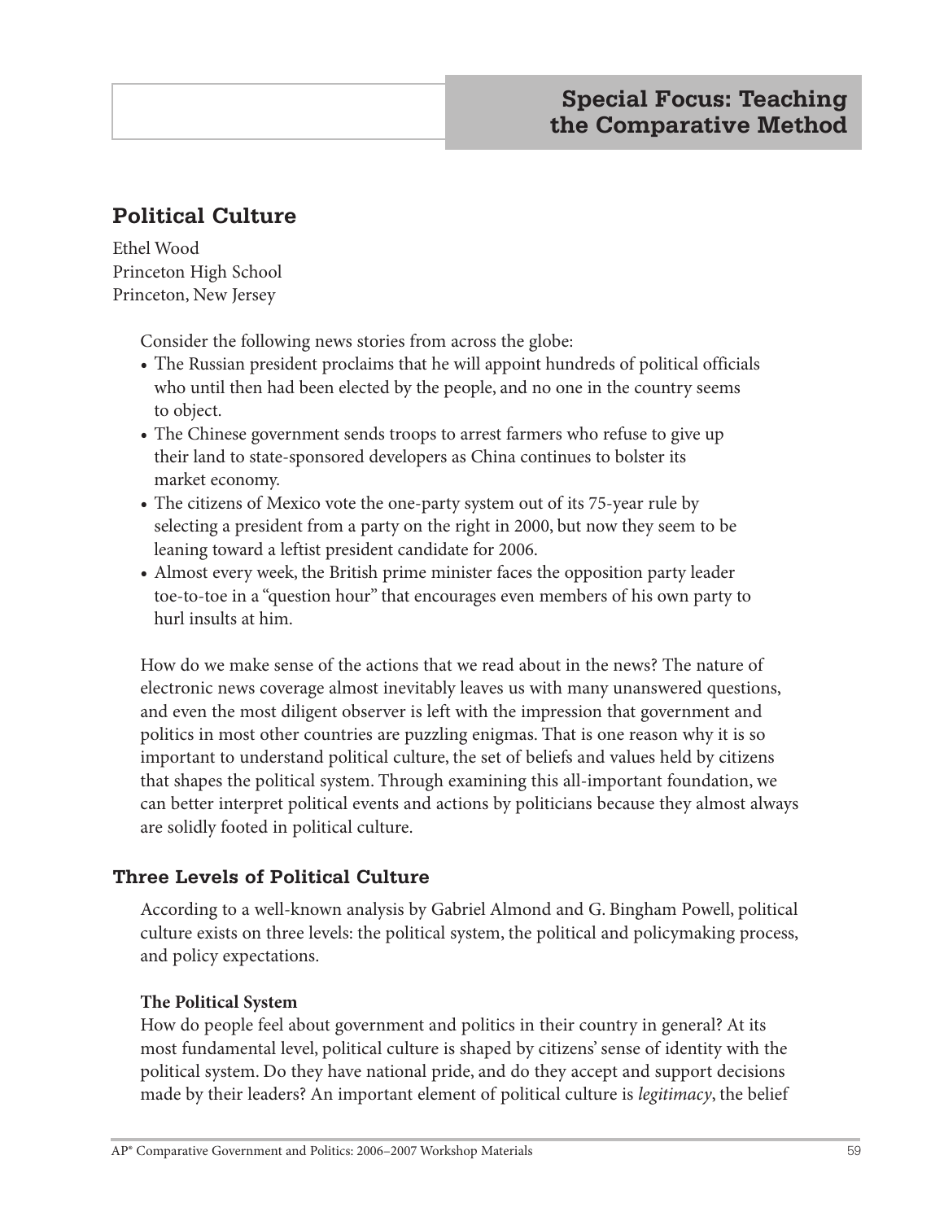## Special Focus: Teaching the Comparative Method

## Political Culture

Ethel Wood
Princeton High School
Princeton, New Jersey

Consider the following news stories from across the globe:

- The Russian president proclaims that he will appoint hundreds of political officials who until then had been elected by the people, and no one in the country seems to object.
- The Chinese government sends troops to arrest farmers who refuse to give up their land to state-sponsored developers as China continues to bolster its market economy.
- The citizens of Mexico vote the one-party system out of its 75-year rule by selecting a president from a party on the right in 2000, but now they seem to be leaning toward a leftist president candidate for 2006.
- Almost every week, the British prime minister faces the opposition party leader toe-to-toe in a "question hour" that encourages even members of his own party to hurl insults at him.

How do we make sense of the actions that we read about in the news? The nature of electronic news coverage almost inevitably leaves us with many unanswered questions, and even the most diligent observer is left with the impression that government and politics in most other countries are puzzling enigmas. That is one reason why it is so important to understand political culture, the set of beliefs and values held by citizens that shapes the political system. Through examining this all-important foundation, we can better interpret political events and actions by politicians because they almost always are solidly footed in political culture.

### Three Levels of Political Culture

According to a well-known analysis by Gabriel Almond and G. Bingham Powell, political culture exists on three levels: the political system, the political and policymaking process, and policy expectations.

#### The Political System

How do people feel about government and politics in their country in general? At its most fundamental level, political culture is shaped by citizens' sense of identity with the political system. Do they have national pride, and do they accept and support decisions made by their leaders? An important element of political culture is *legitimacy*, the belief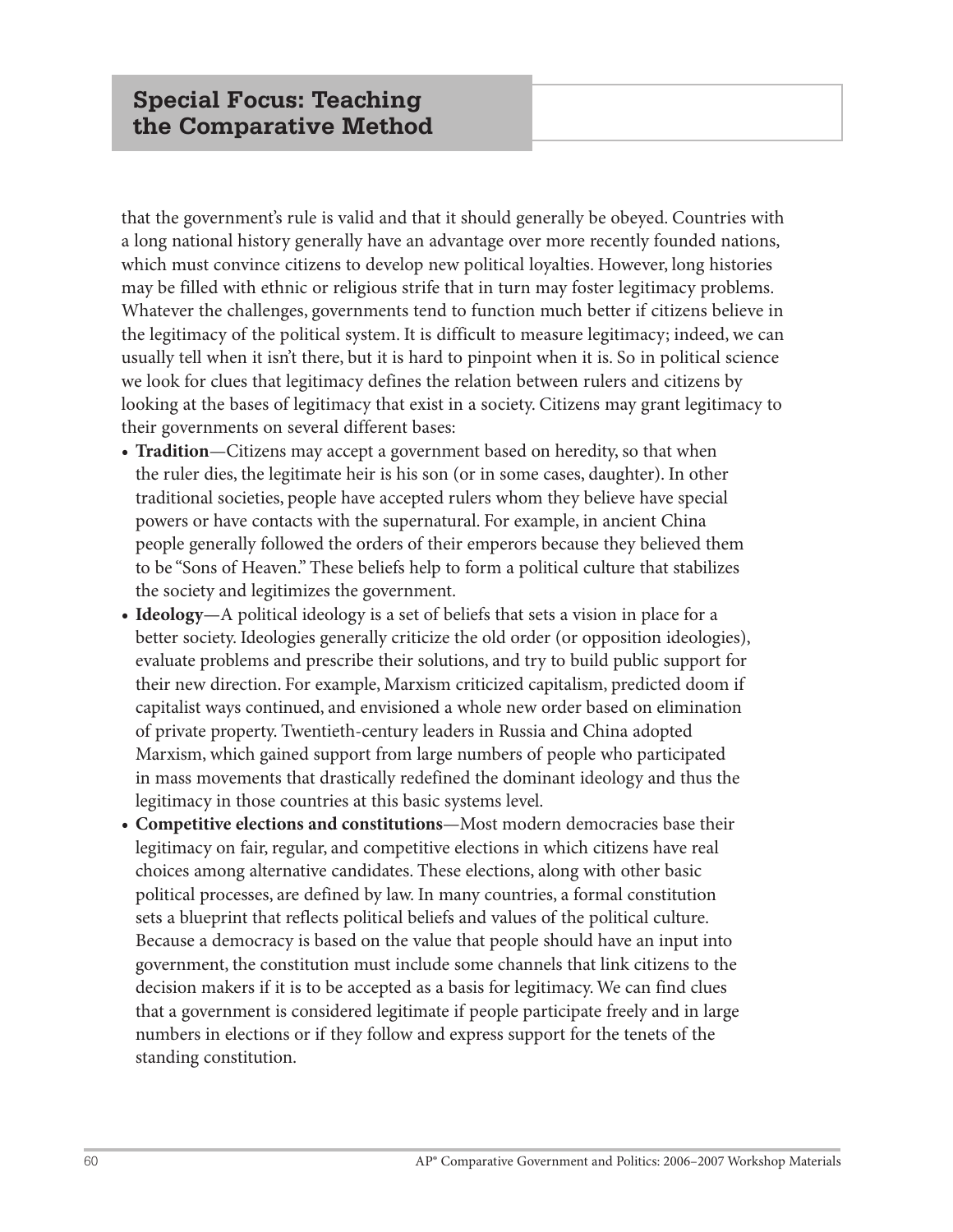that the government's rule is valid and that it should generally be obeyed. Countries with a long national history generally have an advantage over more recently founded nations, which must convince citizens to develop new political loyalties. However, long histories may be filled with ethnic or religious strife that in turn may foster legitimacy problems. Whatever the challenges, governments tend to function much better if citizens believe in the legitimacy of the political system. It is difficult to measure legitimacy; indeed, we can usually tell when it isn't there, but it is hard to pinpoint when it is. So in political science we look for clues that legitimacy defines the relation between rulers and citizens by looking at the bases of legitimacy that exist in a society. Citizens may grant legitimacy to their governments on several different bases:

- **Tradition**—Citizens may accept a government based on heredity, so that when the ruler dies, the legitimate heir is his son (or in some cases, daughter). In other traditional societies, people have accepted rulers whom they believe have special powers or have contacts with the supernatural. For example, in ancient China people generally followed the orders of their emperors because they believed them to be "Sons of Heaven." These beliefs help to form a political culture that stabilizes the society and legitimizes the government.
- **Ideology**—A political ideology is a set of beliefs that sets a vision in place for a better society. Ideologies generally criticize the old order (or opposition ideologies), evaluate problems and prescribe their solutions, and try to build public support for their new direction. For example, Marxism criticized capitalism, predicted doom if capitalist ways continued, and envisioned a whole new order based on elimination of private property. Twentieth-century leaders in Russia and China adopted Marxism, which gained support from large numbers of people who participated in mass movements that drastically redefined the dominant ideology and thus the legitimacy in those countries at this basic systems level.
- **Competitive elections and constitutions**—Most modern democracies base their legitimacy on fair, regular, and competitive elections in which citizens have real choices among alternative candidates. These elections, along with other basic political processes, are defined by law. In many countries, a formal constitution sets a blueprint that reflects political beliefs and values of the political culture. Because a democracy is based on the value that people should have an input into government, the constitution must include some channels that link citizens to the decision makers if it is to be accepted as a basis for legitimacy. We can find clues that a government is considered legitimate if people participate freely and in large numbers in elections or if they follow and express support for the tenets of the standing constitution.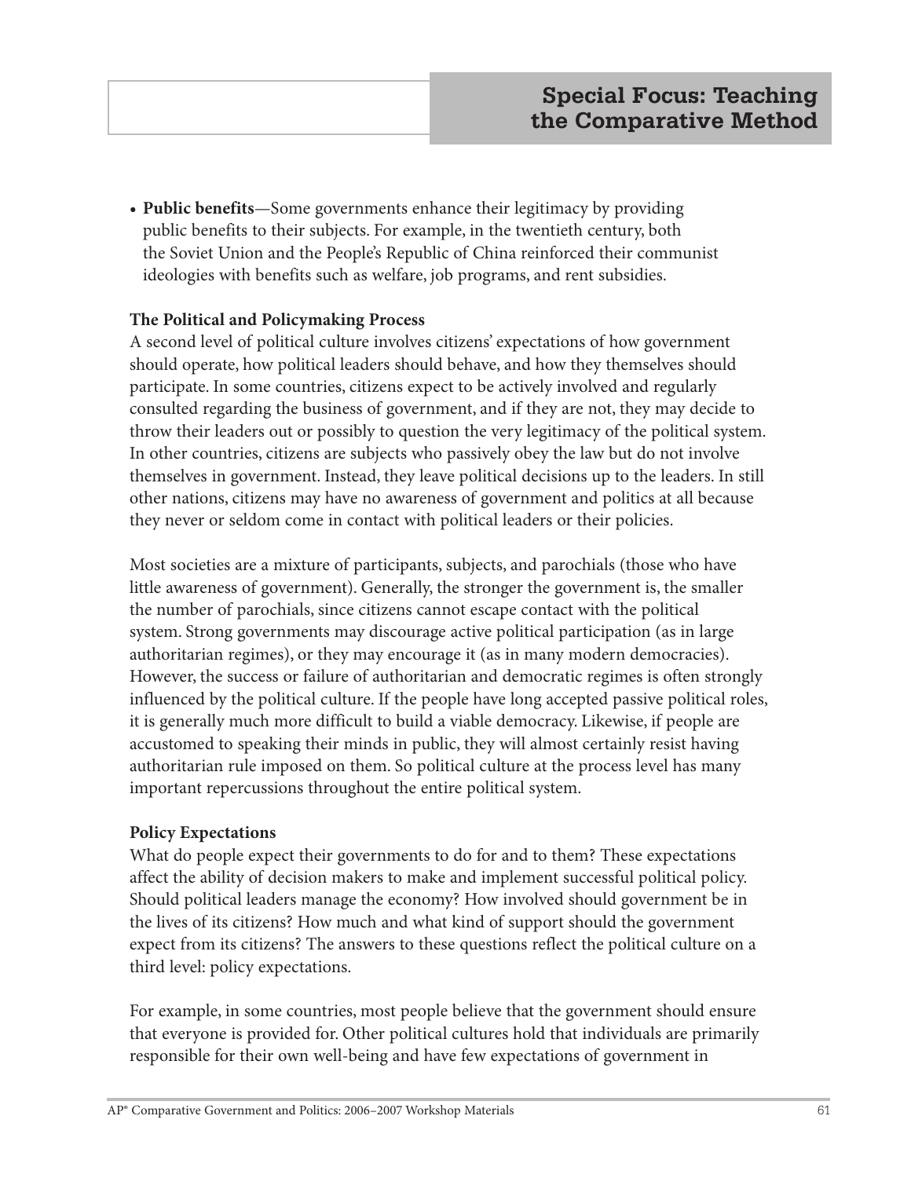- **Public benefits**—Some governments enhance their legitimacy by providing public benefits to their subjects. For example, in the twentieth century, both the Soviet Union and the People's Republic of China reinforced their communist ideologies with benefits such as welfare, job programs, and rent subsidies.

**The Political and Policymaking Process**

A second level of political culture involves citizens' expectations of how government should operate, how political leaders should behave, and how they themselves should participate. In some countries, citizens expect to be actively involved and regularly consulted regarding the business of government, and if they are not, they may decide to throw their leaders out or possibly to question the very legitimacy of the political system. In other countries, citizens are subjects who passively obey the law but do not involve themselves in government. Instead, they leave political decisions up to the leaders. In still other nations, citizens may have no awareness of government and politics at all because they never or seldom come in contact with political leaders or their policies.

Most societies are a mixture of participants, subjects, and parochials (those who have little awareness of government). Generally, the stronger the government is, the smaller the number of parochials, since citizens cannot escape contact with the political system. Strong governments may discourage active political participation (as in large authoritarian regimes), or they may encourage it (as in many modern democracies). However, the success or failure of authoritarian and democratic regimes is often strongly influenced by the political culture. If the people have long accepted passive political roles, it is generally much more difficult to build a viable democracy. Likewise, if people are accustomed to speaking their minds in public, they will almost certainly resist having authoritarian rule imposed on them. So political culture at the process level has many important repercussions throughout the entire political system.

**Policy Expectations**

What do people expect their governments to do for and to them? These expectations affect the ability of decision makers to make and implement successful political policy. Should political leaders manage the economy? How involved should government be in the lives of its citizens? How much and what kind of support should the government expect from its citizens? The answers to these questions reflect the political culture on a third level: policy expectations.

For example, in some countries, most people believe that the government should ensure that everyone is provided for. Other political cultures hold that individuals are primarily responsible for their own well-being and have few expectations of government in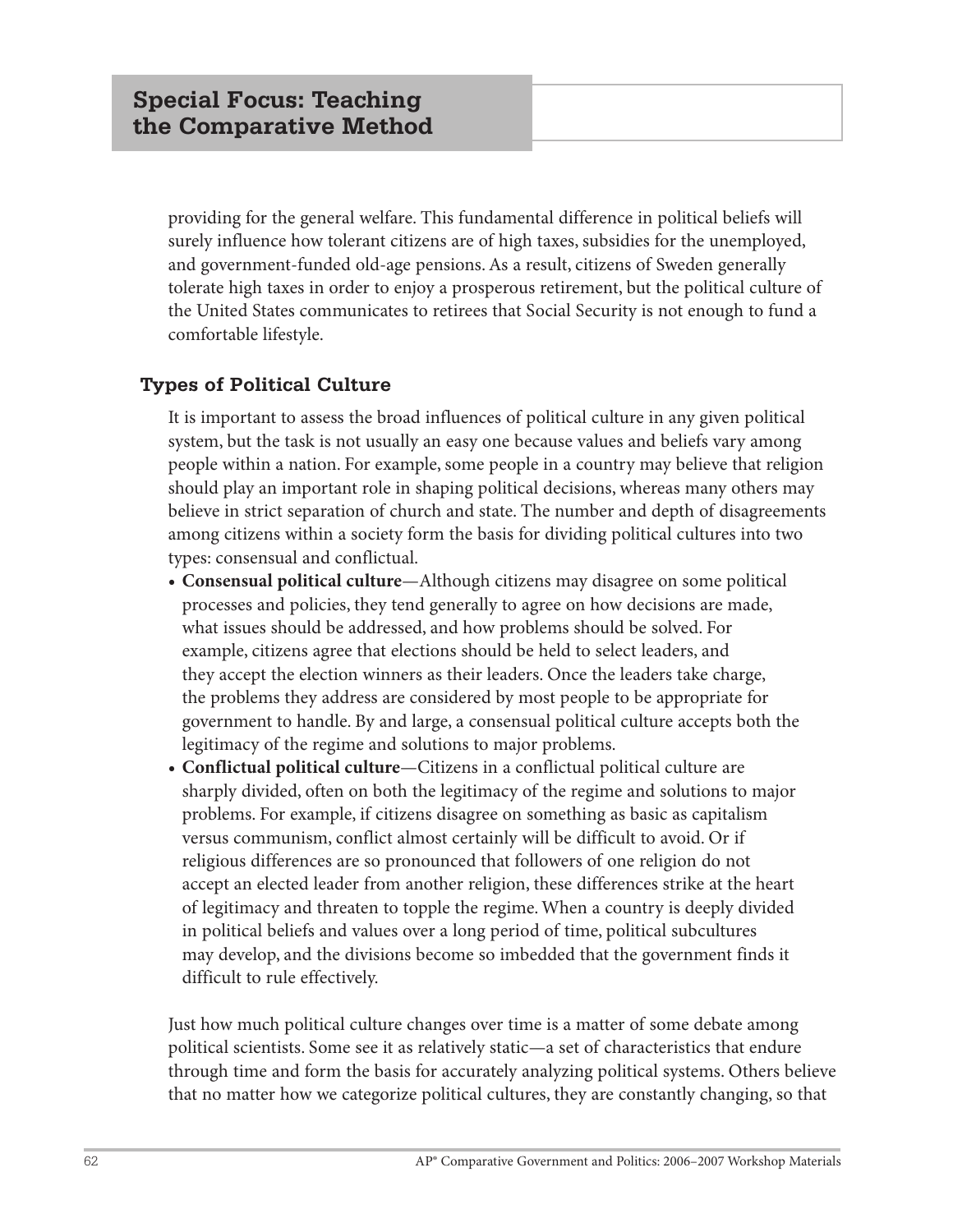providing for the general welfare. This fundamental difference in political beliefs will surely influence how tolerant citizens are of high taxes, subsidies for the unemployed, and government-funded old-age pensions. As a result, citizens of Sweden generally tolerate high taxes in order to enjoy a prosperous retirement, but the political culture of the United States communicates to retirees that Social Security is not enough to fund a comfortable lifestyle.

### Types of Political Culture

It is important to assess the broad influences of political culture in any given political system, but the task is not usually an easy one because values and beliefs vary among people within a nation. For example, some people in a country may believe that religion should play an important role in shaping political decisions, whereas many others may believe in strict separation of church and state. The number and depth of disagreements among citizens within a society form the basis for dividing political cultures into two types: consensual and conflictual.

- **Consensual political culture**—Although citizens may disagree on some political processes and policies, they tend generally to agree on how decisions are made, what issues should be addressed, and how problems should be solved. For example, citizens agree that elections should be held to select leaders, and they accept the election winners as their leaders. Once the leaders take charge, the problems they address are considered by most people to be appropriate for government to handle. By and large, a consensual political culture accepts both the legitimacy of the regime and solutions to major problems.
- **Conflictual political culture**—Citizens in a conflictual political culture are sharply divided, often on both the legitimacy of the regime and solutions to major problems. For example, if citizens disagree on something as basic as capitalism versus communism, conflict almost certainly will be difficult to avoid. Or if religious differences are so pronounced that followers of one religion do not accept an elected leader from another religion, these differences strike at the heart of legitimacy and threaten to topple the regime. When a country is deeply divided in political beliefs and values over a long period of time, political subcultures may develop, and the divisions become so imbedded that the government finds it difficult to rule effectively.

Just how much political culture changes over time is a matter of some debate among political scientists. Some see it as relatively static—a set of characteristics that endure through time and form the basis for accurately analyzing political systems. Others believe that no matter how we categorize political cultures, they are constantly changing, so that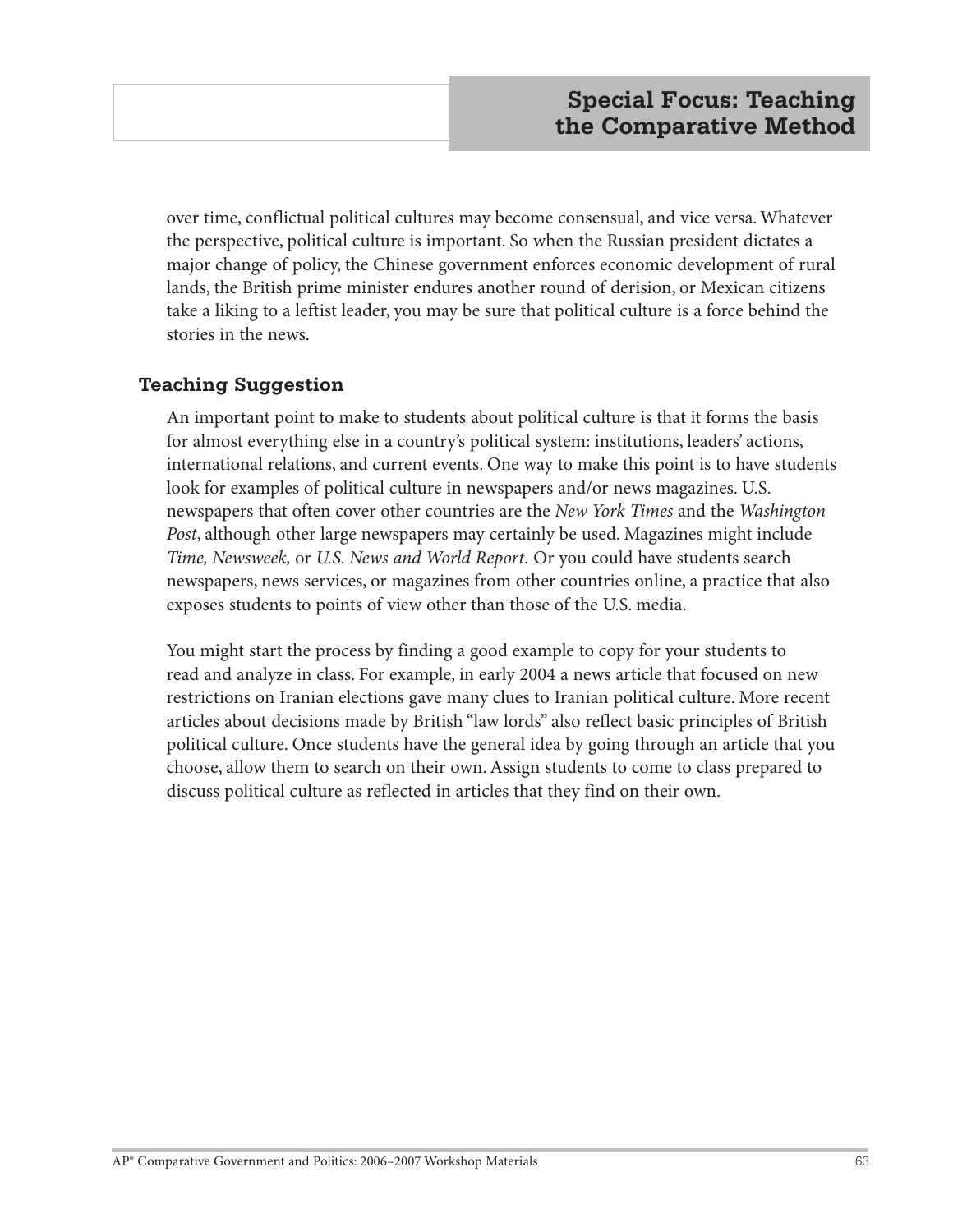over time, conflictual political cultures may become consensual, and vice versa. Whatever the perspective, political culture is important. So when the Russian president dictates a major change of policy, the Chinese government enforces economic development of rural lands, the British prime minister endures another round of derision, or Mexican citizens take a liking to a leftist leader, you may be sure that political culture is a force behind the stories in the news.

### Teaching Suggestion

An important point to make to students about political culture is that it forms the basis for almost everything else in a country's political system: institutions, leaders' actions, international relations, and current events. One way to make this point is to have students look for examples of political culture in newspapers and/or news magazines. U.S. newspapers that often cover other countries are the *New York Times* and the *Washington Post*, although other large newspapers may certainly be used. Magazines might include *Time, Newsweek,* or *U.S. News and World Report.* Or you could have students search newspapers, news services, or magazines from other countries online, a practice that also exposes students to points of view other than those of the U.S. media.

You might start the process by finding a good example to copy for your students to read and analyze in class. For example, in early 2004 a news article that focused on new restrictions on Iranian elections gave many clues to Iranian political culture. More recent articles about decisions made by British "law lords" also reflect basic principles of British political culture. Once students have the general idea by going through an article that you choose, allow them to search on their own. Assign students to come to class prepared to discuss political culture as reflected in articles that they find on their own.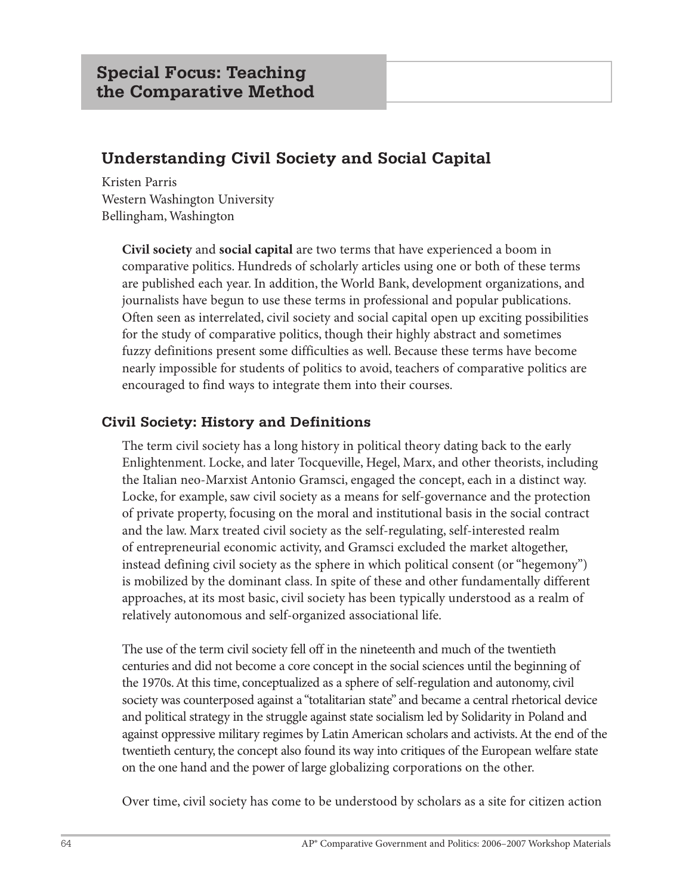## Special Focus: Teaching the Comparative Method

# Understanding Civil Society and Social Capital

Kristen Parris
Western Washington University
Bellingham, Washington

**Civil society** and **social capital** are two terms that have experienced a boom in comparative politics. Hundreds of scholarly articles using one or both of these terms are published each year. In addition, the World Bank, development organizations, and journalists have begun to use these terms in professional and popular publications. Often seen as interrelated, civil society and social capital open up exciting possibilities for the study of comparative politics, though their highly abstract and sometimes fuzzy definitions present some difficulties as well. Because these terms have become nearly impossible for students of politics to avoid, teachers of comparative politics are encouraged to find ways to integrate them into their courses.

## Civil Society: History and Definitions

The term civil society has a long history in political theory dating back to the early Enlightenment. Locke, and later Tocqueville, Hegel, Marx, and other theorists, including the Italian neo-Marxist Antonio Gramsci, engaged the concept, each in a distinct way. Locke, for example, saw civil society as a means for self-governance and the protection of private property, focusing on the moral and institutional basis in the social contract and the law. Marx treated civil society as the self-regulating, self-interested realm of entrepreneurial economic activity, and Gramsci excluded the market altogether, instead defining civil society as the sphere in which political consent (or "hegemony") is mobilized by the dominant class. In spite of these and other fundamentally different approaches, at its most basic, civil society has been typically understood as a realm of relatively autonomous and self-organized associational life.

The use of the term civil society fell off in the nineteenth and much of the twentieth centuries and did not become a core concept in the social sciences until the beginning of the 1970s. At this time, conceptualized as a sphere of self-regulation and autonomy, civil society was counterposed against a "totalitarian state" and became a central rhetorical device and political strategy in the struggle against state socialism led by Solidarity in Poland and against oppressive military regimes by Latin American scholars and activists. At the end of the twentieth century, the concept also found its way into critiques of the European welfare state on the one hand and the power of large globalizing corporations on the other.

Over time, civil society has come to be understood by scholars as a site for citizen action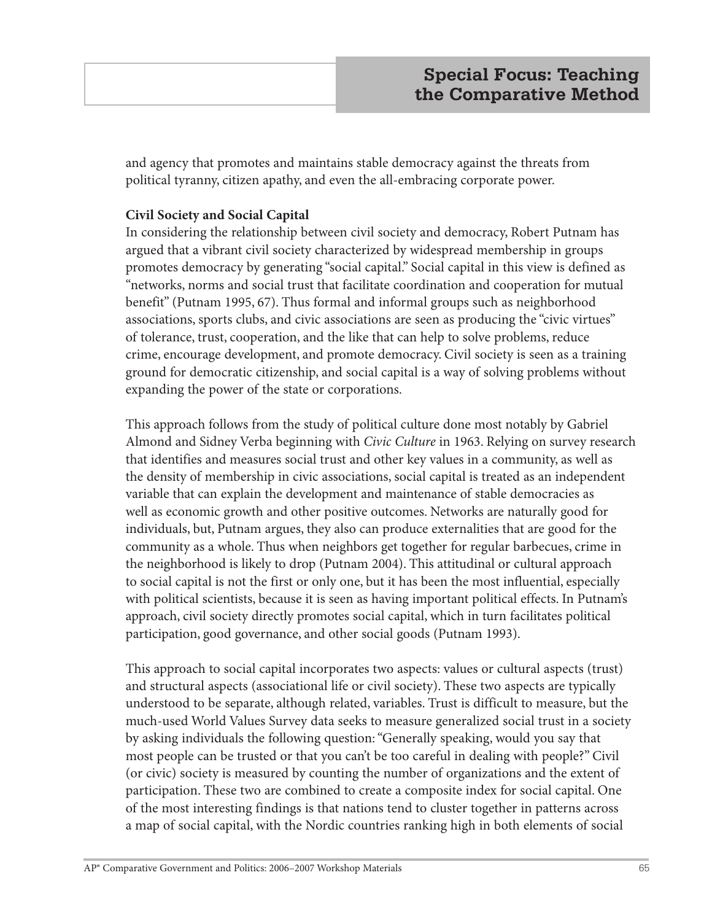and agency that promotes and maintains stable democracy against the threats from political tyranny, citizen apathy, and even the all-embracing corporate power.

**Civil Society and Social Capital**

In considering the relationship between civil society and democracy, Robert Putnam has argued that a vibrant civil society characterized by widespread membership in groups promotes democracy by generating "social capital." Social capital in this view is defined as "networks, norms and social trust that facilitate coordination and cooperation for mutual benefit" (Putnam 1995, 67). Thus formal and informal groups such as neighborhood associations, sports clubs, and civic associations are seen as producing the "civic virtues" of tolerance, trust, cooperation, and the like that can help to solve problems, reduce crime, encourage development, and promote democracy. Civil society is seen as a training ground for democratic citizenship, and social capital is a way of solving problems without expanding the power of the state or corporations.

This approach follows from the study of political culture done most notably by Gabriel Almond and Sidney Verba beginning with *Civic Culture* in 1963. Relying on survey research that identifies and measures social trust and other key values in a community, as well as the density of membership in civic associations, social capital is treated as an independent variable that can explain the development and maintenance of stable democracies as well as economic growth and other positive outcomes. Networks are naturally good for individuals, but, Putnam argues, they also can produce externalities that are good for the community as a whole. Thus when neighbors get together for regular barbecues, crime in the neighborhood is likely to drop (Putnam 2004). This attitudinal or cultural approach to social capital is not the first or only one, but it has been the most influential, especially with political scientists, because it is seen as having important political effects. In Putnam's approach, civil society directly promotes social capital, which in turn facilitates political participation, good governance, and other social goods (Putnam 1993).

This approach to social capital incorporates two aspects: values or cultural aspects (trust) and structural aspects (associational life or civil society). These two aspects are typically understood to be separate, although related, variables. Trust is difficult to measure, but the much-used World Values Survey data seeks to measure generalized social trust in a society by asking individuals the following question: "Generally speaking, would you say that most people can be trusted or that you can't be too careful in dealing with people?" Civil (or civic) society is measured by counting the number of organizations and the extent of participation. These two are combined to create a composite index for social capital. One of the most interesting findings is that nations tend to cluster together in patterns across a map of social capital, with the Nordic countries ranking high in both elements of social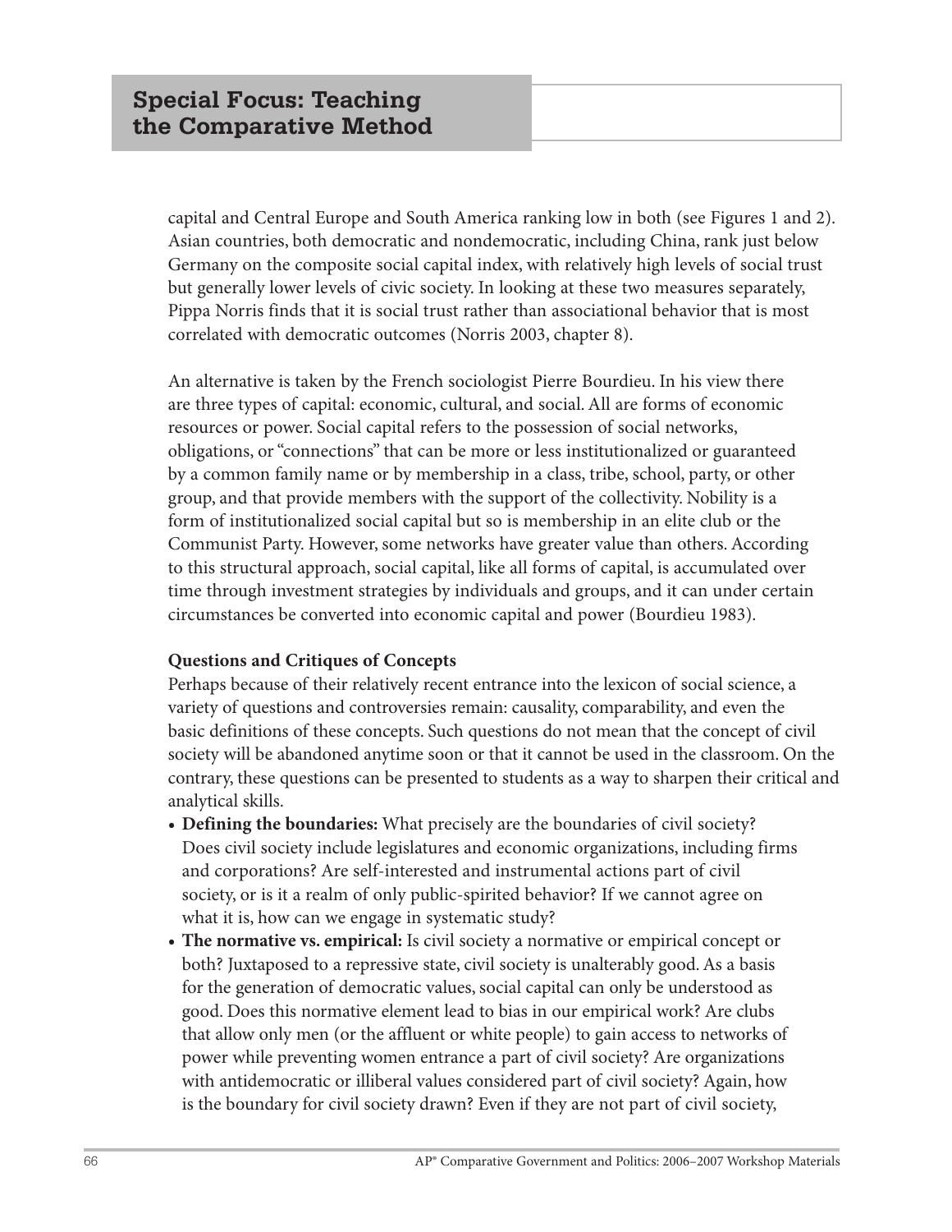capital and Central Europe and South America ranking low in both (see Figures 1 and 2). Asian countries, both democratic and nondemocratic, including China, rank just below Germany on the composite social capital index, with relatively high levels of social trust but generally lower levels of civic society. In looking at these two measures separately, Pippa Norris finds that it is social trust rather than associational behavior that is most correlated with democratic outcomes (Norris 2003, chapter 8).

An alternative is taken by the French sociologist Pierre Bourdieu. In his view there are three types of capital: economic, cultural, and social. All are forms of economic resources or power. Social capital refers to the possession of social networks, obligations, or "connections" that can be more or less institutionalized or guaranteed by a common family name or by membership in a class, tribe, school, party, or other group, and that provide members with the support of the collectivity. Nobility is a form of institutionalized social capital but so is membership in an elite club or the Communist Party. However, some networks have greater value than others. According to this structural approach, social capital, like all forms of capital, is accumulated over time through investment strategies by individuals and groups, and it can under certain circumstances be converted into economic capital and power (Bourdieu 1983).

**Questions and Critiques of Concepts**

Perhaps because of their relatively recent entrance into the lexicon of social science, a variety of questions and controversies remain: causality, comparability, and even the basic definitions of these concepts. Such questions do not mean that the concept of civil society will be abandoned anytime soon or that it cannot be used in the classroom. On the contrary, these questions can be presented to students as a way to sharpen their critical and analytical skills.

- **Defining the boundaries:** What precisely are the boundaries of civil society? Does civil society include legislatures and economic organizations, including firms and corporations? Are self-interested and instrumental actions part of civil society, or is it a realm of only public-spirited behavior? If we cannot agree on what it is, how can we engage in systematic study?
- **The normative vs. empirical:** Is civil society a normative or empirical concept or both? Juxtaposed to a repressive state, civil society is unalterably good. As a basis for the generation of democratic values, social capital can only be understood as good. Does this normative element lead to bias in our empirical work? Are clubs that allow only men (or the affluent or white people) to gain access to networks of power while preventing women entrance a part of civil society? Are organizations with antidemocratic or illiberal values considered part of civil society? Again, how is the boundary for civil society drawn? Even if they are not part of civil society,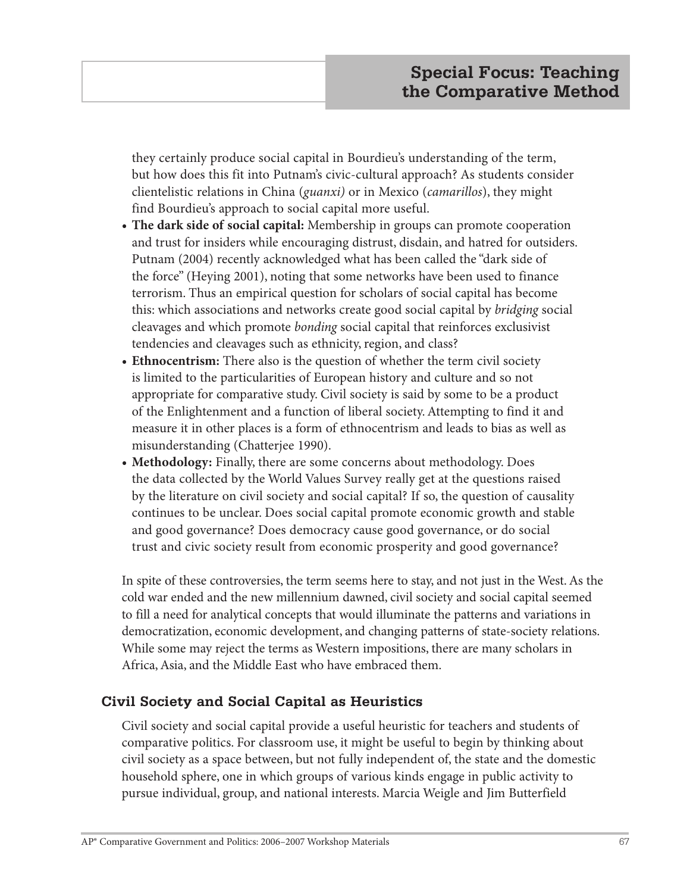they certainly produce social capital in Bourdieu's understanding of the term, but how does this fit into Putnam's civic-cultural approach? As students consider clientelistic relations in China (*guanxi)* or in Mexico (*camarillos*), they might find Bourdieu's approach to social capital more useful.

- **The dark side of social capital:** Membership in groups can promote cooperation and trust for insiders while encouraging distrust, disdain, and hatred for outsiders. Putnam (2004) recently acknowledged what has been called the "dark side of the force" (Heying 2001), noting that some networks have been used to finance terrorism. Thus an empirical question for scholars of social capital has become this: which associations and networks create good social capital by *bridging* social cleavages and which promote *bonding* social capital that reinforces exclusivist tendencies and cleavages such as ethnicity, region, and class?
- **Ethnocentrism:** There also is the question of whether the term civil society is limited to the particularities of European history and culture and so not appropriate for comparative study. Civil society is said by some to be a product of the Enlightenment and a function of liberal society. Attempting to find it and measure it in other places is a form of ethnocentrism and leads to bias as well as misunderstanding (Chatterjee 1990).
- **Methodology:** Finally, there are some concerns about methodology. Does the data collected by the World Values Survey really get at the questions raised by the literature on civil society and social capital? If so, the question of causality continues to be unclear. Does social capital promote economic growth and stable and good governance? Does democracy cause good governance, or do social trust and civic society result from economic prosperity and good governance?

In spite of these controversies, the term seems here to stay, and not just in the West. As the cold war ended and the new millennium dawned, civil society and social capital seemed to fill a need for analytical concepts that would illuminate the patterns and variations in democratization, economic development, and changing patterns of state-society relations. While some may reject the terms as Western impositions, there are many scholars in Africa, Asia, and the Middle East who have embraced them.

### Civil Society and Social Capital as Heuristics

Civil society and social capital provide a useful heuristic for teachers and students of comparative politics. For classroom use, it might be useful to begin by thinking about civil society as a space between, but not fully independent of, the state and the domestic household sphere, one in which groups of various kinds engage in public activity to pursue individual, group, and national interests. Marcia Weigle and Jim Butterfield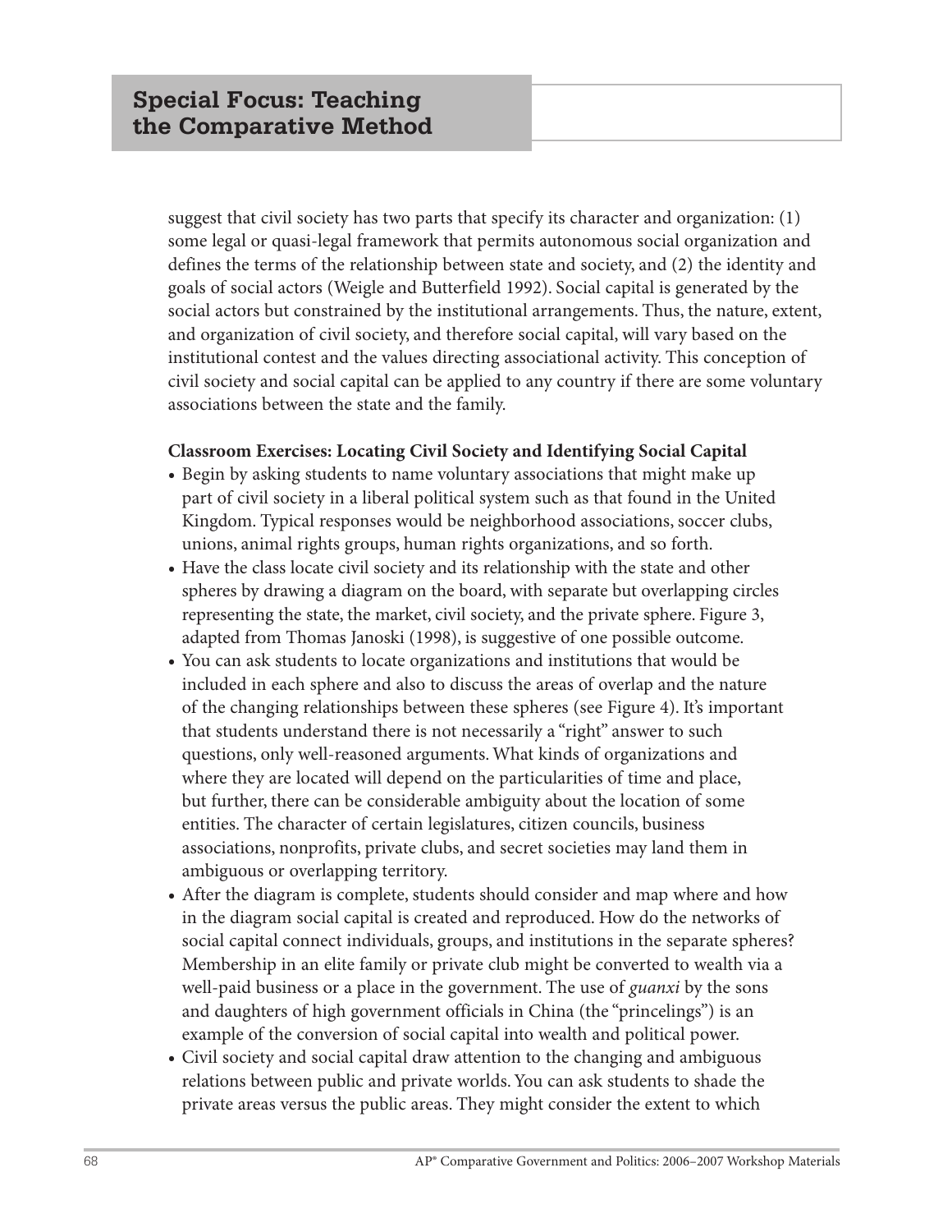suggest that civil society has two parts that specify its character and organization: (1) some legal or quasi-legal framework that permits autonomous social organization and defines the terms of the relationship between state and society, and (2) the identity and goals of social actors (Weigle and Butterfield 1992). Social capital is generated by the social actors but constrained by the institutional arrangements. Thus, the nature, extent, and organization of civil society, and therefore social capital, will vary based on the institutional contest and the values directing associational activity. This conception of civil society and social capital can be applied to any country if there are some voluntary associations between the state and the family.

**Classroom Exercises: Locating Civil Society and Identifying Social Capital**

- Begin by asking students to name voluntary associations that might make up part of civil society in a liberal political system such as that found in the United Kingdom. Typical responses would be neighborhood associations, soccer clubs, unions, animal rights groups, human rights organizations, and so forth.
- Have the class locate civil society and its relationship with the state and other spheres by drawing a diagram on the board, with separate but overlapping circles representing the state, the market, civil society, and the private sphere. Figure 3, adapted from Thomas Janoski (1998), is suggestive of one possible outcome.
- You can ask students to locate organizations and institutions that would be included in each sphere and also to discuss the areas of overlap and the nature of the changing relationships between these spheres (see Figure 4). It's important that students understand there is not necessarily a "right" answer to such questions, only well-reasoned arguments. What kinds of organizations and where they are located will depend on the particularities of time and place, but further, there can be considerable ambiguity about the location of some entities. The character of certain legislatures, citizen councils, business associations, nonprofits, private clubs, and secret societies may land them in ambiguous or overlapping territory.
- After the diagram is complete, students should consider and map where and how in the diagram social capital is created and reproduced. How do the networks of social capital connect individuals, groups, and institutions in the separate spheres? Membership in an elite family or private club might be converted to wealth via a well-paid business or a place in the government. The use of *guanxi* by the sons and daughters of high government officials in China (the "princelings") is an example of the conversion of social capital into wealth and political power.
- Civil society and social capital draw attention to the changing and ambiguous relations between public and private worlds. You can ask students to shade the private areas versus the public areas. They might consider the extent to which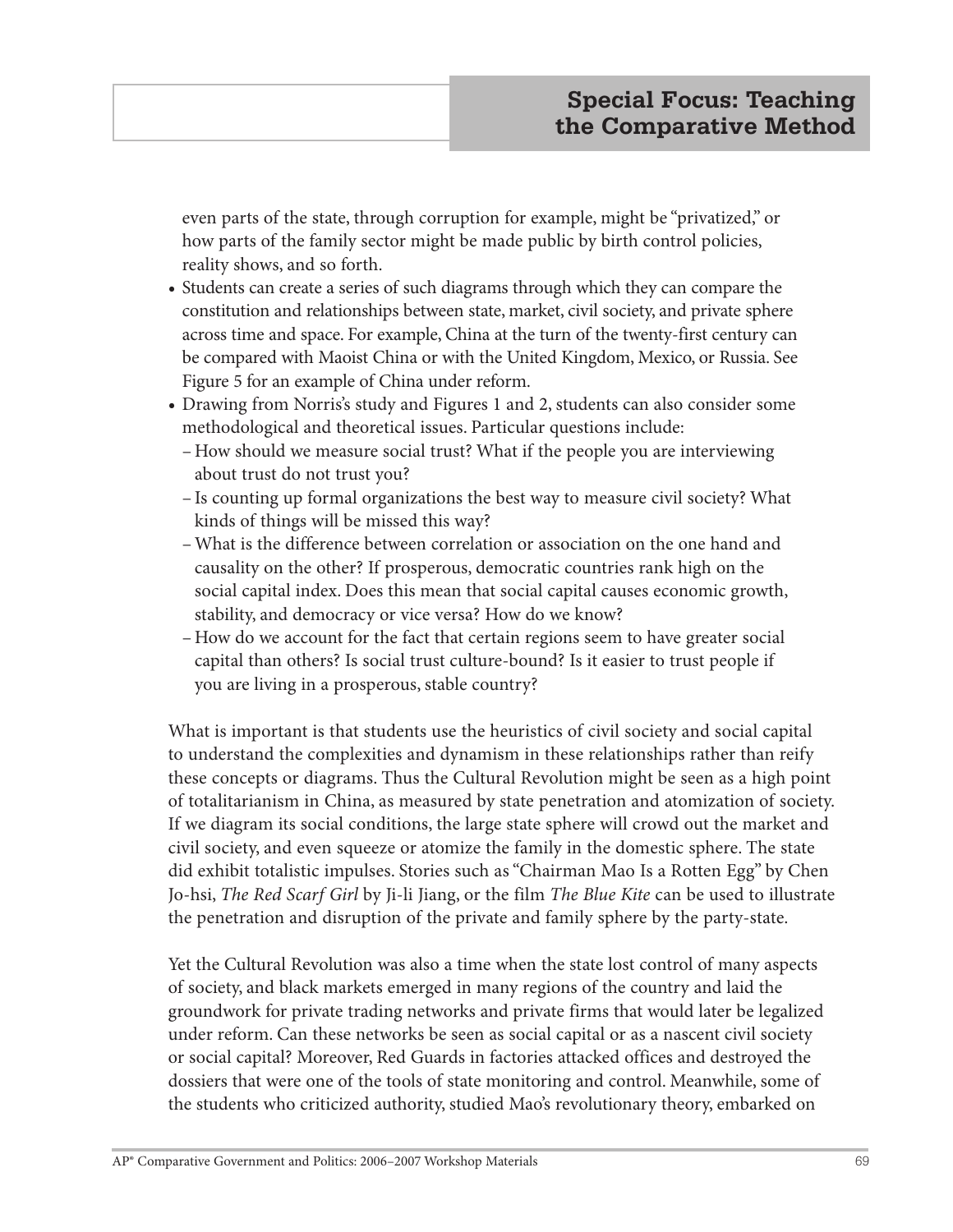even parts of the state, through corruption for example, might be "privatized," or how parts of the family sector might be made public by birth control policies, reality shows, and so forth.

- Students can create a series of such diagrams through which they can compare the constitution and relationships between state, market, civil society, and private sphere across time and space. For example, China at the turn of the twenty-first century can be compared with Maoist China or with the United Kingdom, Mexico, or Russia. See Figure 5 for an example of China under reform.
- Drawing from Norris's study and Figures 1 and 2, students can also consider some methodological and theoretical issues. Particular questions include:
  - How should we measure social trust? What if the people you are interviewing about trust do not trust you?
  - Is counting up formal organizations the best way to measure civil society? What kinds of things will be missed this way?
  - What is the difference between correlation or association on the one hand and causality on the other? If prosperous, democratic countries rank high on the social capital index. Does this mean that social capital causes economic growth, stability, and democracy or vice versa? How do we know?
  - How do we account for the fact that certain regions seem to have greater social capital than others? Is social trust culture-bound? Is it easier to trust people if you are living in a prosperous, stable country?

What is important is that students use the heuristics of civil society and social capital to understand the complexities and dynamism in these relationships rather than reify these concepts or diagrams. Thus the Cultural Revolution might be seen as a high point of totalitarianism in China, as measured by state penetration and atomization of society. If we diagram its social conditions, the large state sphere will crowd out the market and civil society, and even squeeze or atomize the family in the domestic sphere. The state did exhibit totalistic impulses. Stories such as "Chairman Mao Is a Rotten Egg" by Chen Jo-hsi, *The Red Scarf Girl* by Ji-li Jiang, or the film *The Blue Kite* can be used to illustrate the penetration and disruption of the private and family sphere by the party-state.

Yet the Cultural Revolution was also a time when the state lost control of many aspects of society, and black markets emerged in many regions of the country and laid the groundwork for private trading networks and private firms that would later be legalized under reform. Can these networks be seen as social capital or as a nascent civil society or social capital? Moreover, Red Guards in factories attacked offices and destroyed the dossiers that were one of the tools of state monitoring and control. Meanwhile, some of the students who criticized authority, studied Mao's revolutionary theory, embarked on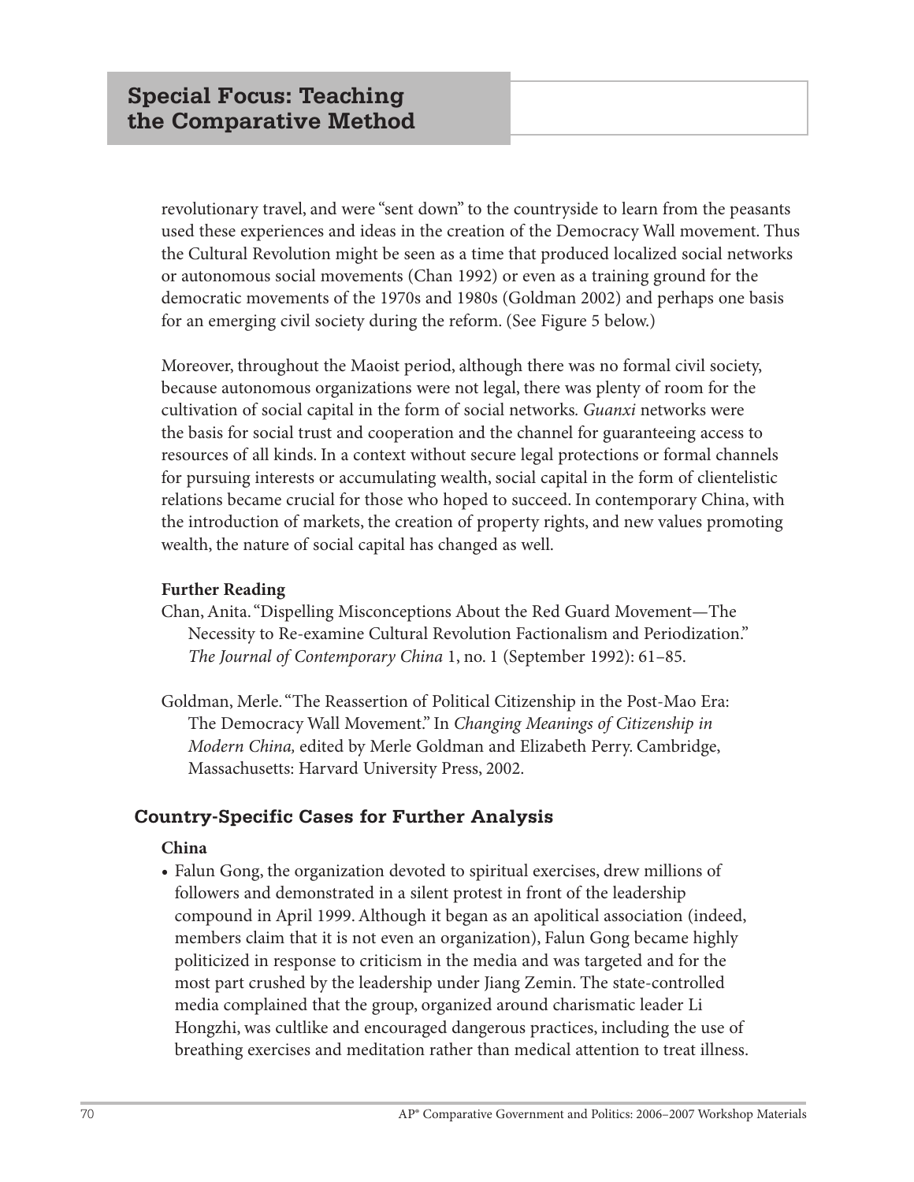revolutionary travel, and were "sent down" to the countryside to learn from the peasants used these experiences and ideas in the creation of the Democracy Wall movement. Thus the Cultural Revolution might be seen as a time that produced localized social networks or autonomous social movements (Chan 1992) or even as a training ground for the democratic movements of the 1970s and 1980s (Goldman 2002) and perhaps one basis for an emerging civil society during the reform. (See Figure 5 below.)

Moreover, throughout the Maoist period, although there was no formal civil society, because autonomous organizations were not legal, there was plenty of room for the cultivation of social capital in the form of social networks. *Guanxi* networks were the basis for social trust and cooperation and the channel for guaranteeing access to resources of all kinds. In a context without secure legal protections or formal channels for pursuing interests or accumulating wealth, social capital in the form of clientelistic relations became crucial for those who hoped to succeed. In contemporary China, with the introduction of markets, the creation of property rights, and new values promoting wealth, the nature of social capital has changed as well.

**Further Reading**

Chan, Anita. "Dispelling Misconceptions About the Red Guard Movement—The Necessity to Re-examine Cultural Revolution Factionalism and Periodization." *The Journal of Contemporary China* 1, no. 1 (September 1992): 61–85.

Goldman, Merle. "The Reassertion of Political Citizenship in the Post-Mao Era: The Democracy Wall Movement." In *Changing Meanings of Citizenship in Modern China,* edited by Merle Goldman and Elizabeth Perry. Cambridge, Massachusetts: Harvard University Press, 2002.

## Country-Specific Cases for Further Analysis

**China**

- Falun Gong, the organization devoted to spiritual exercises, drew millions of followers and demonstrated in a silent protest in front of the leadership compound in April 1999. Although it began as an apolitical association (indeed, members claim that it is not even an organization), Falun Gong became highly politicized in response to criticism in the media and was targeted and for the most part crushed by the leadership under Jiang Zemin. The state-controlled media complained that the group, organized around charismatic leader Li Hongzhi, was cultlike and encouraged dangerous practices, including the use of breathing exercises and meditation rather than medical attention to treat illness.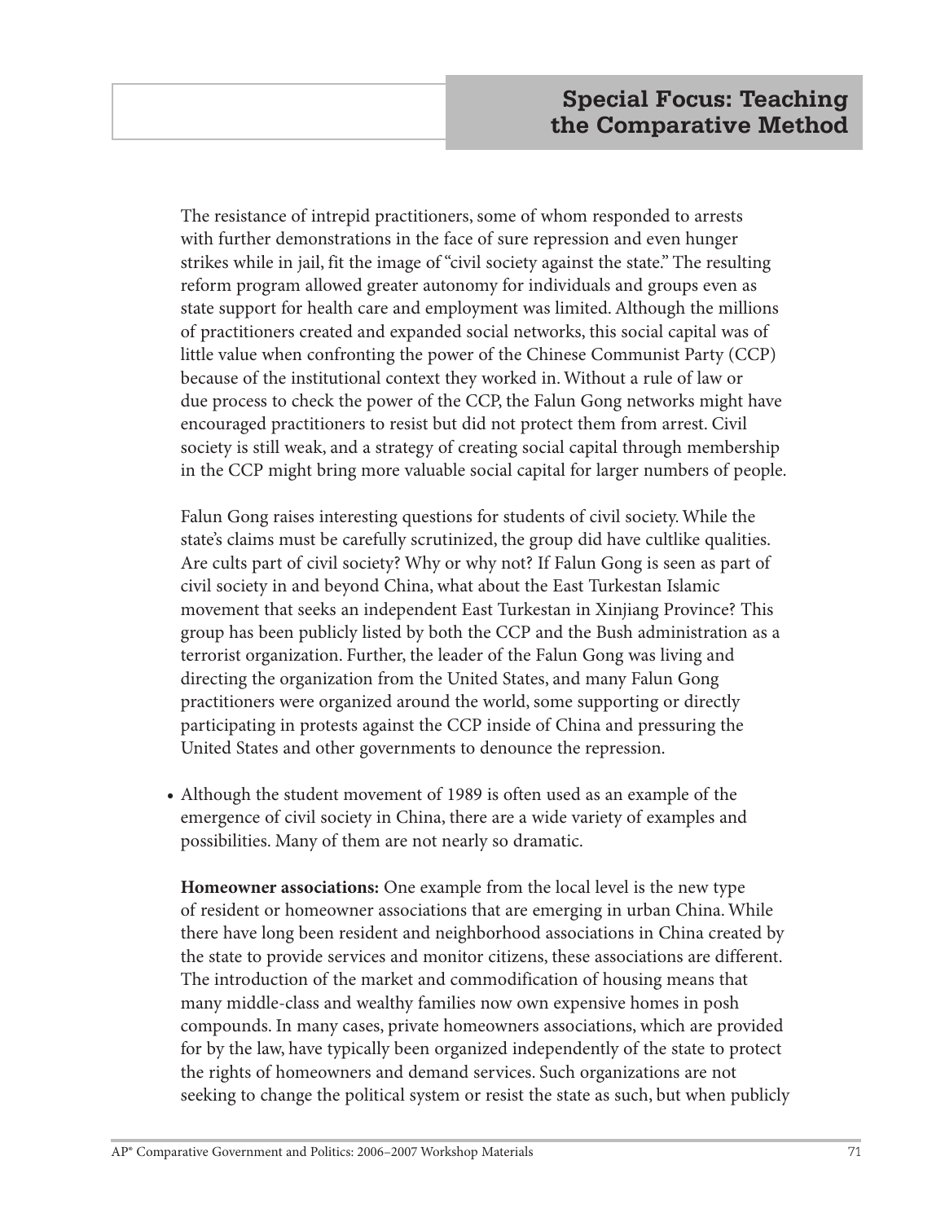The resistance of intrepid practitioners, some of whom responded to arrests with further demonstrations in the face of sure repression and even hunger strikes while in jail, fit the image of "civil society against the state." The resulting reform program allowed greater autonomy for individuals and groups even as state support for health care and employment was limited. Although the millions of practitioners created and expanded social networks, this social capital was of little value when confronting the power of the Chinese Communist Party (CCP) because of the institutional context they worked in. Without a rule of law or due process to check the power of the CCP, the Falun Gong networks might have encouraged practitioners to resist but did not protect them from arrest. Civil society is still weak, and a strategy of creating social capital through membership in the CCP might bring more valuable social capital for larger numbers of people.

Falun Gong raises interesting questions for students of civil society. While the state's claims must be carefully scrutinized, the group did have cultlike qualities. Are cults part of civil society? Why or why not? If Falun Gong is seen as part of civil society in and beyond China, what about the East Turkestan Islamic movement that seeks an independent East Turkestan in Xinjiang Province? This group has been publicly listed by both the CCP and the Bush administration as a terrorist organization. Further, the leader of the Falun Gong was living and directing the organization from the United States, and many Falun Gong practitioners were organized around the world, some supporting or directly participating in protests against the CCP inside of China and pressuring the United States and other governments to denounce the repression.

- Although the student movement of 1989 is often used as an example of the emergence of civil society in China, there are a wide variety of examples and possibilities. Many of them are not nearly so dramatic.

  **Homeowner associations:** One example from the local level is the new type of resident or homeowner associations that are emerging in urban China. While there have long been resident and neighborhood associations in China created by the state to provide services and monitor citizens, these associations are different. The introduction of the market and commodification of housing means that many middle-class and wealthy families now own expensive homes in posh compounds. In many cases, private homeowners associations, which are provided for by the law, have typically been organized independently of the state to protect the rights of homeowners and demand services. Such organizations are not seeking to change the political system or resist the state as such, but when publicly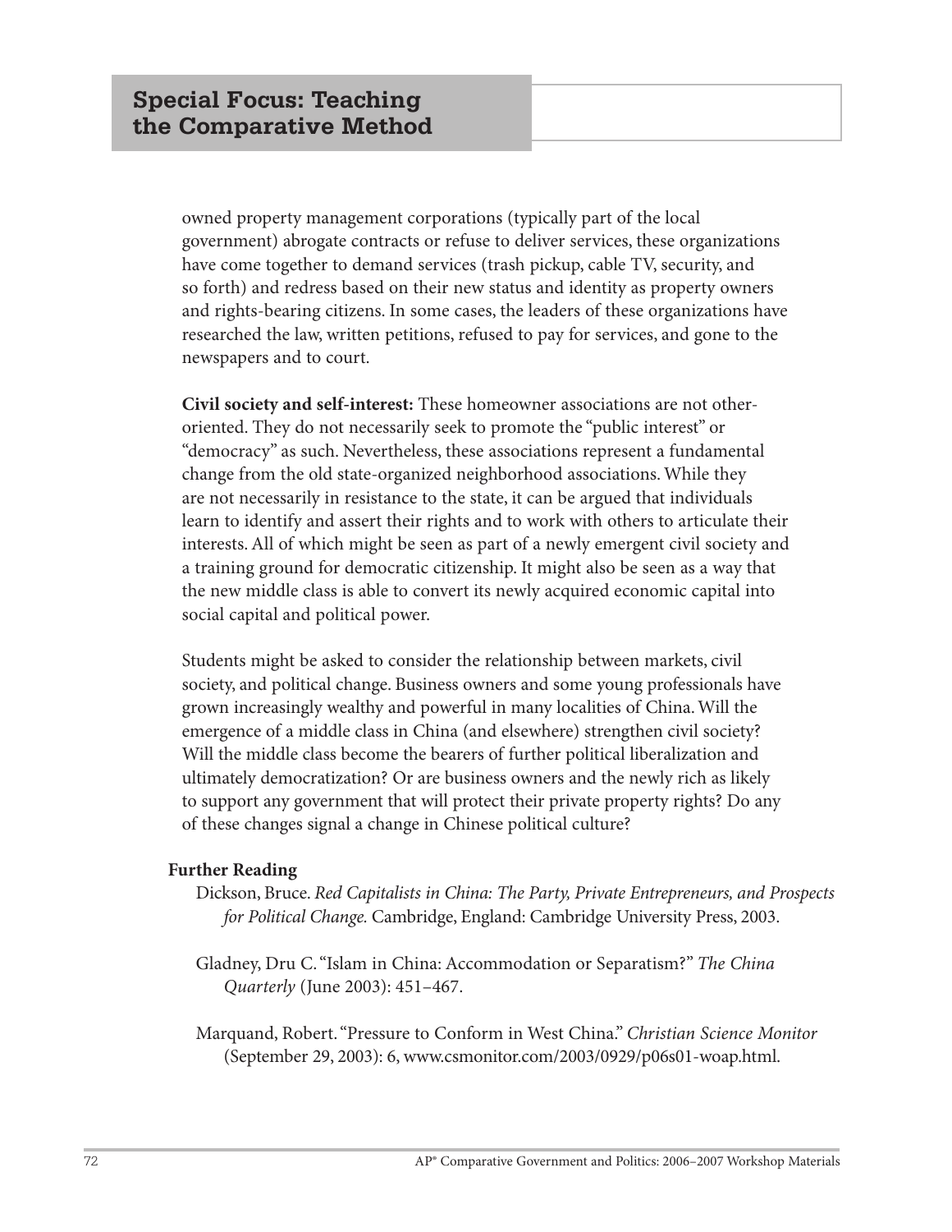owned property management corporations (typically part of the local government) abrogate contracts or refuse to deliver services, these organizations have come together to demand services (trash pickup, cable TV, security, and so forth) and redress based on their new status and identity as property owners and rights-bearing citizens. In some cases, the leaders of these organizations have researched the law, written petitions, refused to pay for services, and gone to the newspapers and to court.

**Civil society and self-interest:** These homeowner associations are not other-oriented. They do not necessarily seek to promote the "public interest" or "democracy" as such. Nevertheless, these associations represent a fundamental change from the old state-organized neighborhood associations. While they are not necessarily in resistance to the state, it can be argued that individuals learn to identify and assert their rights and to work with others to articulate their interests. All of which might be seen as part of a newly emergent civil society and a training ground for democratic citizenship. It might also be seen as a way that the new middle class is able to convert its newly acquired economic capital into social capital and political power.

Students might be asked to consider the relationship between markets, civil society, and political change. Business owners and some young professionals have grown increasingly wealthy and powerful in many localities of China. Will the emergence of a middle class in China (and elsewhere) strengthen civil society? Will the middle class become the bearers of further political liberalization and ultimately democratization? Or are business owners and the newly rich as likely to support any government that will protect their private property rights? Do any of these changes signal a change in Chinese political culture?

**Further Reading**

Dickson, Bruce. *Red Capitalists in China: The Party, Private Entrepreneurs, and Prospects for Political Change.* Cambridge, England: Cambridge University Press, 2003.

Gladney, Dru C. "Islam in China: Accommodation or Separatism?" *The China Quarterly* (June 2003): 451–467.

Marquand, Robert. "Pressure to Conform in West China." *Christian Science Monitor* (September 29, 2003): 6, www.csmonitor.com/2003/0929/p06s01-woap.html.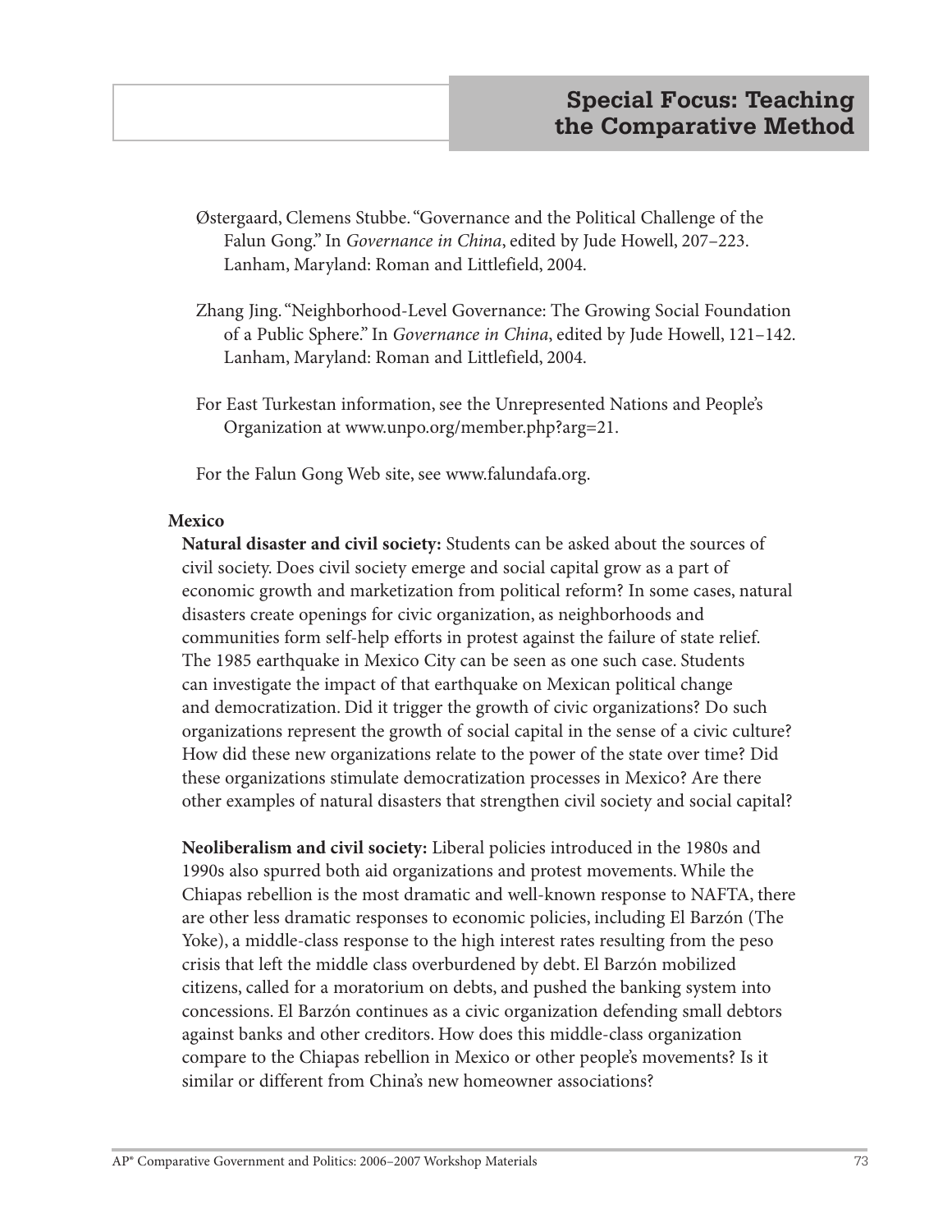Østergaard, Clemens Stubbe. "Governance and the Political Challenge of the Falun Gong." In *Governance in China*, edited by Jude Howell, 207–223. Lanham, Maryland: Roman and Littlefield, 2004.

Zhang Jing. "Neighborhood-Level Governance: The Growing Social Foundation of a Public Sphere." In *Governance in China*, edited by Jude Howell, 121–142. Lanham, Maryland: Roman and Littlefield, 2004.

For East Turkestan information, see the Unrepresented Nations and People's Organization at www.unpo.org/member.php?arg=21.

For the Falun Gong Web site, see www.falundafa.org.

**Mexico**

**Natural disaster and civil society:** Students can be asked about the sources of civil society. Does civil society emerge and social capital grow as a part of economic growth and marketization from political reform? In some cases, natural disasters create openings for civic organization, as neighborhoods and communities form self-help efforts in protest against the failure of state relief. The 1985 earthquake in Mexico City can be seen as one such case. Students can investigate the impact of that earthquake on Mexican political change and democratization. Did it trigger the growth of civic organizations? Do such organizations represent the growth of social capital in the sense of a civic culture? How did these new organizations relate to the power of the state over time? Did these organizations stimulate democratization processes in Mexico? Are there other examples of natural disasters that strengthen civil society and social capital?

**Neoliberalism and civil society:** Liberal policies introduced in the 1980s and 1990s also spurred both aid organizations and protest movements. While the Chiapas rebellion is the most dramatic and well-known response to NAFTA, there are other less dramatic responses to economic policies, including El Barzón (The Yoke), a middle-class response to the high interest rates resulting from the peso crisis that left the middle class overburdened by debt. El Barzón mobilized citizens, called for a moratorium on debts, and pushed the banking system into concessions. El Barzón continues as a civic organization defending small debtors against banks and other creditors. How does this middle-class organization compare to the Chiapas rebellion in Mexico or other people's movements? Is it similar or different from China's new homeowner associations?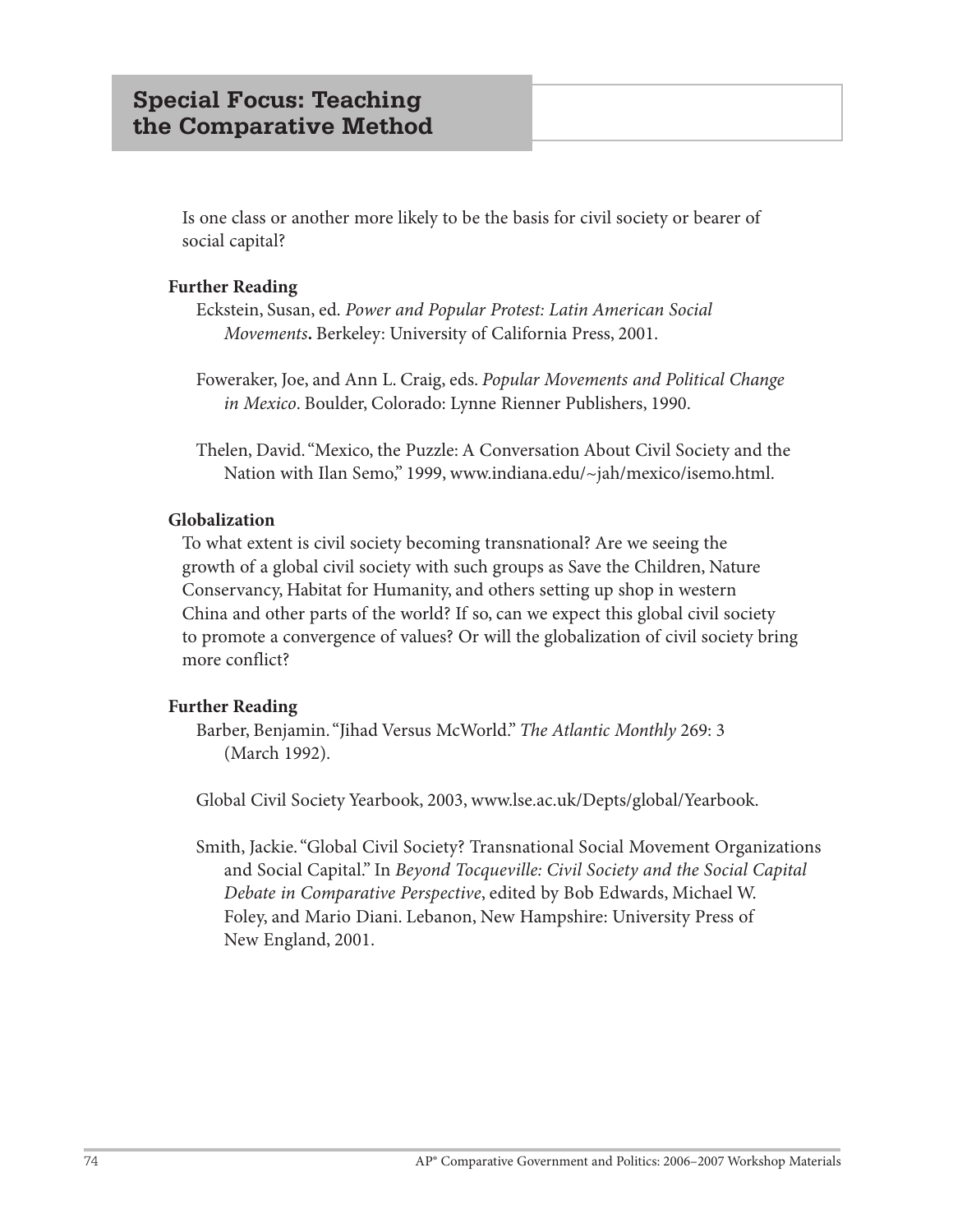Is one class or another more likely to be the basis for civil society or bearer of social capital?

**Further Reading**

Eckstein, Susan, ed. *Power and Popular Protest: Latin American Social Movements***.** Berkeley: University of California Press, 2001.

Foweraker, Joe, and Ann L. Craig, eds. *Popular Movements and Political Change in Mexico*. Boulder, Colorado: Lynne Rienner Publishers, 1990.

Thelen, David. "Mexico, the Puzzle: A Conversation About Civil Society and the Nation with Ilan Semo," 1999, www.indiana.edu/~jah/mexico/isemo.html.

**Globalization**

To what extent is civil society becoming transnational? Are we seeing the growth of a global civil society with such groups as Save the Children, Nature Conservancy, Habitat for Humanity, and others setting up shop in western China and other parts of the world? If so, can we expect this global civil society to promote a convergence of values? Or will the globalization of civil society bring more conflict?

**Further Reading**

Barber, Benjamin. "Jihad Versus McWorld." *The Atlantic Monthly* 269: 3 (March 1992).

Global Civil Society Yearbook, 2003, www.lse.ac.uk/Depts/global/Yearbook.

Smith, Jackie. "Global Civil Society? Transnational Social Movement Organizations and Social Capital." In *Beyond Tocqueville: Civil Society and the Social Capital Debate in Comparative Perspective*, edited by Bob Edwards, Michael W. Foley, and Mario Diani. Lebanon, New Hampshire: University Press of New England, 2001.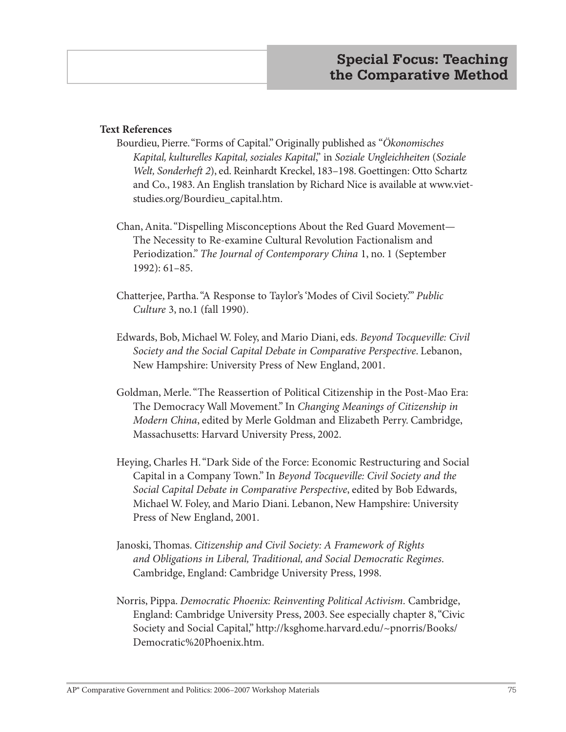**Text References**

Bourdieu, Pierre. "Forms of Capital." Originally published as "*Ökonomisches Kapital, kulturelles Kapital, soziales Kapital*," in *Soziale Ungleichheiten* (*Soziale Welt, Sonderheft 2*), ed. Reinhardt Kreckel, 183–198. Goettingen: Otto Schartz and Co., 1983. An English translation by Richard Nice is available at www.viet-studies.org/Bourdieu_capital.htm.

Chan, Anita. "Dispelling Misconceptions About the Red Guard Movement—The Necessity to Re-examine Cultural Revolution Factionalism and Periodization." *The Journal of Contemporary China* 1, no. 1 (September 1992): 61–85.

Chatterjee, Partha. "A Response to Taylor's 'Modes of Civil Society.'" *Public Culture* 3, no.1 (fall 1990).

Edwards, Bob, Michael W. Foley, and Mario Diani, eds. *Beyond Tocqueville: Civil Society and the Social Capital Debate in Comparative Perspective*. Lebanon, New Hampshire: University Press of New England, 2001.

Goldman, Merle. "The Reassertion of Political Citizenship in the Post-Mao Era: The Democracy Wall Movement." In *Changing Meanings of Citizenship in Modern China*, edited by Merle Goldman and Elizabeth Perry. Cambridge, Massachusetts: Harvard University Press, 2002.

Heying, Charles H. "Dark Side of the Force: Economic Restructuring and Social Capital in a Company Town." In *Beyond Tocqueville: Civil Society and the Social Capital Debate in Comparative Perspective*, edited by Bob Edwards, Michael W. Foley, and Mario Diani. Lebanon, New Hampshire: University Press of New England, 2001.

Janoski, Thomas. *Citizenship and Civil Society: A Framework of Rights and Obligations in Liberal, Traditional, and Social Democratic Regimes*. Cambridge, England: Cambridge University Press, 1998.

Norris, Pippa. *Democratic Phoenix: Reinventing Political Activism.* Cambridge, England: Cambridge University Press, 2003. See especially chapter 8, "Civic Society and Social Capital," http://ksghome.harvard.edu/~pnorris/Books/Democratic%20Phoenix.htm.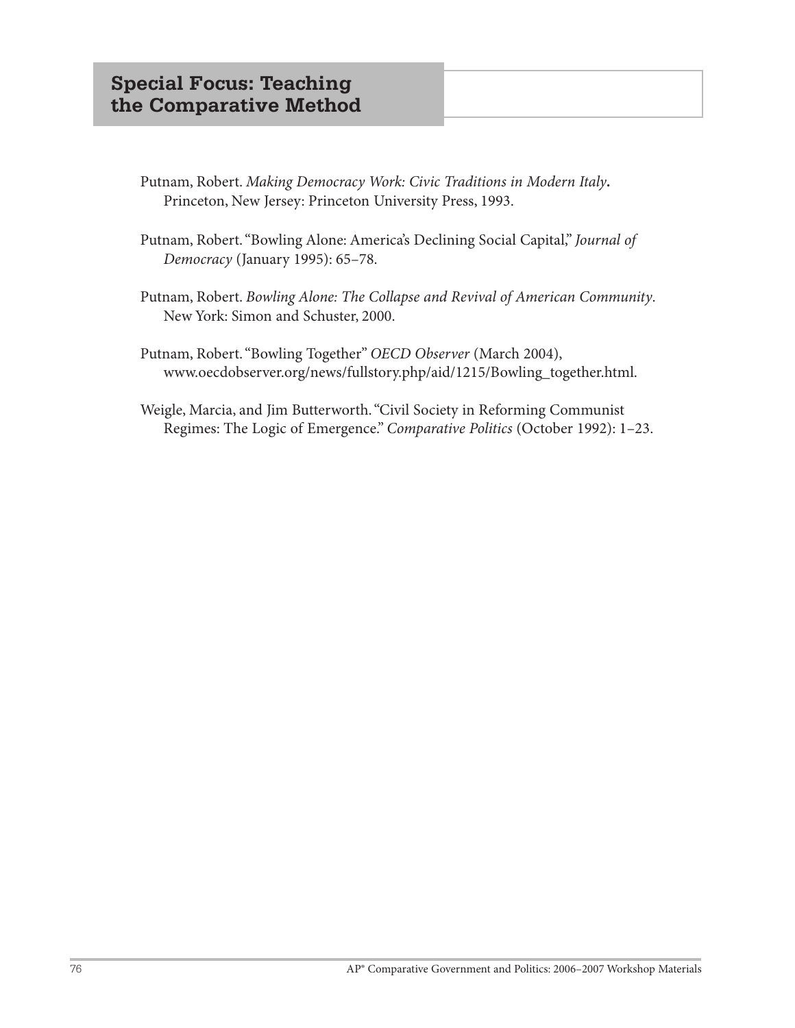Putnam, Robert. *Making Democracy Work: Civic Traditions in Modern Italy***.** Princeton, New Jersey: Princeton University Press, 1993.

Putnam, Robert. "Bowling Alone: America's Declining Social Capital," *Journal of Democracy* (January 1995): 65–78.

Putnam, Robert. *Bowling Alone: The Collapse and Revival of American Community*. New York: Simon and Schuster, 2000.

Putnam, Robert. "Bowling Together" *OECD Observer* (March 2004), www.oecdobserver.org/news/fullstory.php/aid/1215/Bowling_together.html.

Weigle, Marcia, and Jim Butterworth. "Civil Society in Reforming Communist Regimes: The Logic of Emergence." *Comparative Politics* (October 1992): 1–23.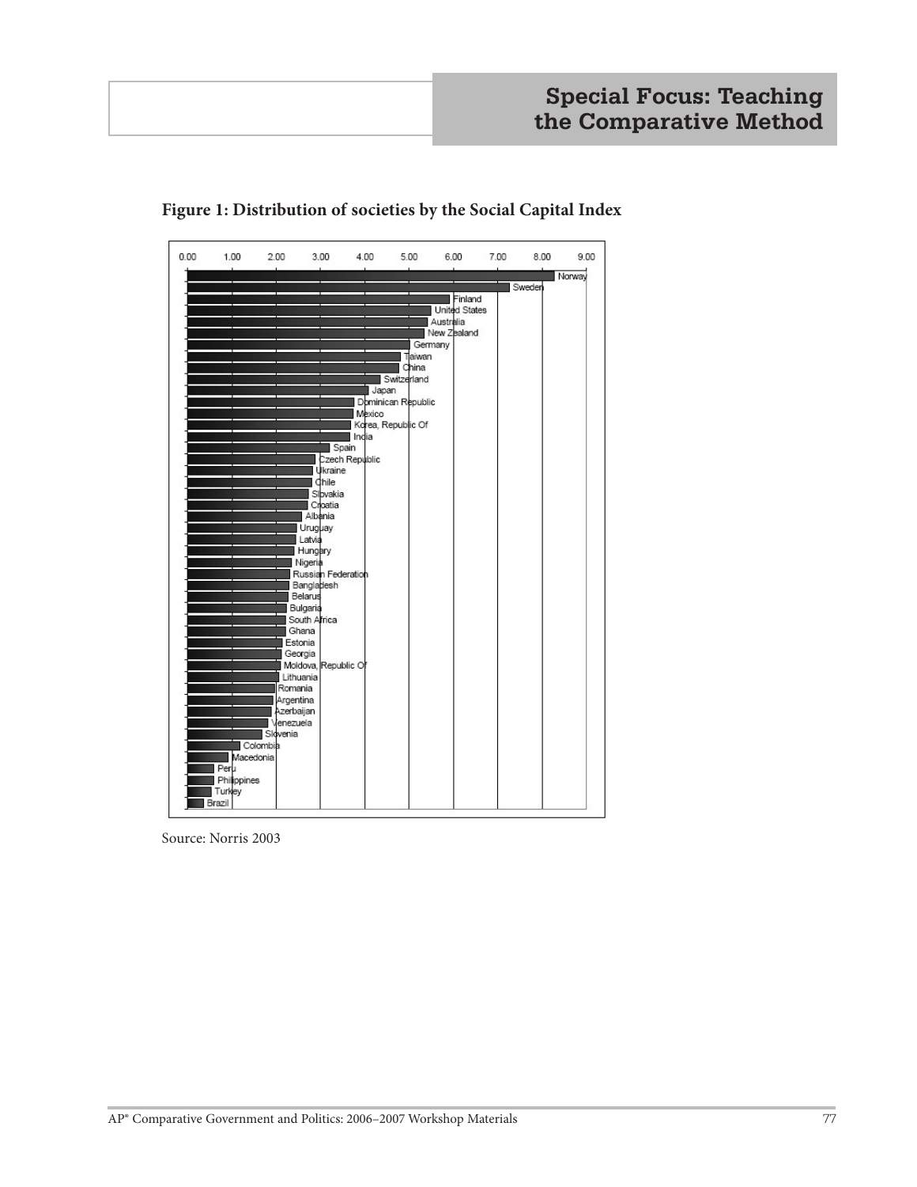**Figure 1: Distribution of societies by the Social Capital Index**

| Country |
|---|
| Norway |
| Sweden |
| Finland |
| United States |
| Australia |
| New Zealand |
| Germany |
| Taiwan |
| China |
| Switzerland |
| Japan |
| Dominican Republic |
| Mexico |
| Korea, Republic Of |
| India |
| Spain |
| Czech Republic |
| Ukraine |
| Chile |
| Slovakia |
| Croatia |
| Albania |
| Uruguay |
| Latvia |
| Hungary |
| Nigeria |
| Russian Federation |
| Bangladesh |
| Belarus |
| Bulgaria |
| South Africa |
| Ghana |
| Estonia |
| Georgia |
| Moldova, Republic Of |
| Lithuania |
| Romania |
| Argentina |
| Azerbaijan |
| Venezuela |
| Slovenia |
| Colombia |
| Macedonia |
| Peru |
| Philippines |
| Turkey |
| Brazil |

Source: Norris 2003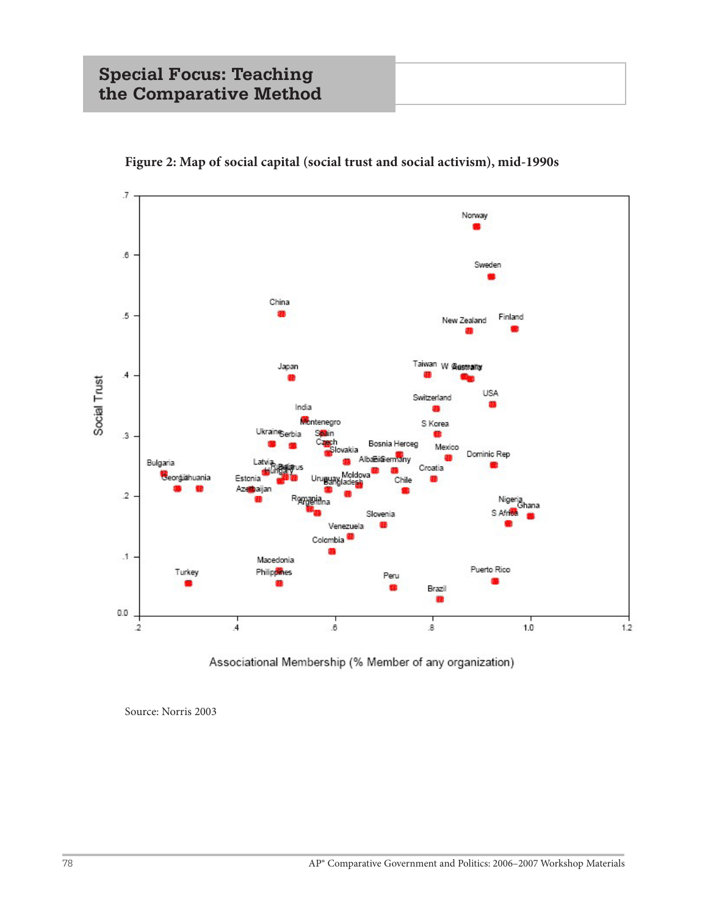## Special Focus: Teaching the Comparative Method

**Figure 2: Map of social capital (social trust and social activism), mid-1990s**

Source: Norris 2003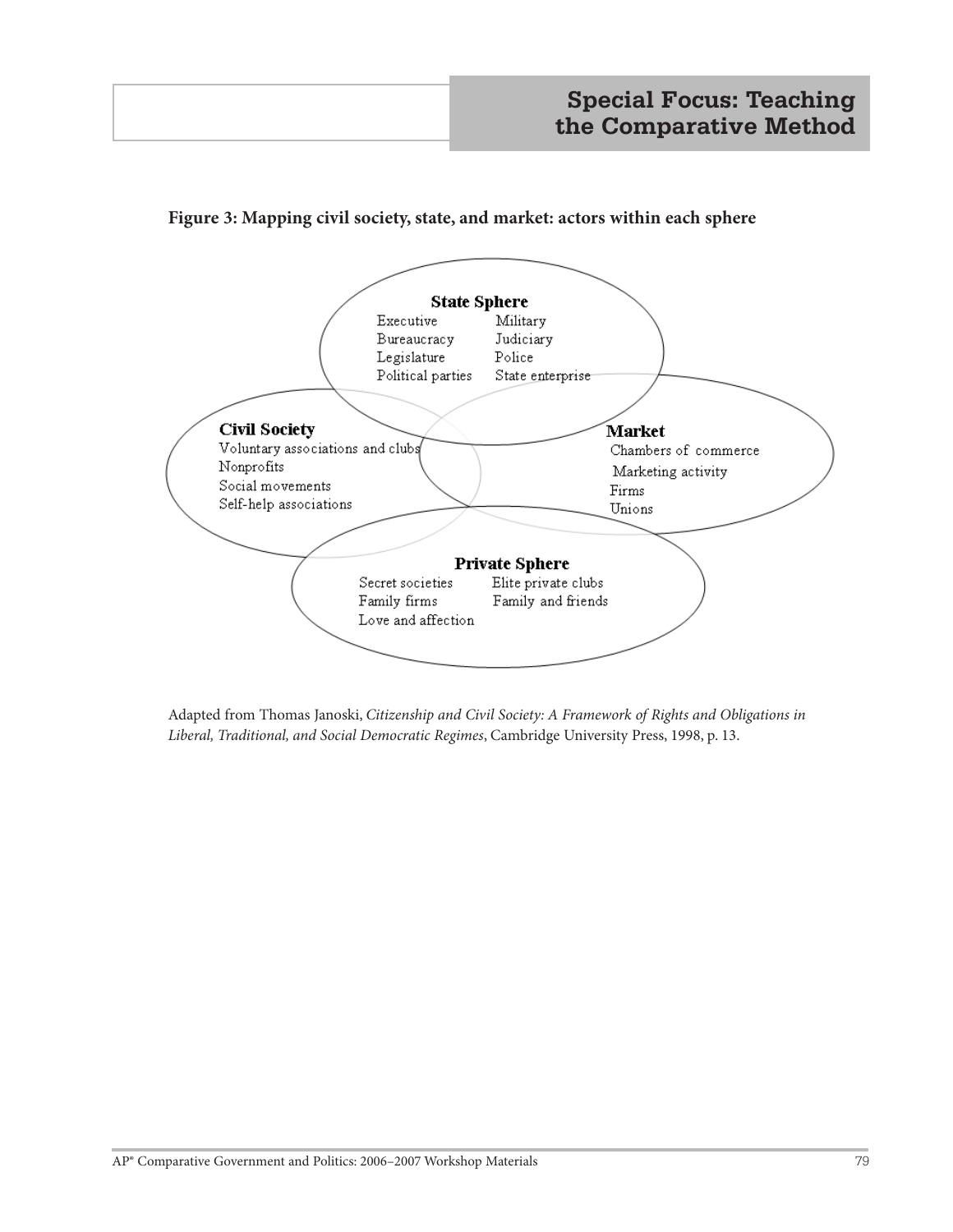**Figure 3: Mapping civil society, state, and market: actors within each sphere**

**State Sphere**
- Executive
- Military
- Bureaucracy
- Judiciary
- Legislature
- Police
- Political parties
- State enterprise

**Civil Society**
- Voluntary associations and clubs
- Nonprofits
- Social movements
- Self-help associations

**Market**
- Chambers of commerce
- Marketing activity
- Firms
- Unions

**Private Sphere**
- Secret societies
- Elite private clubs
- Family firms
- Family and friends
- Love and affection

Adapted from Thomas Janoski, *Citizenship and Civil Society: A Framework of Rights and Obligations in Liberal, Traditional, and Social Democratic Regimes*, Cambridge University Press, 1998, p. 13.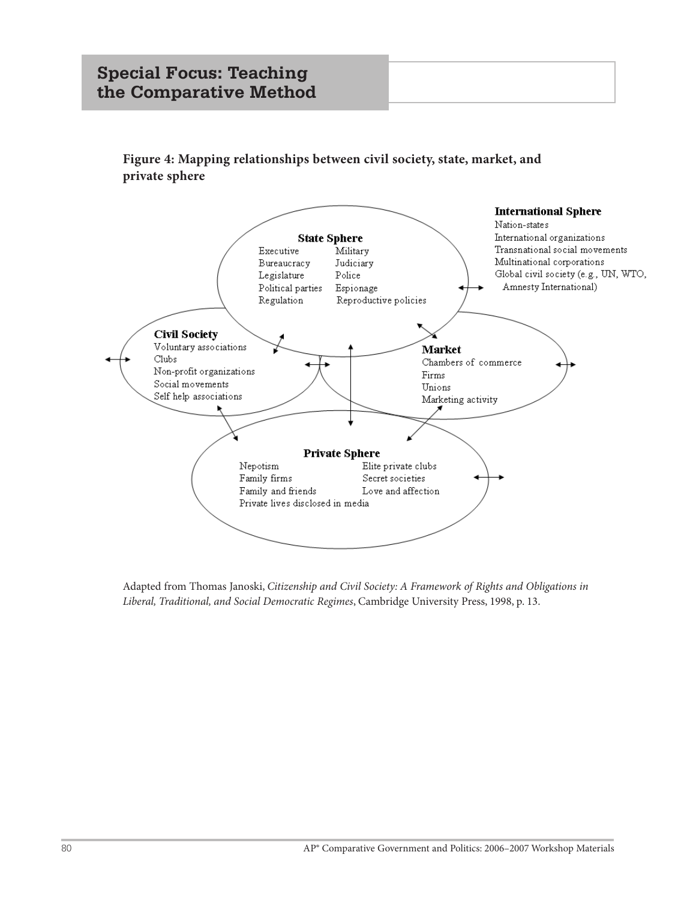## Special Focus: Teaching the Comparative Method

**Figure 4: Mapping relationships between civil society, state, market, and private sphere**

**State Sphere**
- Executive
- Bureaucracy
- Legislature
- Political parties
- Regulation
- Military
- Judiciary
- Police
- Espionage
- Reproductive policies

**International Sphere**
- Nation-states
- International organizations
- Transnational social movements
- Multinational corporations
- Global civil society (e.g., UN, WTO, Amnesty International)

**Civil Society**
- Voluntary associations
- Clubs
- Non-profit organizations
- Social movements
- Self help associations

**Market**
- Chambers of commerce
- Firms
- Unions
- Marketing activity

**Private Sphere**
- Nepotism
- Family firms
- Family and friends
- Private lives disclosed in media
- Elite private clubs
- Secret societies
- Love and affection

Adapted from Thomas Janoski, *Citizenship and Civil Society: A Framework of Rights and Obligations in Liberal, Traditional, and Social Democratic Regimes*, Cambridge University Press, 1998, p. 13.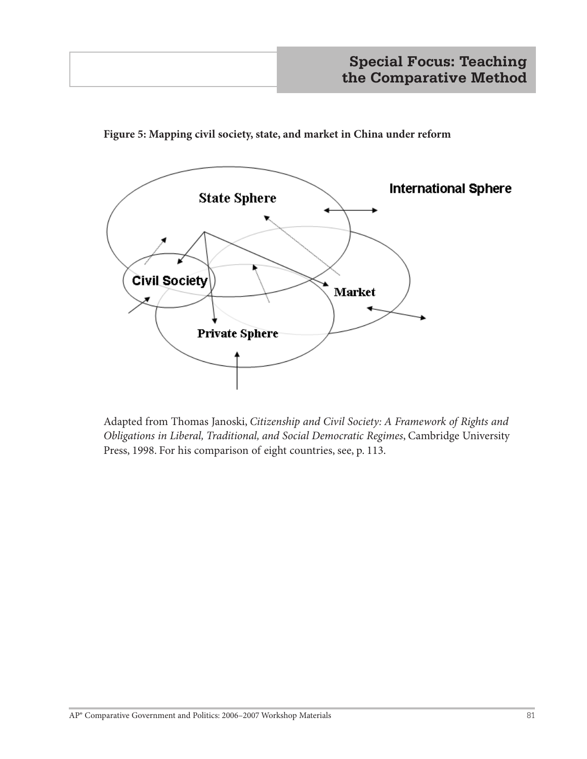**Figure 5: Mapping civil society, state, and market in China under reform**

State Sphere

International Sphere

Civil Society

Market

Private Sphere

Adapted from Thomas Janoski, *Citizenship and Civil Society: A Framework of Rights and Obligations in Liberal, Traditional, and Social Democratic Regimes*, Cambridge University Press, 1998. For his comparison of eight countries, see, p. 113.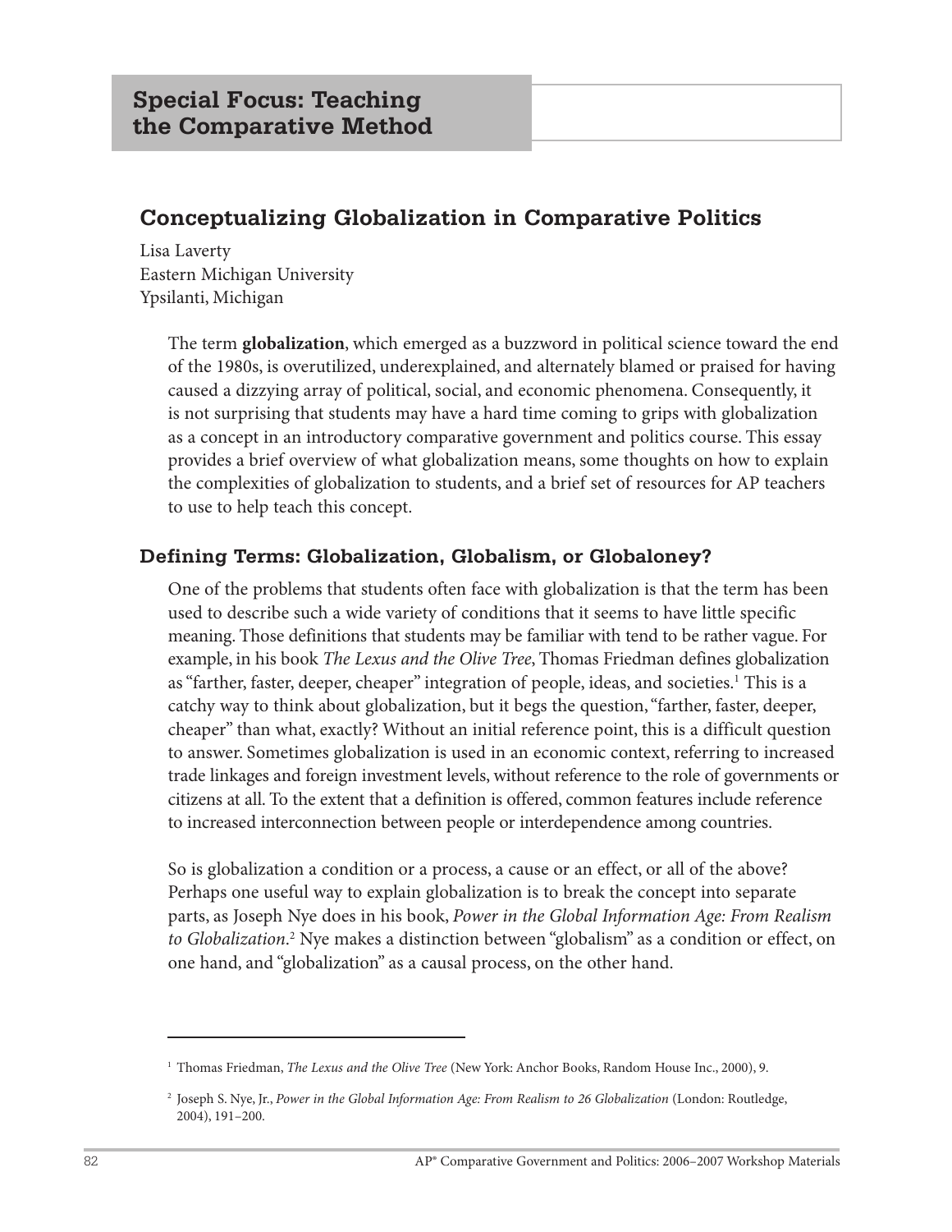## Special Focus: Teaching the Comparative Method

# Conceptualizing Globalization in Comparative Politics

Lisa Laverty
Eastern Michigan University
Ypsilanti, Michigan

The term **globalization**, which emerged as a buzzword in political science toward the end of the 1980s, is overutilized, underexplained, and alternately blamed or praised for having caused a dizzying array of political, social, and economic phenomena. Consequently, it is not surprising that students may have a hard time coming to grips with globalization as a concept in an introductory comparative government and politics course. This essay provides a brief overview of what globalization means, some thoughts on how to explain the complexities of globalization to students, and a brief set of resources for AP teachers to use to help teach this concept.

### Defining Terms: Globalization, Globalism, or Globaloney?

One of the problems that students often face with globalization is that the term has been used to describe such a wide variety of conditions that it seems to have little specific meaning. Those definitions that students may be familiar with tend to be rather vague. For example, in his book *The Lexus and the Olive Tree*, Thomas Friedman defines globalization as "farther, faster, deeper, cheaper" integration of people, ideas, and societies.[1] This is a catchy way to think about globalization, but it begs the question, "farther, faster, deeper, cheaper" than what, exactly? Without an initial reference point, this is a difficult question to answer. Sometimes globalization is used in an economic context, referring to increased trade linkages and foreign investment levels, without reference to the role of governments or citizens at all. To the extent that a definition is offered, common features include reference to increased interconnection between people or interdependence among countries.

So is globalization a condition or a process, a cause or an effect, or all of the above? Perhaps one useful way to explain globalization is to break the concept into separate parts, as Joseph Nye does in his book, *Power in the Global Information Age: From Realism to Globalization*.[2] Nye makes a distinction between "globalism" as a condition or effect, on one hand, and "globalization" as a causal process, on the other hand.

---

[1] Thomas Friedman, *The Lexus and the Olive Tree* (New York: Anchor Books, Random House Inc., 2000), 9.

[2] Joseph S. Nye, Jr., *Power in the Global Information Age: From Realism to 26 Globalization* (London: Routledge, 2004), 191–200.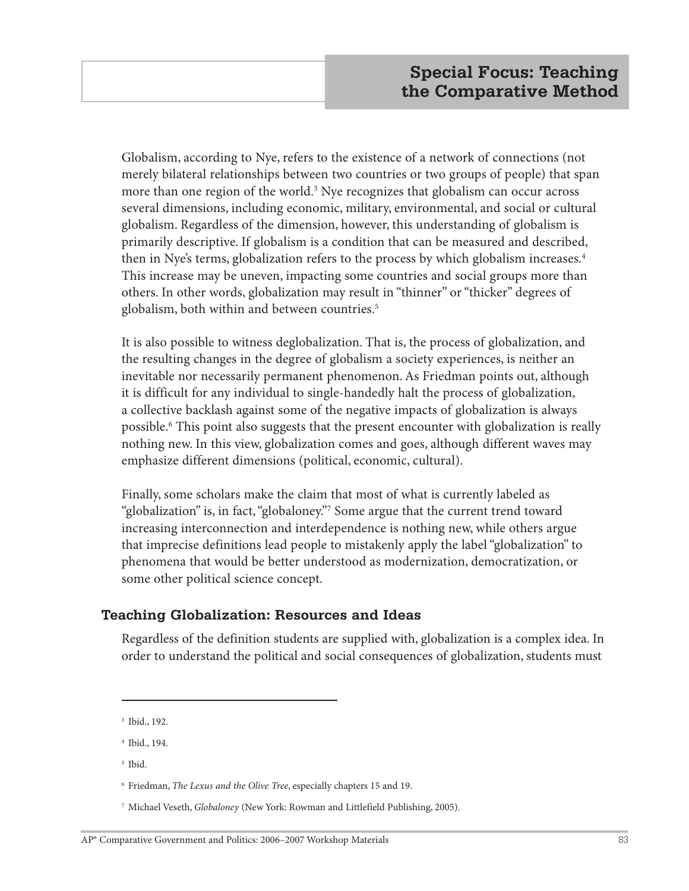Globalism, according to Nye, refers to the existence of a network of connections (not merely bilateral relationships between two countries or two groups of people) that span more than one region of the world.[3] Nye recognizes that globalism can occur across several dimensions, including economic, military, environmental, and social or cultural globalism. Regardless of the dimension, however, this understanding of globalism is primarily descriptive. If globalism is a condition that can be measured and described, then in Nye's terms, globalization refers to the process by which globalism increases.[4] This increase may be uneven, impacting some countries and social groups more than others. In other words, globalization may result in "thinner" or "thicker" degrees of globalism, both within and between countries.[5]

It is also possible to witness deglobalization. That is, the process of globalization, and the resulting changes in the degree of globalism a society experiences, is neither an inevitable nor necessarily permanent phenomenon. As Friedman points out, although it is difficult for any individual to single-handedly halt the process of globalization, a collective backlash against some of the negative impacts of globalization is always possible.[6] This point also suggests that the present encounter with globalization is really nothing new. In this view, globalization comes and goes, although different waves may emphasize different dimensions (political, economic, cultural).

Finally, some scholars make the claim that most of what is currently labeled as "globalization" is, in fact, "globaloney."[7] Some argue that the current trend toward increasing interconnection and interdependence is nothing new, while others argue that imprecise definitions lead people to mistakenly apply the label "globalization" to phenomena that would be better understood as modernization, democratization, or some other political science concept.

## Teaching Globalization: Resources and Ideas

Regardless of the definition students are supplied with, globalization is a complex idea. In order to understand the political and social consequences of globalization, students must

---

[3] Ibid., 192.

[4] Ibid., 194.

[5] Ibid.

[6] Friedman, *The Lexus and the Olive Tree*, especially chapters 15 and 19.

[7] Michael Veseth, *Globaloney* (New York: Rowman and Littlefield Publishing, 2005).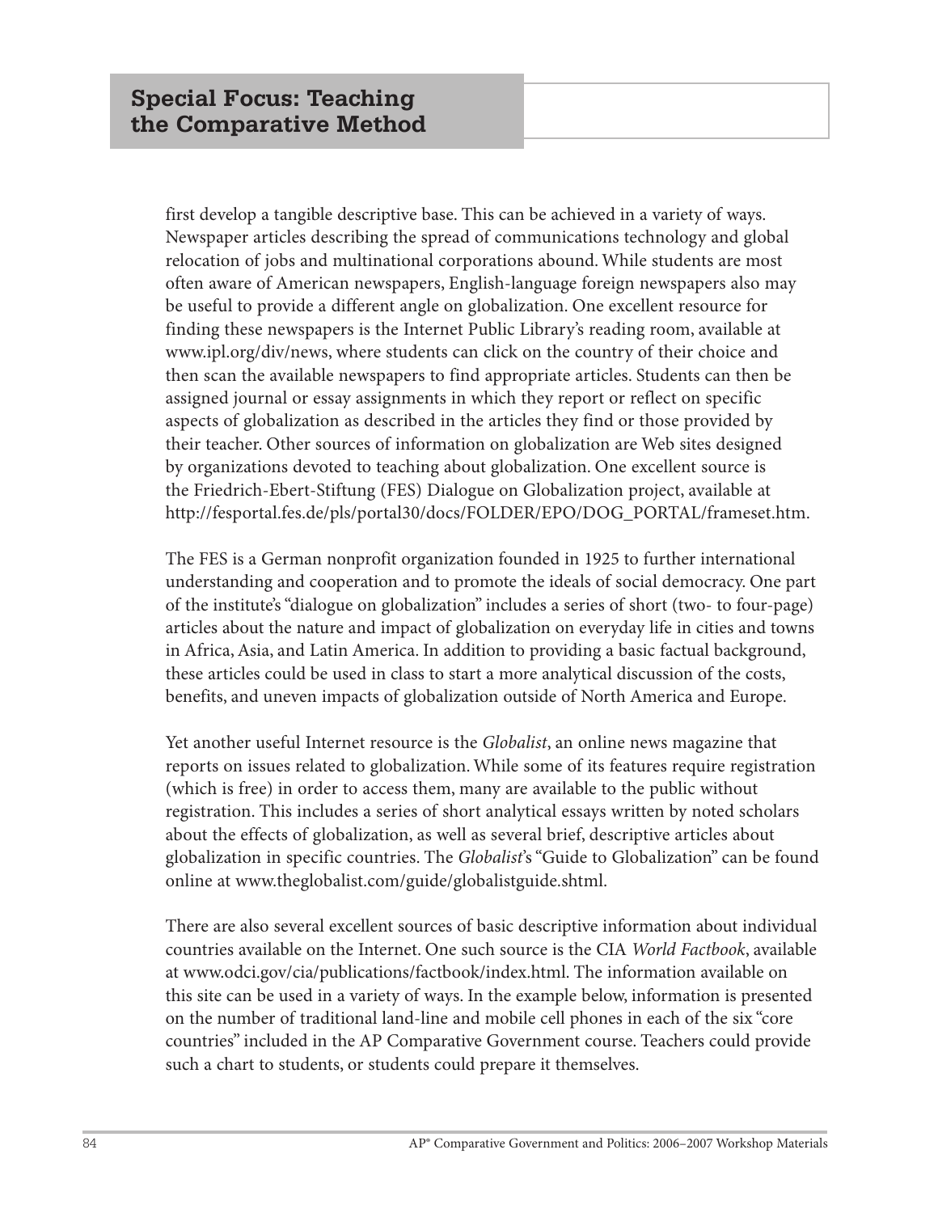first develop a tangible descriptive base. This can be achieved in a variety of ways. Newspaper articles describing the spread of communications technology and global relocation of jobs and multinational corporations abound. While students are most often aware of American newspapers, English-language foreign newspapers also may be useful to provide a different angle on globalization. One excellent resource for finding these newspapers is the Internet Public Library's reading room, available at www.ipl.org/div/news, where students can click on the country of their choice and then scan the available newspapers to find appropriate articles. Students can then be assigned journal or essay assignments in which they report or reflect on specific aspects of globalization as described in the articles they find or those provided by their teacher. Other sources of information on globalization are Web sites designed by organizations devoted to teaching about globalization. One excellent source is the Friedrich-Ebert-Stiftung (FES) Dialogue on Globalization project, available at http://fesportal.fes.de/pls/portal30/docs/FOLDER/EPO/DOG_PORTAL/frameset.htm.

The FES is a German nonprofit organization founded in 1925 to further international understanding and cooperation and to promote the ideals of social democracy. One part of the institute's "dialogue on globalization" includes a series of short (two- to four-page) articles about the nature and impact of globalization on everyday life in cities and towns in Africa, Asia, and Latin America. In addition to providing a basic factual background, these articles could be used in class to start a more analytical discussion of the costs, benefits, and uneven impacts of globalization outside of North America and Europe.

Yet another useful Internet resource is the *Globalist*, an online news magazine that reports on issues related to globalization. While some of its features require registration (which is free) in order to access them, many are available to the public without registration. This includes a series of short analytical essays written by noted scholars about the effects of globalization, as well as several brief, descriptive articles about globalization in specific countries. The *Globalist*'s "Guide to Globalization" can be found online at www.theglobalist.com/guide/globalistguide.shtml.

There are also several excellent sources of basic descriptive information about individual countries available on the Internet. One such source is the CIA *World Factbook*, available at www.odci.gov/cia/publications/factbook/index.html. The information available on this site can be used in a variety of ways. In the example below, information is presented on the number of traditional land-line and mobile cell phones in each of the six "core countries" included in the AP Comparative Government course. Teachers could provide such a chart to students, or students could prepare it themselves.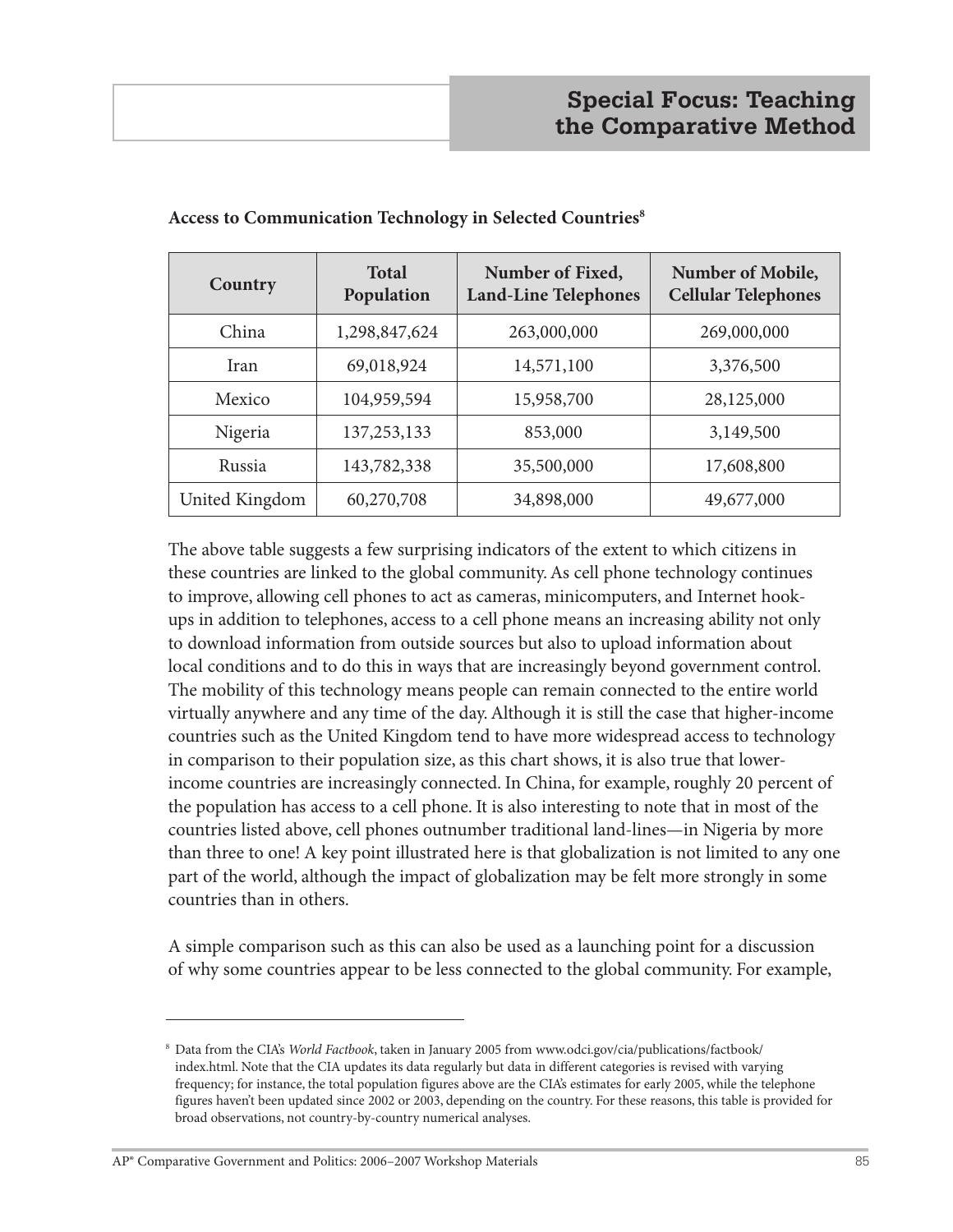**Access to Communication Technology in Selected Countries**[8]

| Country | Total Population | Number of Fixed, Land-Line Telephones | Number of Mobile, Cellular Telephones |
| --- | --- | --- | --- |
| China | 1,298,847,624 | 263,000,000 | 269,000,000 |
| Iran | 69,018,924 | 14,571,100 | 3,376,500 |
| Mexico | 104,959,594 | 15,958,700 | 28,125,000 |
| Nigeria | 137,253,133 | 853,000 | 3,149,500 |
| Russia | 143,782,338 | 35,500,000 | 17,608,800 |
| United Kingdom | 60,270,708 | 34,898,000 | 49,677,000 |

The above table suggests a few surprising indicators of the extent to which citizens in these countries are linked to the global community. As cell phone technology continues to improve, allowing cell phones to act as cameras, minicomputers, and Internet hook-ups in addition to telephones, access to a cell phone means an increasing ability not only to download information from outside sources but also to upload information about local conditions and to do this in ways that are increasingly beyond government control. The mobility of this technology means people can remain connected to the entire world virtually anywhere and any time of the day. Although it is still the case that higher-income countries such as the United Kingdom tend to have more widespread access to technology in comparison to their population size, as this chart shows, it is also true that lower-income countries are increasingly connected. In China, for example, roughly 20 percent of the population has access to a cell phone. It is also interesting to note that in most of the countries listed above, cell phones outnumber traditional land-lines—in Nigeria by more than three to one! A key point illustrated here is that globalization is not limited to any one part of the world, although the impact of globalization may be felt more strongly in some countries than in others.

A simple comparison such as this can also be used as a launching point for a discussion of why some countries appear to be less connected to the global community. For example,

---

[8] Data from the CIA's *World Factbook*, taken in January 2005 from www.odci.gov/cia/publications/factbook/index.html. Note that the CIA updates its data regularly but data in different categories is revised with varying frequency; for instance, the total population figures above are the CIA's estimates for early 2005, while the telephone figures haven't been updated since 2002 or 2003, depending on the country. For these reasons, this table is provided for broad observations, not country-by-country numerical analyses.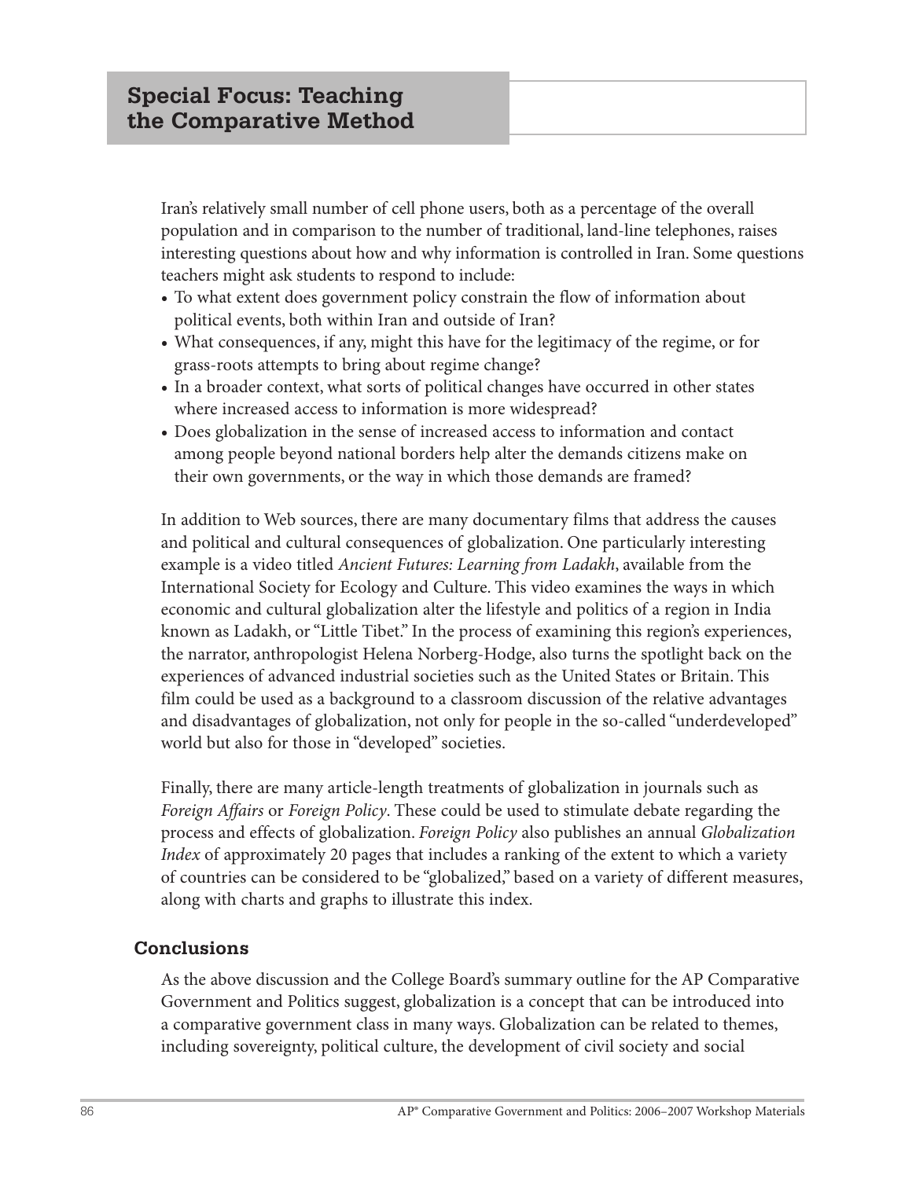Iran's relatively small number of cell phone users, both as a percentage of the overall population and in comparison to the number of traditional, land-line telephones, raises interesting questions about how and why information is controlled in Iran. Some questions teachers might ask students to respond to include:

- To what extent does government policy constrain the flow of information about political events, both within Iran and outside of Iran?
- What consequences, if any, might this have for the legitimacy of the regime, or for grass-roots attempts to bring about regime change?
- In a broader context, what sorts of political changes have occurred in other states where increased access to information is more widespread?
- Does globalization in the sense of increased access to information and contact among people beyond national borders help alter the demands citizens make on their own governments, or the way in which those demands are framed?

In addition to Web sources, there are many documentary films that address the causes and political and cultural consequences of globalization. One particularly interesting example is a video titled *Ancient Futures: Learning from Ladakh*, available from the International Society for Ecology and Culture. This video examines the ways in which economic and cultural globalization alter the lifestyle and politics of a region in India known as Ladakh, or "Little Tibet." In the process of examining this region's experiences, the narrator, anthropologist Helena Norberg-Hodge, also turns the spotlight back on the experiences of advanced industrial societies such as the United States or Britain. This film could be used as a background to a classroom discussion of the relative advantages and disadvantages of globalization, not only for people in the so-called "underdeveloped" world but also for those in "developed" societies.

Finally, there are many article-length treatments of globalization in journals such as *Foreign Affairs* or *Foreign Policy*. These could be used to stimulate debate regarding the process and effects of globalization. *Foreign Policy* also publishes an annual *Globalization Index* of approximately 20 pages that includes a ranking of the extent to which a variety of countries can be considered to be "globalized," based on a variety of different measures, along with charts and graphs to illustrate this index.

## Conclusions

As the above discussion and the College Board's summary outline for the AP Comparative Government and Politics suggest, globalization is a concept that can be introduced into a comparative government class in many ways. Globalization can be related to themes, including sovereignty, political culture, the development of civil society and social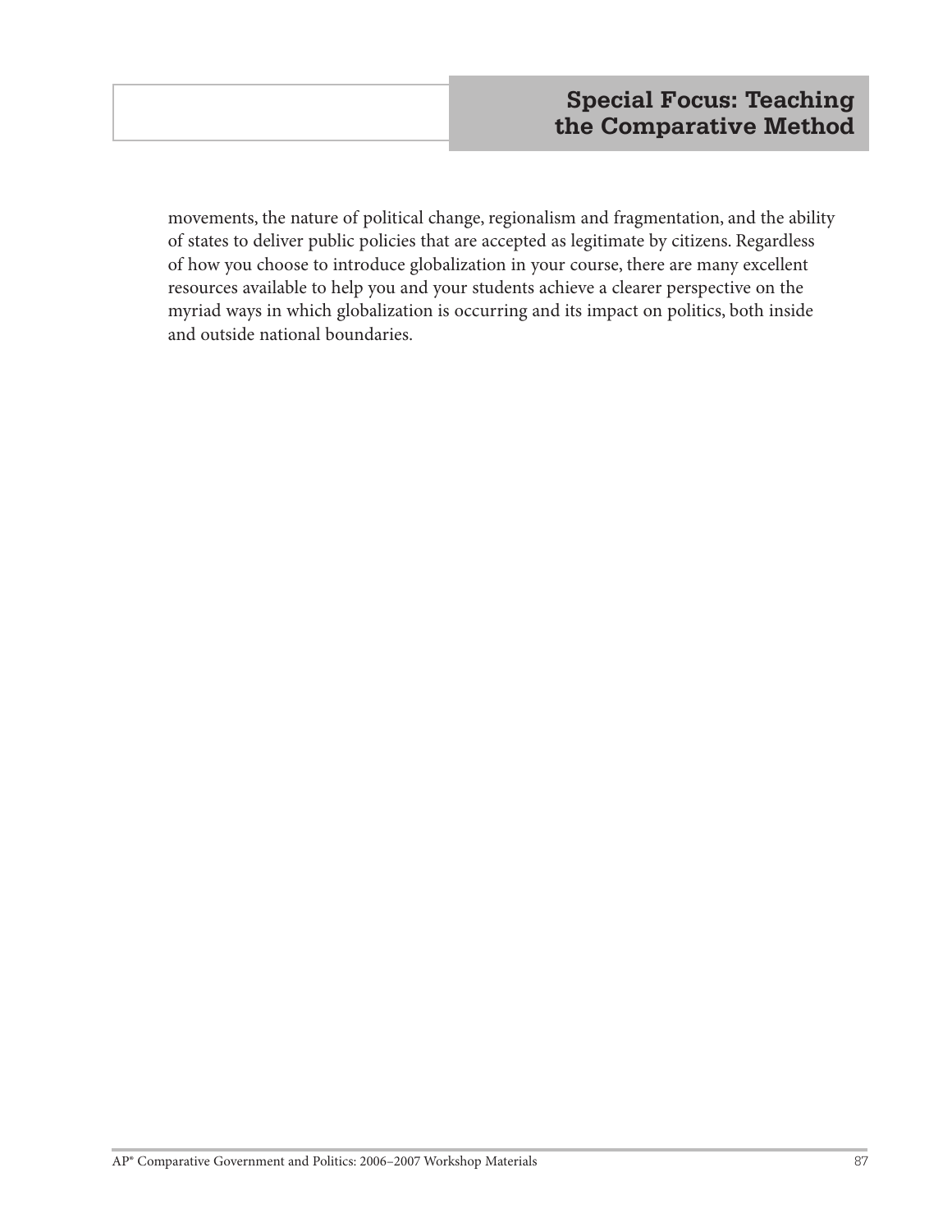movements, the nature of political change, regionalism and fragmentation, and the ability of states to deliver public policies that are accepted as legitimate by citizens. Regardless of how you choose to introduce globalization in your course, there are many excellent resources available to help you and your students achieve a clearer perspective on the myriad ways in which globalization is occurring and its impact on politics, both inside and outside national boundaries.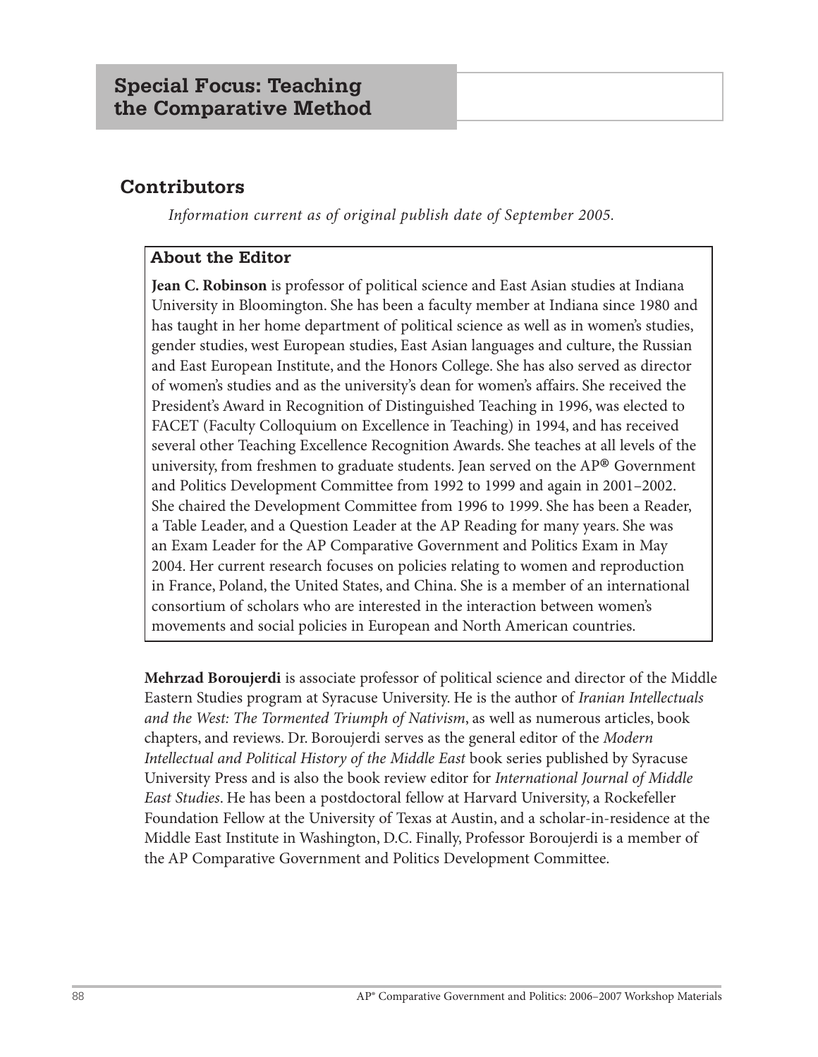## Special Focus: Teaching the Comparative Method

## Contributors

*Information current as of original publish date of September 2005.*

### About the Editor

**Jean C. Robinson** is professor of political science and East Asian studies at Indiana University in Bloomington. She has been a faculty member at Indiana since 1980 and has taught in her home department of political science as well as in women's studies, gender studies, west European studies, East Asian languages and culture, the Russian and East European Institute, and the Honors College. She has also served as director of women's studies and as the university's dean for women's affairs. She received the President's Award in Recognition of Distinguished Teaching in 1996, was elected to FACET (Faculty Colloquium on Excellence in Teaching) in 1994, and has received several other Teaching Excellence Recognition Awards. She teaches at all levels of the university, from freshmen to graduate students. Jean served on the AP® Government and Politics Development Committee from 1992 to 1999 and again in 2001–2002. She chaired the Development Committee from 1996 to 1999. She has been a Reader, a Table Leader, and a Question Leader at the AP Reading for many years. She was an Exam Leader for the AP Comparative Government and Politics Exam in May 2004. Her current research focuses on policies relating to women and reproduction in France, Poland, the United States, and China. She is a member of an international consortium of scholars who are interested in the interaction between women's movements and social policies in European and North American countries.

**Mehrzad Boroujerdi** is associate professor of political science and director of the Middle Eastern Studies program at Syracuse University. He is the author of *Iranian Intellectuals and the West: The Tormented Triumph of Nativism*, as well as numerous articles, book chapters, and reviews. Dr. Boroujerdi serves as the general editor of the *Modern Intellectual and Political History of the Middle East* book series published by Syracuse University Press and is also the book review editor for *International Journal of Middle East Studies*. He has been a postdoctoral fellow at Harvard University, a Rockefeller Foundation Fellow at the University of Texas at Austin, and a scholar-in-residence at the Middle East Institute in Washington, D.C. Finally, Professor Boroujerdi is a member of the AP Comparative Government and Politics Development Committee.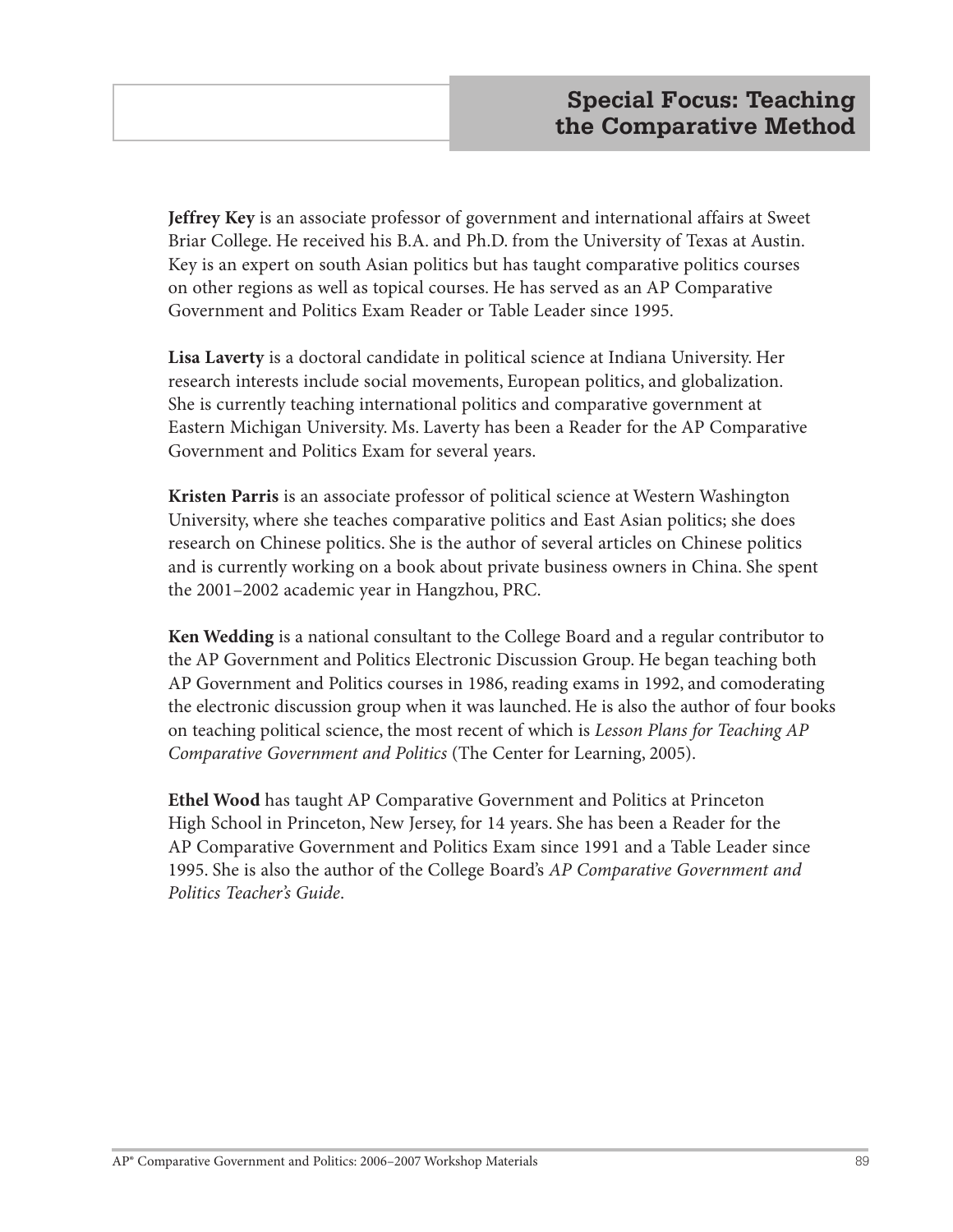## Special Focus: Teaching the Comparative Method

**Jeffrey Key** is an associate professor of government and international affairs at Sweet Briar College. He received his B.A. and Ph.D. from the University of Texas at Austin. Key is an expert on south Asian politics but has taught comparative politics courses on other regions as well as topical courses. He has served as an AP Comparative Government and Politics Exam Reader or Table Leader since 1995.

**Lisa Laverty** is a doctoral candidate in political science at Indiana University. Her research interests include social movements, European politics, and globalization. She is currently teaching international politics and comparative government at Eastern Michigan University. Ms. Laverty has been a Reader for the AP Comparative Government and Politics Exam for several years.

**Kristen Parris** is an associate professor of political science at Western Washington University, where she teaches comparative politics and East Asian politics; she does research on Chinese politics. She is the author of several articles on Chinese politics and is currently working on a book about private business owners in China. She spent the 2001–2002 academic year in Hangzhou, PRC.

**Ken Wedding** is a national consultant to the College Board and a regular contributor to the AP Government and Politics Electronic Discussion Group. He began teaching both AP Government and Politics courses in 1986, reading exams in 1992, and comoderating the electronic discussion group when it was launched. He is also the author of four books on teaching political science, the most recent of which is *Lesson Plans for Teaching AP Comparative Government and Politics* (The Center for Learning, 2005).

**Ethel Wood** has taught AP Comparative Government and Politics at Princeton High School in Princeton, New Jersey, for 14 years. She has been a Reader for the AP Comparative Government and Politics Exam since 1991 and a Table Leader since 1995. She is also the author of the College Board's *AP Comparative Government and Politics Teacher's Guide*.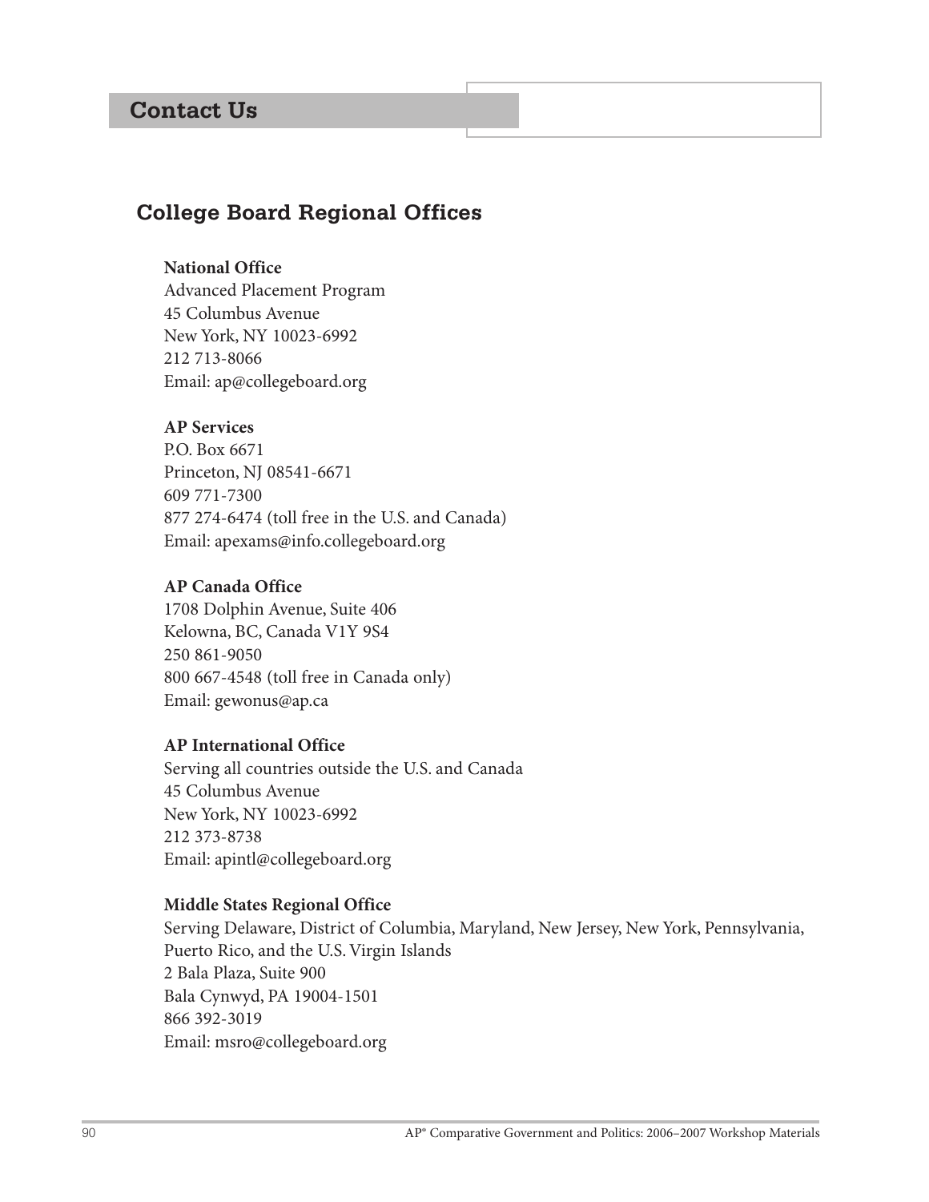# Contact Us

## College Board Regional Offices

**National Office**
Advanced Placement Program
45 Columbus Avenue
New York, NY 10023-6992
212 713-8066
Email: ap@collegeboard.org

**AP Services**
P.O. Box 6671
Princeton, NJ 08541-6671
609 771-7300
877 274-6474 (toll free in the U.S. and Canada)
Email: apexams@info.collegeboard.org

**AP Canada Office**
1708 Dolphin Avenue, Suite 406
Kelowna, BC, Canada V1Y 9S4
250 861-9050
800 667-4548 (toll free in Canada only)
Email: gewonus@ap.ca

**AP International Office**
Serving all countries outside the U.S. and Canada
45 Columbus Avenue
New York, NY 10023-6992
212 373-8738
Email: apintl@collegeboard.org

**Middle States Regional Office**
Serving Delaware, District of Columbia, Maryland, New Jersey, New York, Pennsylvania, Puerto Rico, and the U.S. Virgin Islands
2 Bala Plaza, Suite 900
Bala Cynwyd, PA 19004-1501
866 392-3019
Email: msro@collegeboard.org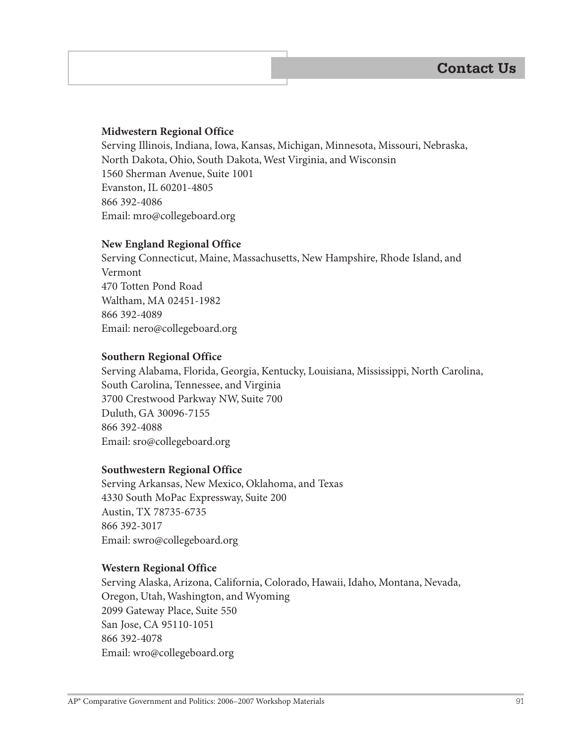# Contact Us

**Midwestern Regional Office**
Serving Illinois, Indiana, Iowa, Kansas, Michigan, Minnesota, Missouri, Nebraska, North Dakota, Ohio, South Dakota, West Virginia, and Wisconsin
1560 Sherman Avenue, Suite 1001
Evanston, IL 60201-4805
866 392-4086
Email: mro@collegeboard.org

**New England Regional Office**
Serving Connecticut, Maine, Massachusetts, New Hampshire, Rhode Island, and Vermont
470 Totten Pond Road
Waltham, MA 02451-1982
866 392-4089
Email: nero@collegeboard.org

**Southern Regional Office**
Serving Alabama, Florida, Georgia, Kentucky, Louisiana, Mississippi, North Carolina, South Carolina, Tennessee, and Virginia
3700 Crestwood Parkway NW, Suite 700
Duluth, GA 30096-7155
866 392-4088
Email: sro@collegeboard.org

**Southwestern Regional Office**
Serving Arkansas, New Mexico, Oklahoma, and Texas
4330 South MoPac Expressway, Suite 200
Austin, TX 78735-6735
866 392-3017
Email: swro@collegeboard.org

**Western Regional Office**
Serving Alaska, Arizona, California, Colorado, Hawaii, Idaho, Montana, Nevada, Oregon, Utah, Washington, and Wyoming
2099 Gateway Place, Suite 550
San Jose, CA 95110-1051
866 392-4078
Email: wro@collegeboard.org